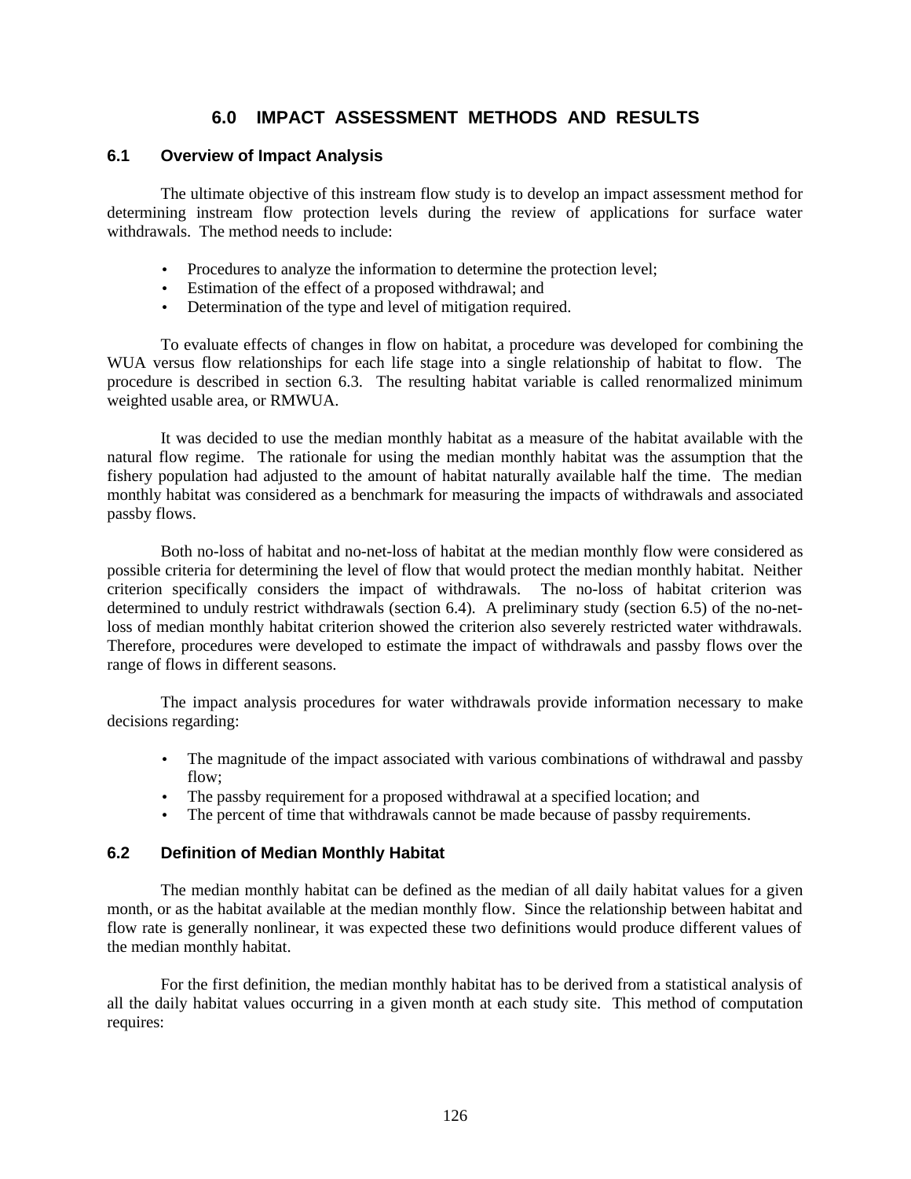# 6.0 IMPACT ASSESSMENT METHODS AND RESULTS

## 6.1 Overview of Impact Analysis

The ultimate objective of this instream flow study is to develop an impact assessment method for determining instream flow protection levels during the review of applications for surface water withdrawals. The method needs to include:

- Procedures to analyze the information to determine the protection level;
- Estimation of the effect of a proposed withdrawal; and
- Determination of the type and level of mitigation required.

To evaluate effects of changes in flow on habitat, a procedure was developed for combining the WUA versus flow relationships for each life stage into a single relationship of habitat to flow. The procedure is described in section 6.3. The resulting habitat variable is called renormalized minimum weighted usable area, or RMWUA.

It was decided to use the median monthly habitat as a measure of the habitat available with the natural flow regime. The rationale for using the median monthly habitat was the assumption that the fishery population had adjusted to the amount of habitat naturally available half the time. The median monthly habitat was considered as a benchmark for measuring the impacts of withdrawals and associated passby flows.

Both no-loss of habitat and no-net-loss of habitat at the median monthly flow were considered as possible criteria for determining the level of flow that would protect the median monthly habitat. Neither criterion specifically considers the impact of withdrawals. The no-loss of habitat criterion was determined to unduly restrict withdrawals (section 6.4). A preliminary study (section 6.5) of the no-net-loss of median monthly habitat criterion showed the criterion also severely restricted water withdrawals. Therefore, procedures were developed to estimate the impact of withdrawals and passby flows over the range of flows in different seasons.

The impact analysis procedures for water withdrawals provide information necessary to make decisions regarding:

- The magnitude of the impact associated with various combinations of withdrawal and passby flow;
- The passby requirement for a proposed withdrawal at a specified location; and
- The percent of time that withdrawals cannot be made because of passby requirements.

## 6.2 Definition of Median Monthly Habitat

The median monthly habitat can be defined as the median of all daily habitat values for a given month, or as the habitat available at the median monthly flow. Since the relationship between habitat and flow rate is generally nonlinear, it was expected these two definitions would produce different values of the median monthly habitat.

For the first definition, the median monthly habitat has to be derived from a statistical analysis of all the daily habitat values occurring in a given month at each study site. This method of computation requires: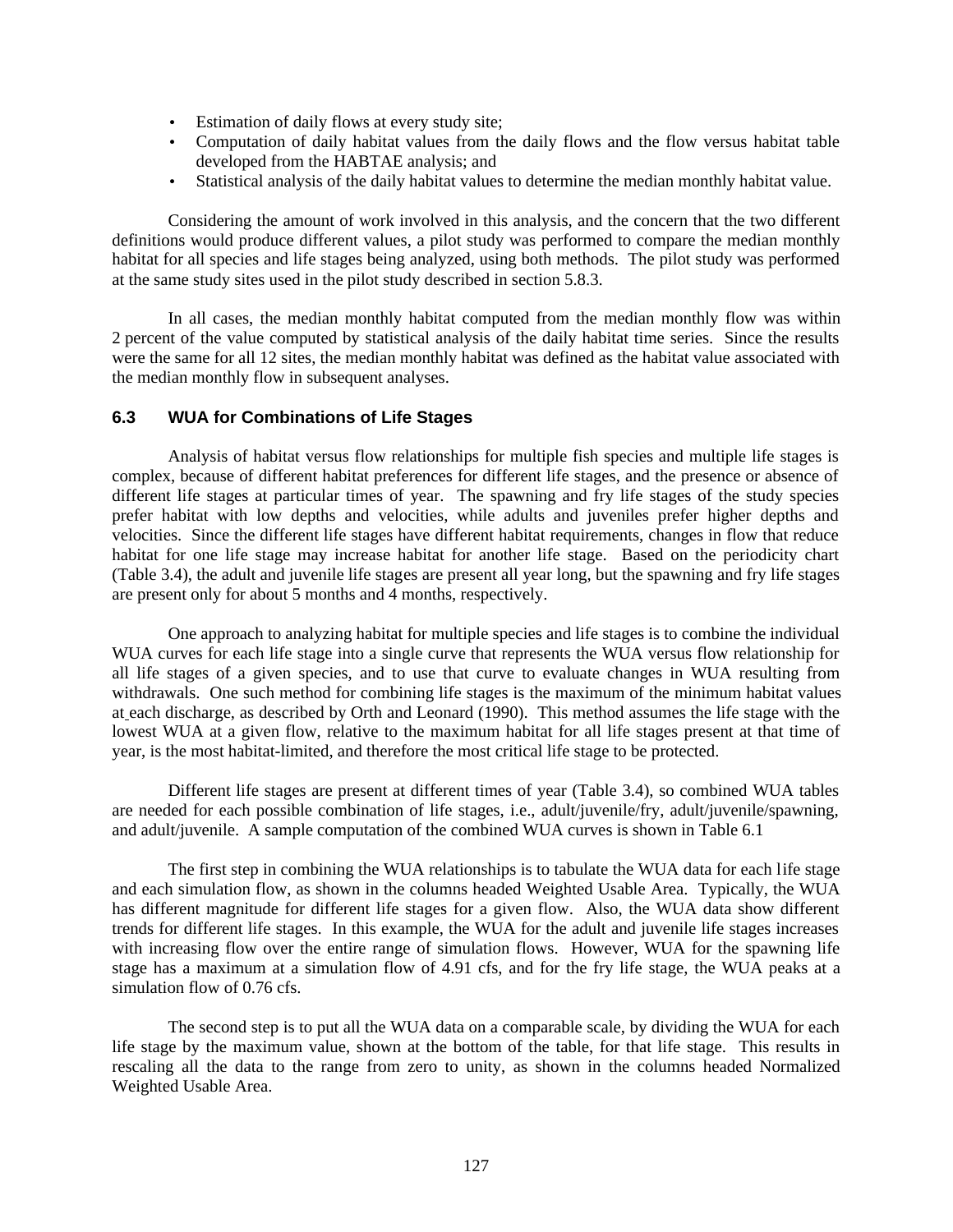- Estimation of daily flows at every study site;
- Computation of daily habitat values from the daily flows and the flow versus habitat table developed from the HABTAE analysis; and
- Statistical analysis of the daily habitat values to determine the median monthly habitat value.

Considering the amount of work involved in this analysis, and the concern that the two different definitions would produce different values, a pilot study was performed to compare the median monthly habitat for all species and life stages being analyzed, using both methods. The pilot study was performed at the same study sites used in the pilot study described in section 5.8.3.

In all cases, the median monthly habitat computed from the median monthly flow was within 2 percent of the value computed by statistical analysis of the daily habitat time series. Since the results were the same for all 12 sites, the median monthly habitat was defined as the habitat value associated with the median monthly flow in subsequent analyses.

### 6.3 WUA for Combinations of Life Stages

Analysis of habitat versus flow relationships for multiple fish species and multiple life stages is complex, because of different habitat preferences for different life stages, and the presence or absence of different life stages at particular times of year. The spawning and fry life stages of the study species prefer habitat with low depths and velocities, while adults and juveniles prefer higher depths and velocities. Since the different life stages have different habitat requirements, changes in flow that reduce habitat for one life stage may increase habitat for another life stage. Based on the periodicity chart (Table 3.4), the adult and juvenile life stages are present all year long, but the spawning and fry life stages are present only for about 5 months and 4 months, respectively.

One approach to analyzing habitat for multiple species and life stages is to combine the individual WUA curves for each life stage into a single curve that represents the WUA versus flow relationship for all life stages of a given species, and to use that curve to evaluate changes in WUA resulting from withdrawals. One such method for combining life stages is the maximum of the minimum habitat values at each discharge, as described by Orth and Leonard (1990). This method assumes the life stage with the lowest WUA at a given flow, relative to the maximum habitat for all life stages present at that time of year, is the most habitat-limited, and therefore the most critical life stage to be protected.

Different life stages are present at different times of year (Table 3.4), so combined WUA tables are needed for each possible combination of life stages, i.e., adult/juvenile/fry, adult/juvenile/spawning, and adult/juvenile. A sample computation of the combined WUA curves is shown in Table 6.1

The first step in combining the WUA relationships is to tabulate the WUA data for each life stage and each simulation flow, as shown in the columns headed Weighted Usable Area. Typically, the WUA has different magnitude for different life stages for a given flow. Also, the WUA data show different trends for different life stages. In this example, the WUA for the adult and juvenile life stages increases with increasing flow over the entire range of simulation flows. However, WUA for the spawning life stage has a maximum at a simulation flow of 4.91 cfs, and for the fry life stage, the WUA peaks at a simulation flow of 0.76 cfs.

The second step is to put all the WUA data on a comparable scale, by dividing the WUA for each life stage by the maximum value, shown at the bottom of the table, for that life stage. This results in rescaling all the data to the range from zero to unity, as shown in the columns headed Normalized Weighted Usable Area.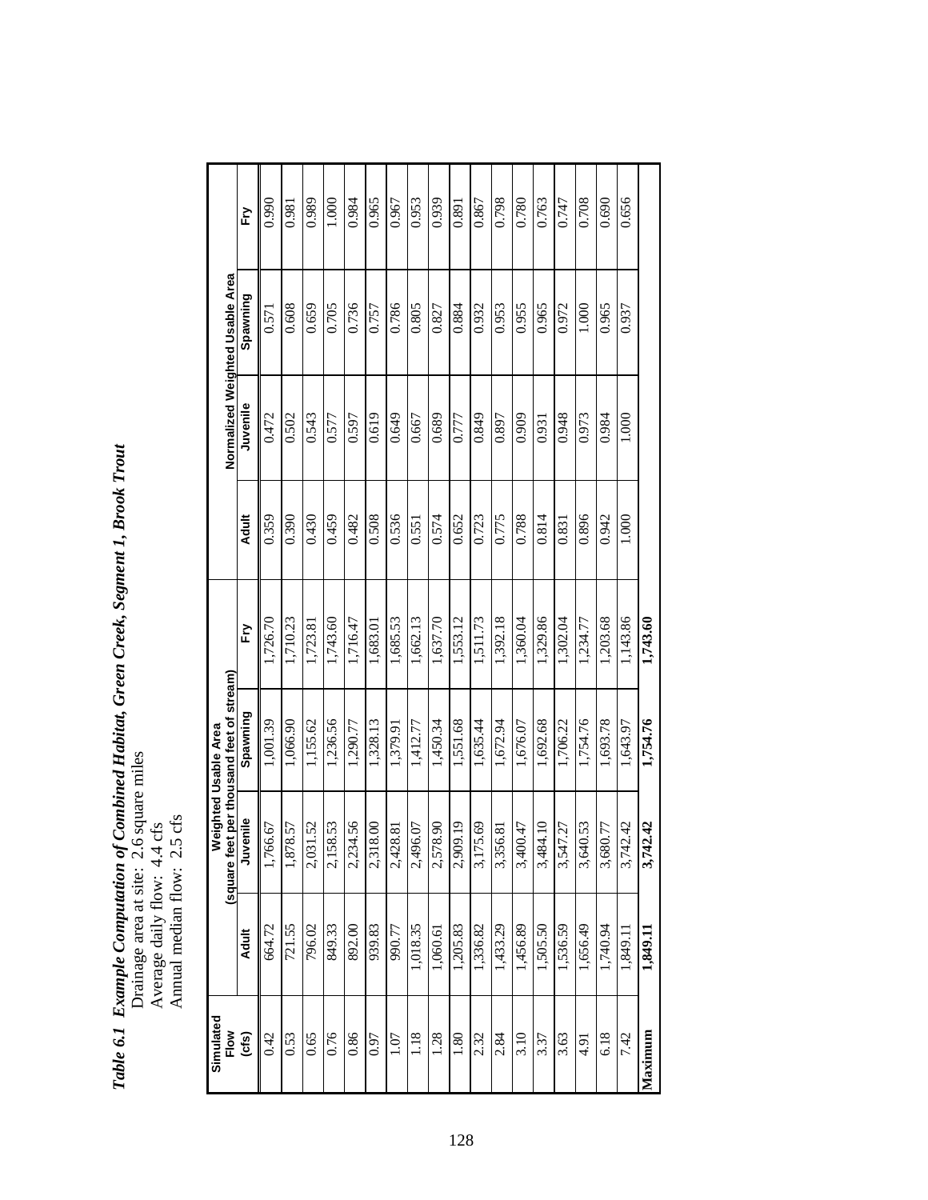***Table 6.1 Example Computation of Combined Habitat, Green Creek, Segment 1, Brook Trout***

Drainage area at site: 2.6 square miles
Average daily flow: 4.4 cfs
Annual median flow: 2.5 cfs

| Simulated Flow (cfs) | Weighted Usable Area (square feet per thousand feet of stream) | | | | Normalized Weighted Usable Area | | | |
|---|---|---|---|---|---|---|---|---|
| | Adult | Juvenile | Spawning | Fry | Adult | Juvenile | Spawning | Fry |
| 0.42 | 664.72 | 1,766.67 | 1,001.39 | 1,726.70 | 0.359 | 0.472 | 0.571 | 0.990 |
| 0.53 | 721.55 | 1,878.57 | 1,066.90 | 1,710.23 | 0.390 | 0.502 | 0.608 | 0.981 |
| 0.65 | 796.02 | 2,031.52 | 1,155.62 | 1,723.81 | 0.430 | 0.543 | 0.659 | 0.989 |
| 0.76 | 849.33 | 2,158.53 | 1,236.56 | 1,743.60 | 0.459 | 0.577 | 0.705 | 1.000 |
| 0.86 | 892.00 | 2,234.56 | 1,290.77 | 1,716.47 | 0.482 | 0.597 | 0.736 | 0.984 |
| 0.97 | 939.83 | 2,318.00 | 1,328.13 | 1,683.01 | 0.508 | 0.619 | 0.757 | 0.965 |
| 1.07 | 990.77 | 2,428.81 | 1,379.91 | 1,685.53 | 0.536 | 0.649 | 0.786 | 0.967 |
| 1.18 | 1,018.35 | 2,496.07 | 1,412.77 | 1,662.13 | 0.551 | 0.667 | 0.805 | 0.953 |
| 1.28 | 1,060.61 | 2,578.90 | 1,450.34 | 1,637.70 | 0.574 | 0.689 | 0.827 | 0.939 |
| 1.80 | 1,205.83 | 2,909.19 | 1,551.68 | 1,553.12 | 0.652 | 0.777 | 0.884 | 0.891 |
| 2.32 | 1,336.82 | 3,175.69 | 1,635.44 | 1,511.73 | 0.723 | 0.849 | 0.932 | 0.867 |
| 2.84 | 1,433.29 | 3,356.81 | 1,672.94 | 1,392.18 | 0.775 | 0.897 | 0.953 | 0.798 |
| 3.10 | 1,456.89 | 3,400.47 | 1,676.07 | 1,360.04 | 0.788 | 0.909 | 0.955 | 0.780 |
| 3.37 | 1,505.50 | 3,484.10 | 1,692.68 | 1,329.86 | 0.814 | 0.931 | 0.965 | 0.763 |
| 3.63 | 1,536.59 | 3,547.27 | 1,706.22 | 1,302.04 | 0.831 | 0.948 | 0.972 | 0.747 |
| 4.91 | 1,656.49 | 3,640.53 | 1,754.76 | 1,234.77 | 0.896 | 0.973 | 1.000 | 0.708 |
| 6.18 | 1,740.94 | 3,680.77 | 1,693.78 | 1,203.68 | 0.942 | 0.984 | 0.965 | 0.690 |
| 7.42 | 1,849.11 | 3,742.42 | 1,643.97 | 1,143.86 | 1.000 | 1.000 | 0.937 | 0.656 |
| **Maximum** | **1,849.11** | **3,742.42** | **1,754.76** | **1,743.60** | | | | |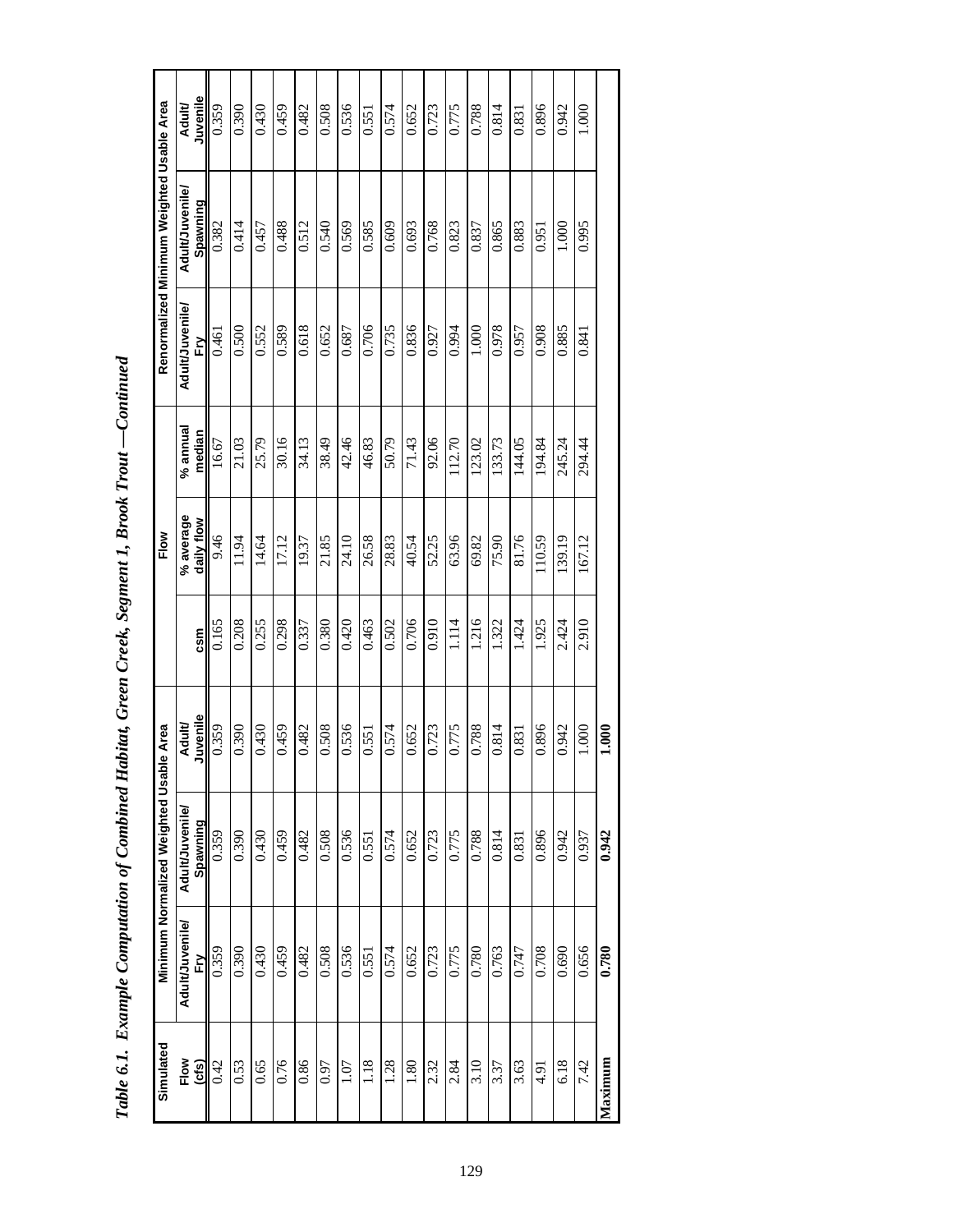*Table 6.1. Example Computation of Combined Habitat, Green Creek, Segment 1, Brook Trout —Continued*

| Simulated | Minimum Normalized Weighted Usable Area | | | Flow | | | Renormalized Minimum Weighted Usable Area | | |
|---|---|---|---|---|---|---|---|---|---|
| Flow (cfs) | Adult/Juvenile/ Fry | Adult/Juvenile/ Spawning | Adult/ Juvenile | csm | % average daily flow | % annual median | Adult/Juvenile/ Fry | Adult/Juvenile/ Spawning | Adult/ Juvenile |
| 0.42 | 0.359 | 0.359 | 0.359 | 0.165 | 9.46 | 16.67 | 0.461 | 0.382 | 0.359 |
| 0.53 | 0.390 | 0.390 | 0.390 | 0.208 | 11.94 | 21.03 | 0.500 | 0.414 | 0.390 |
| 0.65 | 0.430 | 0.430 | 0.430 | 0.255 | 14.64 | 25.79 | 0.552 | 0.457 | 0.430 |
| 0.76 | 0.459 | 0.459 | 0.459 | 0.298 | 17.12 | 30.16 | 0.589 | 0.488 | 0.459 |
| 0.86 | 0.482 | 0.482 | 0.482 | 0.337 | 19.37 | 34.13 | 0.618 | 0.512 | 0.482 |
| 0.97 | 0.508 | 0.508 | 0.508 | 0.380 | 21.85 | 38.49 | 0.652 | 0.540 | 0.508 |
| 1.07 | 0.536 | 0.536 | 0.536 | 0.420 | 24.10 | 42.46 | 0.687 | 0.569 | 0.536 |
| 1.18 | 0.551 | 0.551 | 0.551 | 0.463 | 26.58 | 46.83 | 0.706 | 0.585 | 0.551 |
| 1.28 | 0.574 | 0.574 | 0.574 | 0.502 | 28.83 | 50.79 | 0.735 | 0.609 | 0.574 |
| 1.80 | 0.652 | 0.652 | 0.652 | 0.706 | 40.54 | 71.43 | 0.836 | 0.693 | 0.652 |
| 2.32 | 0.723 | 0.723 | 0.723 | 0.910 | 52.25 | 92.06 | 0.927 | 0.768 | 0.723 |
| 2.84 | 0.775 | 0.775 | 0.775 | 1.114 | 63.96 | 112.70 | 0.994 | 0.823 | 0.775 |
| 3.10 | 0.780 | 0.788 | 0.788 | 1.216 | 69.82 | 123.02 | 1.000 | 0.837 | 0.788 |
| 3.37 | 0.763 | 0.814 | 0.814 | 1.322 | 75.90 | 133.73 | 0.978 | 0.865 | 0.814 |
| 3.63 | 0.747 | 0.831 | 0.831 | 1.424 | 81.76 | 144.05 | 0.957 | 0.883 | 0.831 |
| 4.91 | 0.708 | 0.896 | 0.896 | 1.925 | 110.59 | 194.84 | 0.908 | 0.951 | 0.896 |
| 6.18 | 0.690 | 0.942 | 0.942 | 2.424 | 139.19 | 245.24 | 0.885 | 1.000 | 0.942 |
| 7.42 | 0.656 | 0.937 | 1.000 | 2.910 | 167.12 | 294.44 | 0.841 | 0.995 | 1.000 |
| **Maximum** | **0.780** | **0.942** | **1.000** | | | | | | |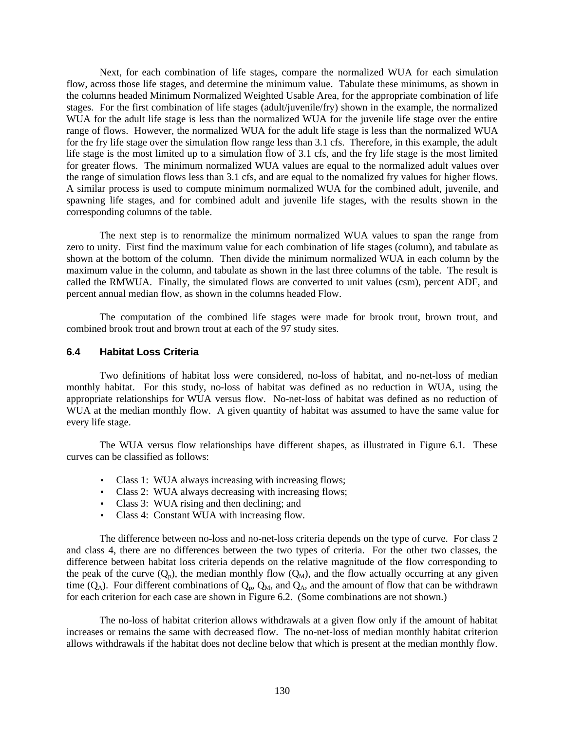Next, for each combination of life stages, compare the normalized WUA for each simulation flow, across those life stages, and determine the minimum value. Tabulate these minimums, as shown in the columns headed Minimum Normalized Weighted Usable Area, for the appropriate combination of life stages. For the first combination of life stages (adult/juvenile/fry) shown in the example, the normalized WUA for the adult life stage is less than the normalized WUA for the juvenile life stage over the entire range of flows. However, the normalized WUA for the adult life stage is less than the normalized WUA for the fry life stage over the simulation flow range less than 3.1 cfs. Therefore, in this example, the adult life stage is the most limited up to a simulation flow of 3.1 cfs, and the fry life stage is the most limited for greater flows. The minimum normalized WUA values are equal to the normalized adult values over the range of simulation flows less than 3.1 cfs, and are equal to the nomalized fry values for higher flows. A similar process is used to compute minimum normalized WUA for the combined adult, juvenile, and spawning life stages, and for combined adult and juvenile life stages, with the results shown in the corresponding columns of the table.

The next step is to renormalize the minimum normalized WUA values to span the range from zero to unity. First find the maximum value for each combination of life stages (column), and tabulate as shown at the bottom of the column. Then divide the minimum normalized WUA in each column by the maximum value in the column, and tabulate as shown in the last three columns of the table. The result is called the RMWUA. Finally, the simulated flows are converted to unit values (csm), percent ADF, and percent annual median flow, as shown in the columns headed Flow.

The computation of the combined life stages were made for brook trout, brown trout, and combined brook trout and brown trout at each of the 97 study sites.

### 6.4 Habitat Loss Criteria

Two definitions of habitat loss were considered, no-loss of habitat, and no-net-loss of median monthly habitat. For this study, no-loss of habitat was defined as no reduction in WUA, using the appropriate relationships for WUA versus flow. No-net-loss of habitat was defined as no reduction of WUA at the median monthly flow. A given quantity of habitat was assumed to have the same value for every life stage.

The WUA versus flow relationships have different shapes, as illustrated in Figure 6.1. These curves can be classified as follows:

- Class 1: WUA always increasing with increasing flows;
- Class 2: WUA always decreasing with increasing flows;
- Class 3: WUA rising and then declining; and
- Class 4: Constant WUA with increasing flow.

The difference between no-loss and no-net-loss criteria depends on the type of curve. For class 2 and class 4, there are no differences between the two types of criteria. For the other two classes, the difference between habitat loss criteria depends on the relative magnitude of the flow corresponding to the peak of the curve ($Q_p$), the median monthly flow ($Q_M$), and the flow actually occurring at any given time ($Q_A$). Four different combinations of $Q_p$, $Q_M$, and $Q_A$, and the amount of flow that can be withdrawn for each criterion for each case are shown in Figure 6.2. (Some combinations are not shown.)

The no-loss of habitat criterion allows withdrawals at a given flow only if the amount of habitat increases or remains the same with decreased flow. The no-net-loss of median monthly habitat criterion allows withdrawals if the habitat does not decline below that which is present at the median monthly flow.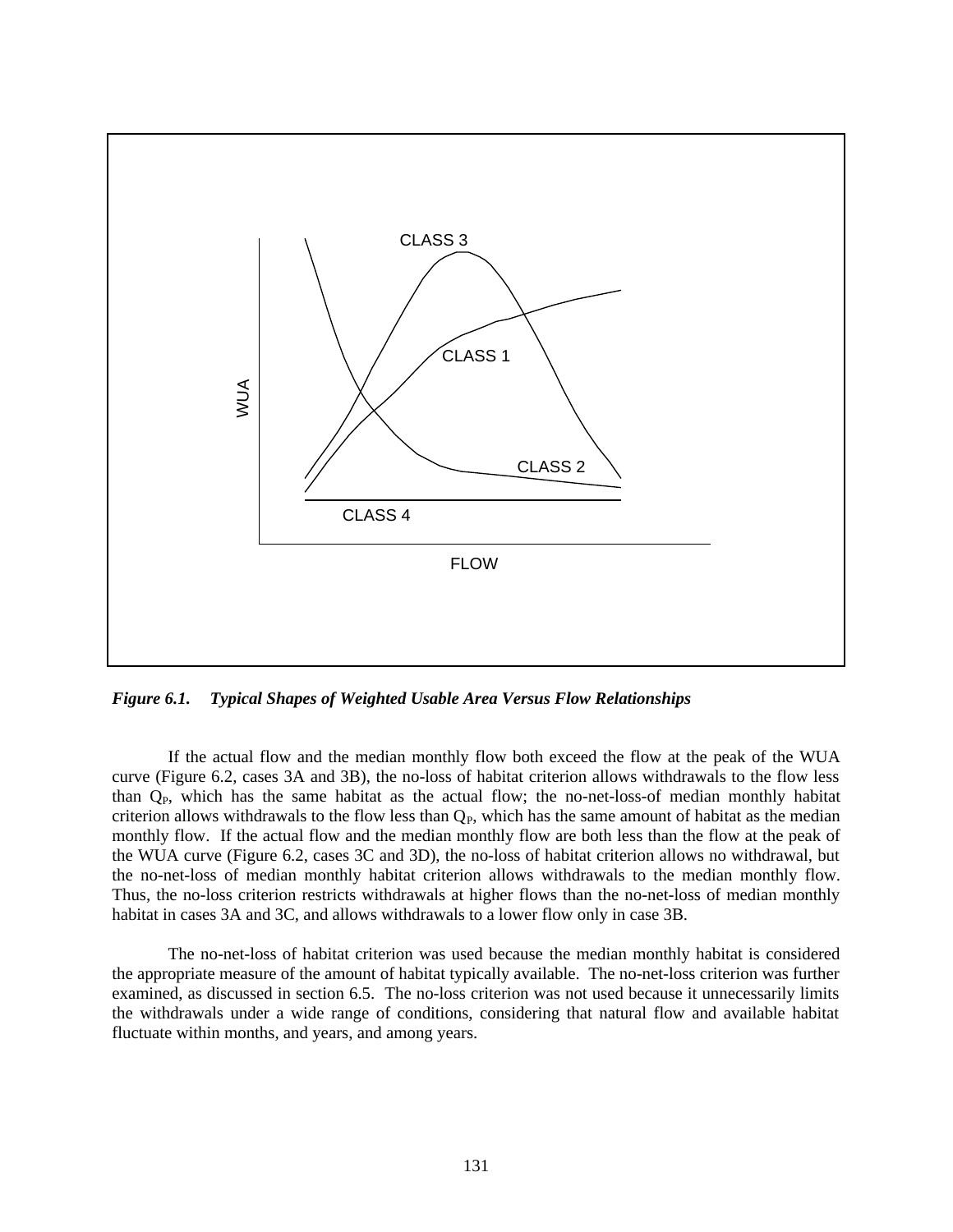*Figure 6.1. Typical Shapes of Weighted Usable Area Versus Flow Relationships*

If the actual flow and the median monthly flow both exceed the flow at the peak of the WUA curve (Figure 6.2, cases 3A and 3B), the no-loss of habitat criterion allows withdrawals to the flow less than $Q_P$, which has the same habitat as the actual flow; the no-net-loss-of median monthly habitat criterion allows withdrawals to the flow less than $Q_P$, which has the same amount of habitat as the median monthly flow. If the actual flow and the median monthly flow are both less than the flow at the peak of the WUA curve (Figure 6.2, cases 3C and 3D), the no-loss of habitat criterion allows no withdrawal, but the no-net-loss of median monthly habitat criterion allows withdrawals to the median monthly flow. Thus, the no-loss criterion restricts withdrawals at higher flows than the no-net-loss of median monthly habitat in cases 3A and 3C, and allows withdrawals to a lower flow only in case 3B.

The no-net-loss of habitat criterion was used because the median monthly habitat is considered the appropriate measure of the amount of habitat typically available. The no-net-loss criterion was further examined, as discussed in section 6.5. The no-loss criterion was not used because it unnecessarily limits the withdrawals under a wide range of conditions, considering that natural flow and available habitat fluctuate within months, and years, and among years.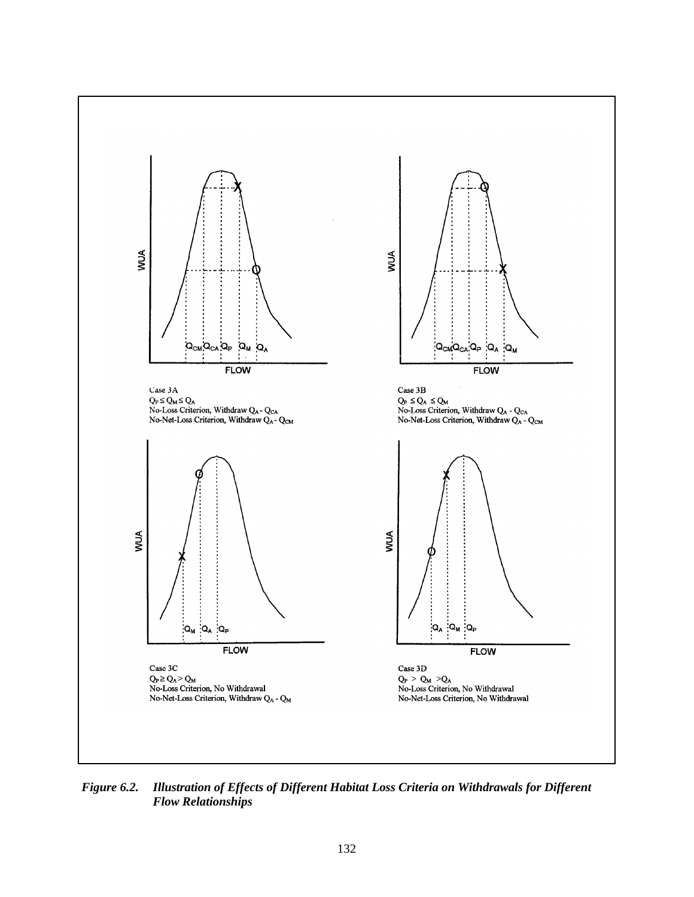Case 3A
$Q_P \leq Q_M \leq Q_A$
No-Loss Criterion, Withdraw $Q_A - Q_{CA}$
No-Net-Loss Criterion, Withdraw $Q_A - Q_{CM}$

Case 3B
$Q_P \leq Q_A \leq Q_M$
No-Loss Criterion, Withdraw $Q_A - Q_{CA}$
No-Net-Loss Criterion, Withdraw $Q_A - Q_{CM}$

Case 3C
$Q_P \geq Q_A > Q_M$
No-Loss Criterion, No Withdrawal
No-Net-Loss Criterion, Withdraw $Q_A - Q_M$

Case 3D
$Q_P > Q_M > Q_A$
No-Loss Criterion, No Withdrawal
No-Net-Loss Criterion, No Withdrawal

***Figure 6.2. Illustration of Effects of Different Habitat Loss Criteria on Withdrawals for Different Flow Relationships***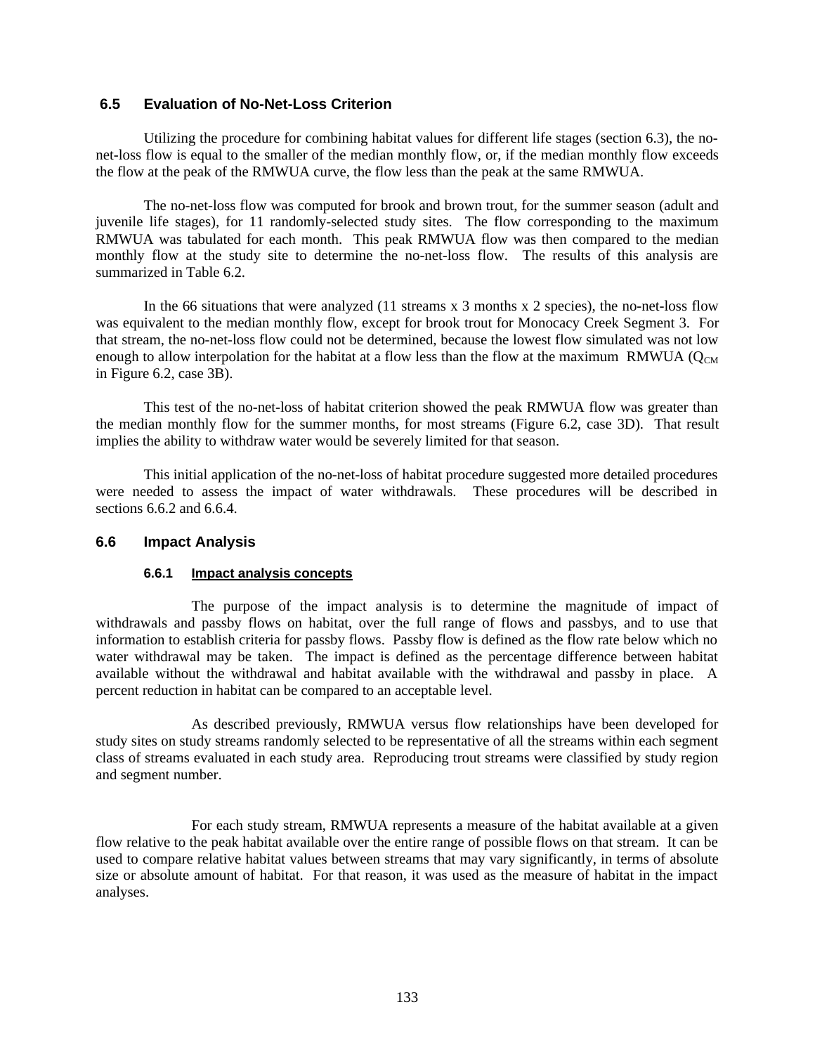## 6.5 Evaluation of No-Net-Loss Criterion

Utilizing the procedure for combining habitat values for different life stages (section 6.3), the no-net-loss flow is equal to the smaller of the median monthly flow, or, if the median monthly flow exceeds the flow at the peak of the RMWUA curve, the flow less than the peak at the same RMWUA.

The no-net-loss flow was computed for brook and brown trout, for the summer season (adult and juvenile life stages), for 11 randomly-selected study sites. The flow corresponding to the maximum RMWUA was tabulated for each month. This peak RMWUA flow was then compared to the median monthly flow at the study site to determine the no-net-loss flow. The results of this analysis are summarized in Table 6.2.

In the 66 situations that were analyzed (11 streams x 3 months x 2 species), the no-net-loss flow was equivalent to the median monthly flow, except for brook trout for Monocacy Creek Segment 3. For that stream, the no-net-loss flow could not be determined, because the lowest flow simulated was not low enough to allow interpolation for the habitat at a flow less than the flow at the maximum RMWUA ($Q_{CM}$ in Figure 6.2, case 3B).

This test of the no-net-loss of habitat criterion showed the peak RMWUA flow was greater than the median monthly flow for the summer months, for most streams (Figure 6.2, case 3D). That result implies the ability to withdraw water would be severely limited for that season.

This initial application of the no-net-loss of habitat procedure suggested more detailed procedures were needed to assess the impact of water withdrawals. These procedures will be described in sections 6.6.2 and 6.6.4.

## 6.6 Impact Analysis

### 6.6.1 Impact analysis concepts

The purpose of the impact analysis is to determine the magnitude of impact of withdrawals and passby flows on habitat, over the full range of flows and passbys, and to use that information to establish criteria for passby flows. Passby flow is defined as the flow rate below which no water withdrawal may be taken. The impact is defined as the percentage difference between habitat available without the withdrawal and habitat available with the withdrawal and passby in place. A percent reduction in habitat can be compared to an acceptable level.

As described previously, RMWUA versus flow relationships have been developed for study sites on study streams randomly selected to be representative of all the streams within each segment class of streams evaluated in each study area. Reproducing trout streams were classified by study region and segment number.

For each study stream, RMWUA represents a measure of the habitat available at a given flow relative to the peak habitat available over the entire range of possible flows on that stream. It can be used to compare relative habitat values between streams that may vary significantly, in terms of absolute size or absolute amount of habitat. For that reason, it was used as the measure of habitat in the impact analyses.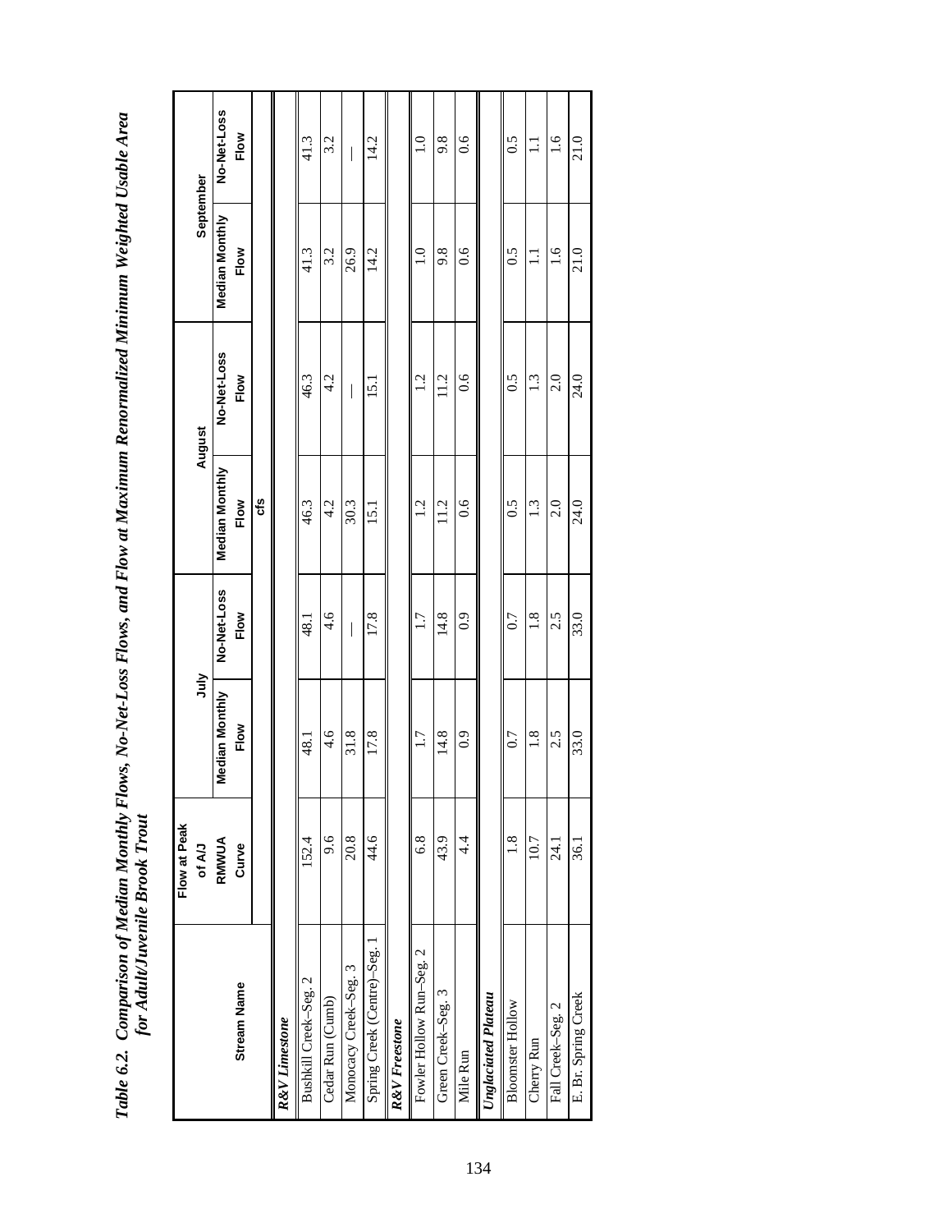***Table 6.2. Comparison of Median Monthly Flows, No-Net-Loss Flows, and Flow at Maximum Renormalized Minimum Weighted Usable Area for Adult/Juvenile Brook Trout***

| Stream Name | Flow at Peak of A/J RMWUA Curve | July | | August | | September | |
|---|---|---|---|---|---|---|---|
| | | Median Monthly Flow | No-Net-Loss Flow | Median Monthly Flow | No-Net-Loss Flow | Median Monthly Flow | No-Net-Loss Flow |
| | cfs | | | | | | |
| ***R&V Limestone*** | | | | | | | |
| Bushkill Creek–Seg. 2 | 152.4 | 48.1 | 48.1 | 46.3 | 46.3 | 41.3 | 41.3 |
| Cedar Run (Cumb) | 9.6 | 4.6 | 4.6 | 4.2 | 4.2 | 3.2 | 3.2 |
| Monocacy Creek–Seg. 3 | 20.8 | 31.8 | — | 30.3 | — | 26.9 | — |
| Spring Creek (Centre)–Seg. 1 | 44.6 | 17.8 | 17.8 | 15.1 | 15.1 | 14.2 | 14.2 |
| ***R&V Freestone*** | | | | | | | |
| Fowler Hollow Run–Seg. 2 | 6.8 | 1.7 | 1.7 | 1.2 | 1.2 | 1.0 | 1.0 |
| Green Creek–Seg. 3 | 43.9 | 14.8 | 14.8 | 11.2 | 11.2 | 9.8 | 9.8 |
| Mile Run | 4.4 | 0.9 | 0.9 | 0.6 | 0.6 | 0.6 | 0.6 |
| ***Unglaciated Plateau*** | | | | | | | |
| Bloomster Hollow | 1.8 | 0.7 | 0.7 | 0.5 | 0.5 | 0.5 | 0.5 |
| Cherry Run | 10.7 | 1.8 | 1.8 | 1.3 | 1.3 | 1.1 | 1.1 |
| Fall Creek–Seg. 2 | 24.1 | 2.5 | 2.5 | 2.0 | 2.0 | 1.6 | 1.6 |
| E. Br. Spring Creek | 36.1 | 33.0 | 33.0 | 24.0 | 24.0 | 21.0 | 21.0 |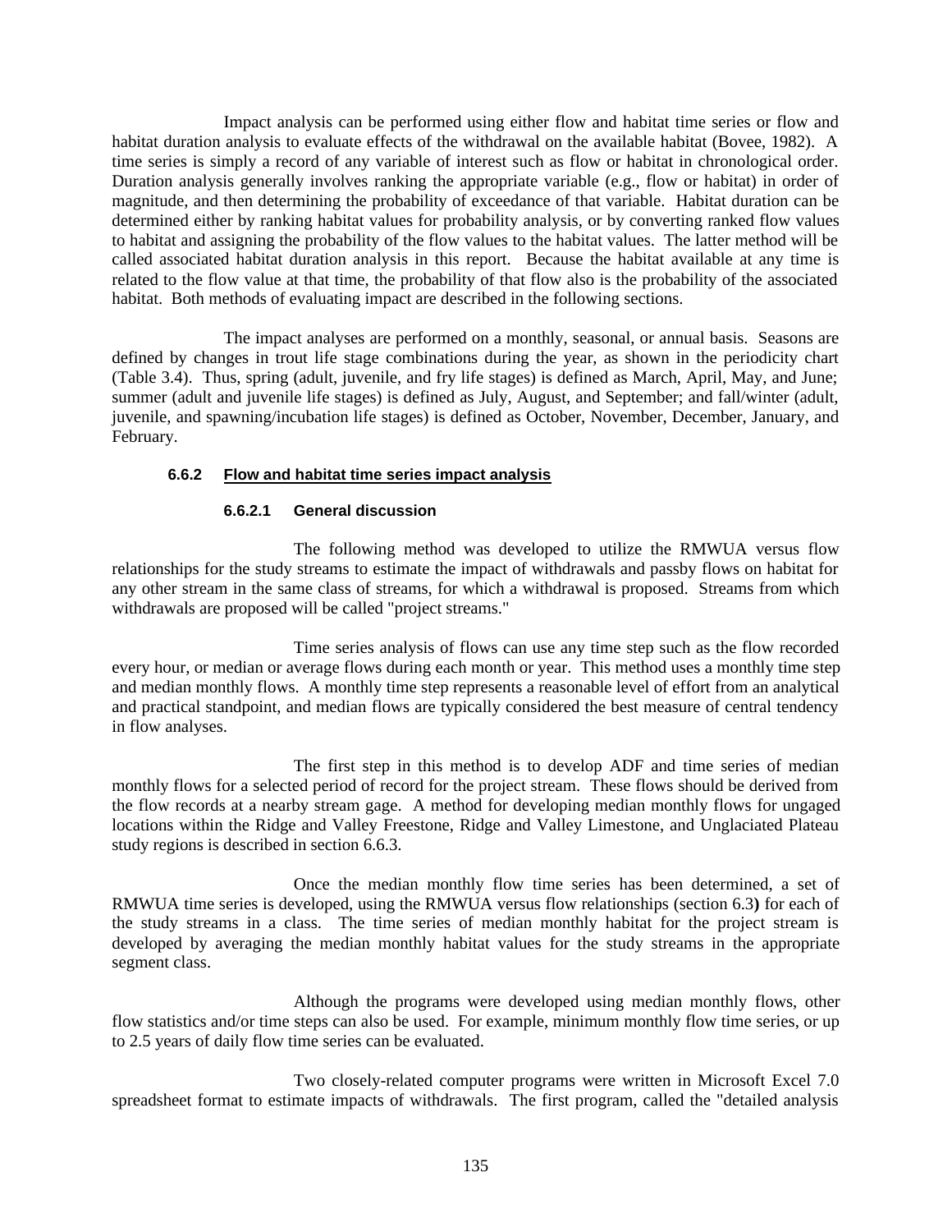Impact analysis can be performed using either flow and habitat time series or flow and habitat duration analysis to evaluate effects of the withdrawal on the available habitat (Bovee, 1982). A time series is simply a record of any variable of interest such as flow or habitat in chronological order. Duration analysis generally involves ranking the appropriate variable (e.g., flow or habitat) in order of magnitude, and then determining the probability of exceedance of that variable. Habitat duration can be determined either by ranking habitat values for probability analysis, or by converting ranked flow values to habitat and assigning the probability of the flow values to the habitat values. The latter method will be called associated habitat duration analysis in this report. Because the habitat available at any time is related to the flow value at that time, the probability of that flow also is the probability of the associated habitat. Both methods of evaluating impact are described in the following sections.

The impact analyses are performed on a monthly, seasonal, or annual basis. Seasons are defined by changes in trout life stage combinations during the year, as shown in the periodicity chart (Table 3.4). Thus, spring (adult, juvenile, and fry life stages) is defined as March, April, May, and June; summer (adult and juvenile life stages) is defined as July, August, and September; and fall/winter (adult, juvenile, and spawning/incubation life stages) is defined as October, November, December, January, and February.

### 6.6.2 Flow and habitat time series impact analysis

#### 6.6.2.1 General discussion

The following method was developed to utilize the RMWUA versus flow relationships for the study streams to estimate the impact of withdrawals and passby flows on habitat for any other stream in the same class of streams, for which a withdrawal is proposed. Streams from which withdrawals are proposed will be called "project streams."

Time series analysis of flows can use any time step such as the flow recorded every hour, or median or average flows during each month or year. This method uses a monthly time step and median monthly flows. A monthly time step represents a reasonable level of effort from an analytical and practical standpoint, and median flows are typically considered the best measure of central tendency in flow analyses.

The first step in this method is to develop ADF and time series of median monthly flows for a selected period of record for the project stream. These flows should be derived from the flow records at a nearby stream gage. A method for developing median monthly flows for ungaged locations within the Ridge and Valley Freestone, Ridge and Valley Limestone, and Unglaciated Plateau study regions is described in section 6.6.3.

Once the median monthly flow time series has been determined, a set of RMWUA time series is developed, using the RMWUA versus flow relationships (section 6.3**)** for each of the study streams in a class. The time series of median monthly habitat for the project stream is developed by averaging the median monthly habitat values for the study streams in the appropriate segment class.

Although the programs were developed using median monthly flows, other flow statistics and/or time steps can also be used. For example, minimum monthly flow time series, or up to 2.5 years of daily flow time series can be evaluated.

Two closely-related computer programs were written in Microsoft Excel 7.0 spreadsheet format to estimate impacts of withdrawals. The first program, called the "detailed analysis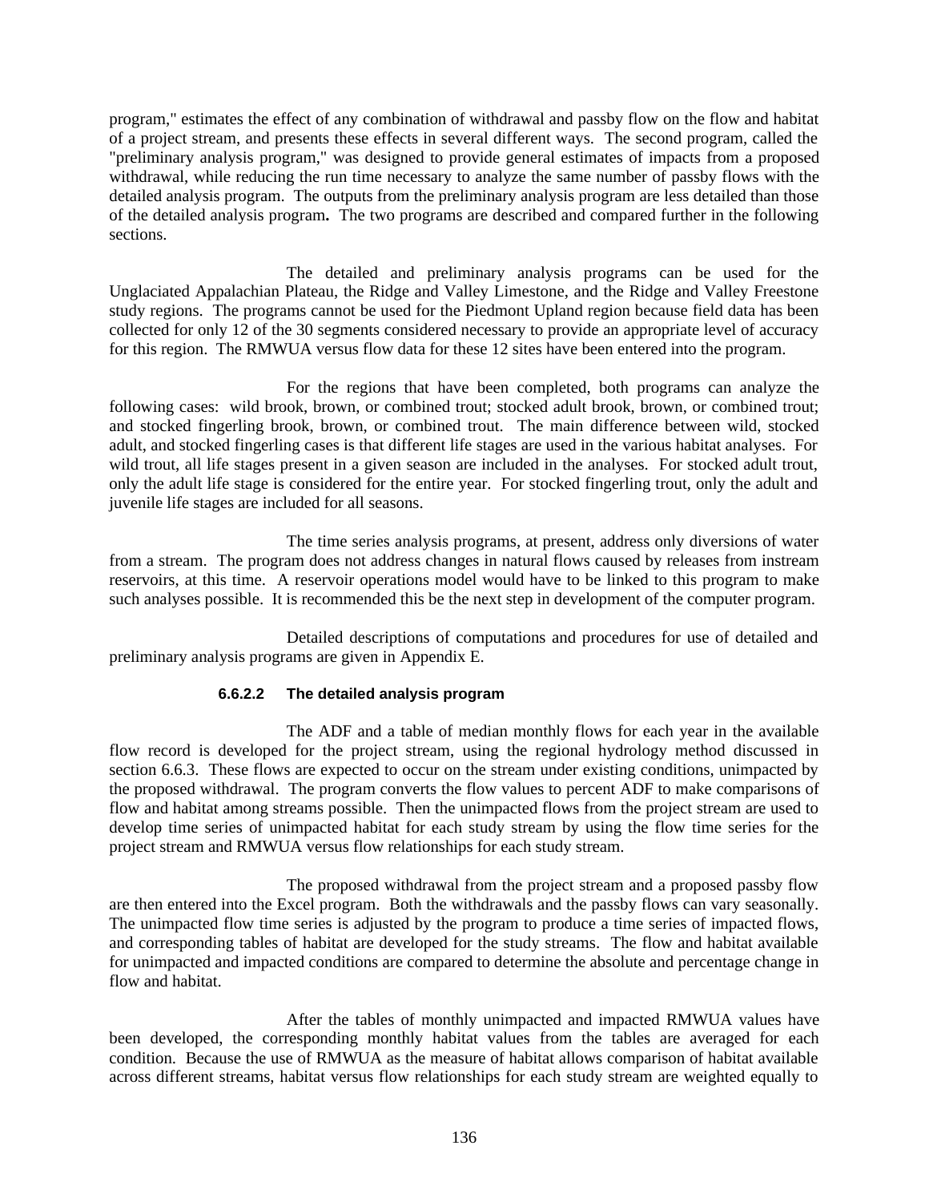program," estimates the effect of any combination of withdrawal and passby flow on the flow and habitat of a project stream, and presents these effects in several different ways. The second program, called the "preliminary analysis program," was designed to provide general estimates of impacts from a proposed withdrawal, while reducing the run time necessary to analyze the same number of passby flows with the detailed analysis program. The outputs from the preliminary analysis program are less detailed than those of the detailed analysis program**.** The two programs are described and compared further in the following sections.

The detailed and preliminary analysis programs can be used for the Unglaciated Appalachian Plateau, the Ridge and Valley Limestone, and the Ridge and Valley Freestone study regions. The programs cannot be used for the Piedmont Upland region because field data has been collected for only 12 of the 30 segments considered necessary to provide an appropriate level of accuracy for this region. The RMWUA versus flow data for these 12 sites have been entered into the program.

For the regions that have been completed, both programs can analyze the following cases: wild brook, brown, or combined trout; stocked adult brook, brown, or combined trout; and stocked fingerling brook, brown, or combined trout. The main difference between wild, stocked adult, and stocked fingerling cases is that different life stages are used in the various habitat analyses. For wild trout, all life stages present in a given season are included in the analyses. For stocked adult trout, only the adult life stage is considered for the entire year. For stocked fingerling trout, only the adult and juvenile life stages are included for all seasons.

The time series analysis programs, at present, address only diversions of water from a stream. The program does not address changes in natural flows caused by releases from instream reservoirs, at this time. A reservoir operations model would have to be linked to this program to make such analyses possible. It is recommended this be the next step in development of the computer program.

Detailed descriptions of computations and procedures for use of detailed and preliminary analysis programs are given in Appendix E.

#### 6.6.2.2 The detailed analysis program

The ADF and a table of median monthly flows for each year in the available flow record is developed for the project stream, using the regional hydrology method discussed in section 6.6.3. These flows are expected to occur on the stream under existing conditions, unimpacted by the proposed withdrawal. The program converts the flow values to percent ADF to make comparisons of flow and habitat among streams possible. Then the unimpacted flows from the project stream are used to develop time series of unimpacted habitat for each study stream by using the flow time series for the project stream and RMWUA versus flow relationships for each study stream.

The proposed withdrawal from the project stream and a proposed passby flow are then entered into the Excel program. Both the withdrawals and the passby flows can vary seasonally. The unimpacted flow time series is adjusted by the program to produce a time series of impacted flows, and corresponding tables of habitat are developed for the study streams. The flow and habitat available for unimpacted and impacted conditions are compared to determine the absolute and percentage change in flow and habitat.

After the tables of monthly unimpacted and impacted RMWUA values have been developed, the corresponding monthly habitat values from the tables are averaged for each condition. Because the use of RMWUA as the measure of habitat allows comparison of habitat available across different streams, habitat versus flow relationships for each study stream are weighted equally to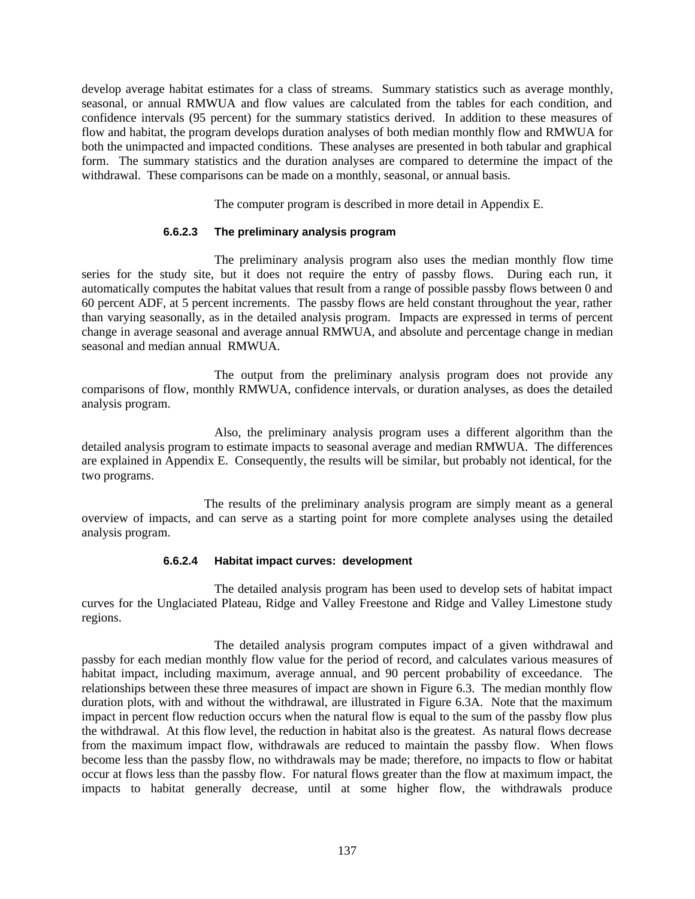develop average habitat estimates for a class of streams. Summary statistics such as average monthly, seasonal, or annual RMWUA and flow values are calculated from the tables for each condition, and confidence intervals (95 percent) for the summary statistics derived. In addition to these measures of flow and habitat, the program develops duration analyses of both median monthly flow and RMWUA for both the unimpacted and impacted conditions. These analyses are presented in both tabular and graphical form. The summary statistics and the duration analyses are compared to determine the impact of the withdrawal. These comparisons can be made on a monthly, seasonal, or annual basis.

The computer program is described in more detail in Appendix E.

#### 6.6.2.3 The preliminary analysis program

The preliminary analysis program also uses the median monthly flow time series for the study site, but it does not require the entry of passby flows. During each run, it automatically computes the habitat values that result from a range of possible passby flows between 0 and 60 percent ADF, at 5 percent increments. The passby flows are held constant throughout the year, rather than varying seasonally, as in the detailed analysis program. Impacts are expressed in terms of percent change in average seasonal and average annual RMWUA, and absolute and percentage change in median seasonal and median annual RMWUA.

The output from the preliminary analysis program does not provide any comparisons of flow, monthly RMWUA, confidence intervals, or duration analyses, as does the detailed analysis program.

Also, the preliminary analysis program uses a different algorithm than the detailed analysis program to estimate impacts to seasonal average and median RMWUA. The differences are explained in Appendix E. Consequently, the results will be similar, but probably not identical, for the two programs.

The results of the preliminary analysis program are simply meant as a general overview of impacts, and can serve as a starting point for more complete analyses using the detailed analysis program.

#### 6.6.2.4 Habitat impact curves: development

The detailed analysis program has been used to develop sets of habitat impact curves for the Unglaciated Plateau, Ridge and Valley Freestone and Ridge and Valley Limestone study regions.

The detailed analysis program computes impact of a given withdrawal and passby for each median monthly flow value for the period of record, and calculates various measures of habitat impact, including maximum, average annual, and 90 percent probability of exceedance. The relationships between these three measures of impact are shown in Figure 6.3. The median monthly flow duration plots, with and without the withdrawal, are illustrated in Figure 6.3A. Note that the maximum impact in percent flow reduction occurs when the natural flow is equal to the sum of the passby flow plus the withdrawal. At this flow level, the reduction in habitat also is the greatest. As natural flows decrease from the maximum impact flow, withdrawals are reduced to maintain the passby flow. When flows become less than the passby flow, no withdrawals may be made; therefore, no impacts to flow or habitat occur at flows less than the passby flow. For natural flows greater than the flow at maximum impact, the impacts to habitat generally decrease, until at some higher flow, the withdrawals produce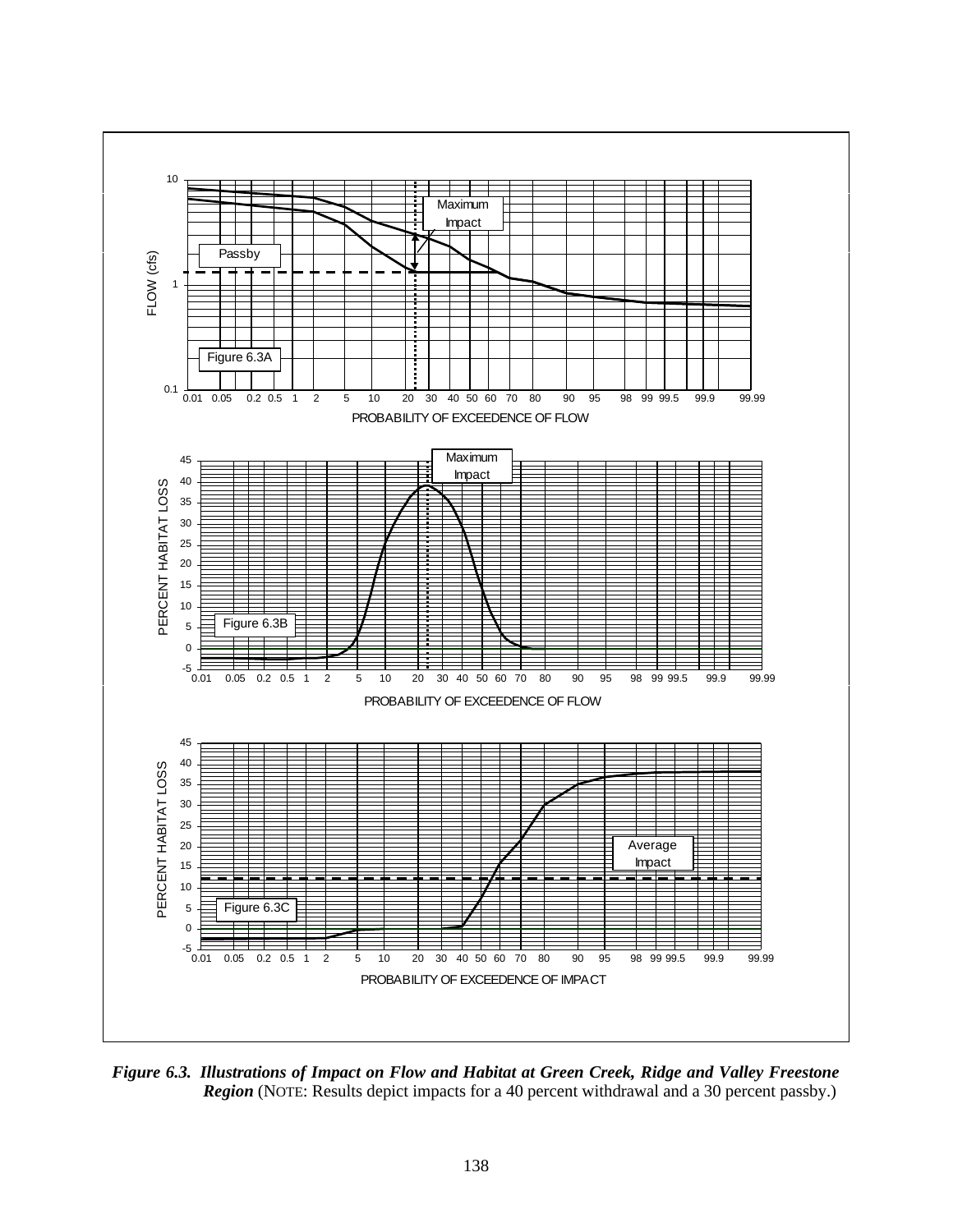***Figure 6.3. Illustrations of Impact on Flow and Habitat at Green Creek, Ridge and Valley Freestone Region*** (NOTE: Results depict impacts for a 40 percent withdrawal and a 30 percent passby.)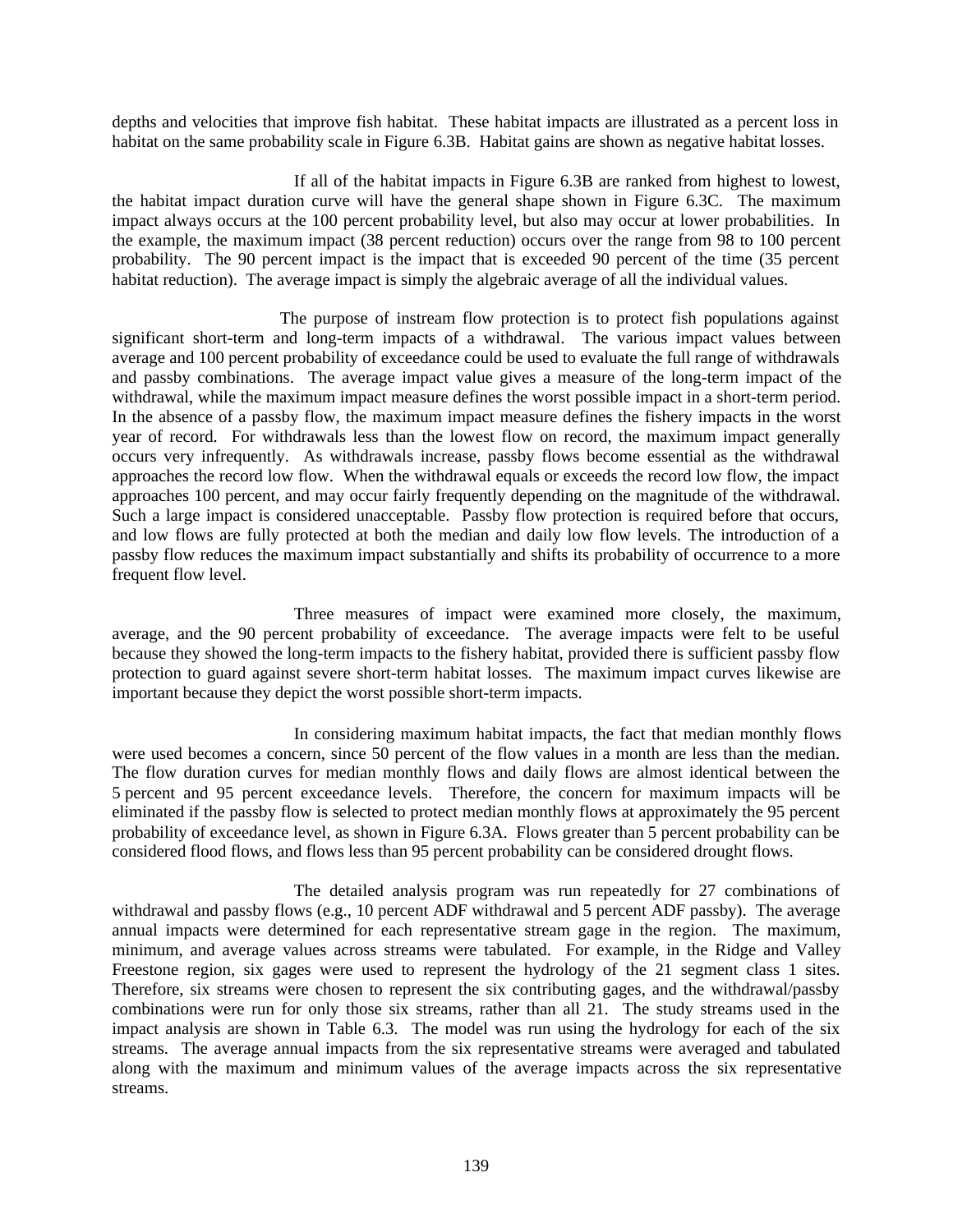depths and velocities that improve fish habitat. These habitat impacts are illustrated as a percent loss in habitat on the same probability scale in Figure 6.3B. Habitat gains are shown as negative habitat losses.

If all of the habitat impacts in Figure 6.3B are ranked from highest to lowest, the habitat impact duration curve will have the general shape shown in Figure 6.3C. The maximum impact always occurs at the 100 percent probability level, but also may occur at lower probabilities. In the example, the maximum impact (38 percent reduction) occurs over the range from 98 to 100 percent probability. The 90 percent impact is the impact that is exceeded 90 percent of the time (35 percent habitat reduction). The average impact is simply the algebraic average of all the individual values.

The purpose of instream flow protection is to protect fish populations against significant short-term and long-term impacts of a withdrawal. The various impact values between average and 100 percent probability of exceedance could be used to evaluate the full range of withdrawals and passby combinations. The average impact value gives a measure of the long-term impact of the withdrawal, while the maximum impact measure defines the worst possible impact in a short-term period. In the absence of a passby flow, the maximum impact measure defines the fishery impacts in the worst year of record. For withdrawals less than the lowest flow on record, the maximum impact generally occurs very infrequently. As withdrawals increase, passby flows become essential as the withdrawal approaches the record low flow. When the withdrawal equals or exceeds the record low flow, the impact approaches 100 percent, and may occur fairly frequently depending on the magnitude of the withdrawal. Such a large impact is considered unacceptable. Passby flow protection is required before that occurs, and low flows are fully protected at both the median and daily low flow levels. The introduction of a passby flow reduces the maximum impact substantially and shifts its probability of occurrence to a more frequent flow level.

Three measures of impact were examined more closely, the maximum, average, and the 90 percent probability of exceedance. The average impacts were felt to be useful because they showed the long-term impacts to the fishery habitat, provided there is sufficient passby flow protection to guard against severe short-term habitat losses. The maximum impact curves likewise are important because they depict the worst possible short-term impacts.

In considering maximum habitat impacts, the fact that median monthly flows were used becomes a concern, since 50 percent of the flow values in a month are less than the median. The flow duration curves for median monthly flows and daily flows are almost identical between the 5 percent and 95 percent exceedance levels. Therefore, the concern for maximum impacts will be eliminated if the passby flow is selected to protect median monthly flows at approximately the 95 percent probability of exceedance level, as shown in Figure 6.3A. Flows greater than 5 percent probability can be considered flood flows, and flows less than 95 percent probability can be considered drought flows.

The detailed analysis program was run repeatedly for 27 combinations of withdrawal and passby flows (e.g., 10 percent ADF withdrawal and 5 percent ADF passby). The average annual impacts were determined for each representative stream gage in the region. The maximum, minimum, and average values across streams were tabulated. For example, in the Ridge and Valley Freestone region, six gages were used to represent the hydrology of the 21 segment class 1 sites. Therefore, six streams were chosen to represent the six contributing gages, and the withdrawal/passby combinations were run for only those six streams, rather than all 21. The study streams used in the impact analysis are shown in Table 6.3. The model was run using the hydrology for each of the six streams. The average annual impacts from the six representative streams were averaged and tabulated along with the maximum and minimum values of the average impacts across the six representative streams.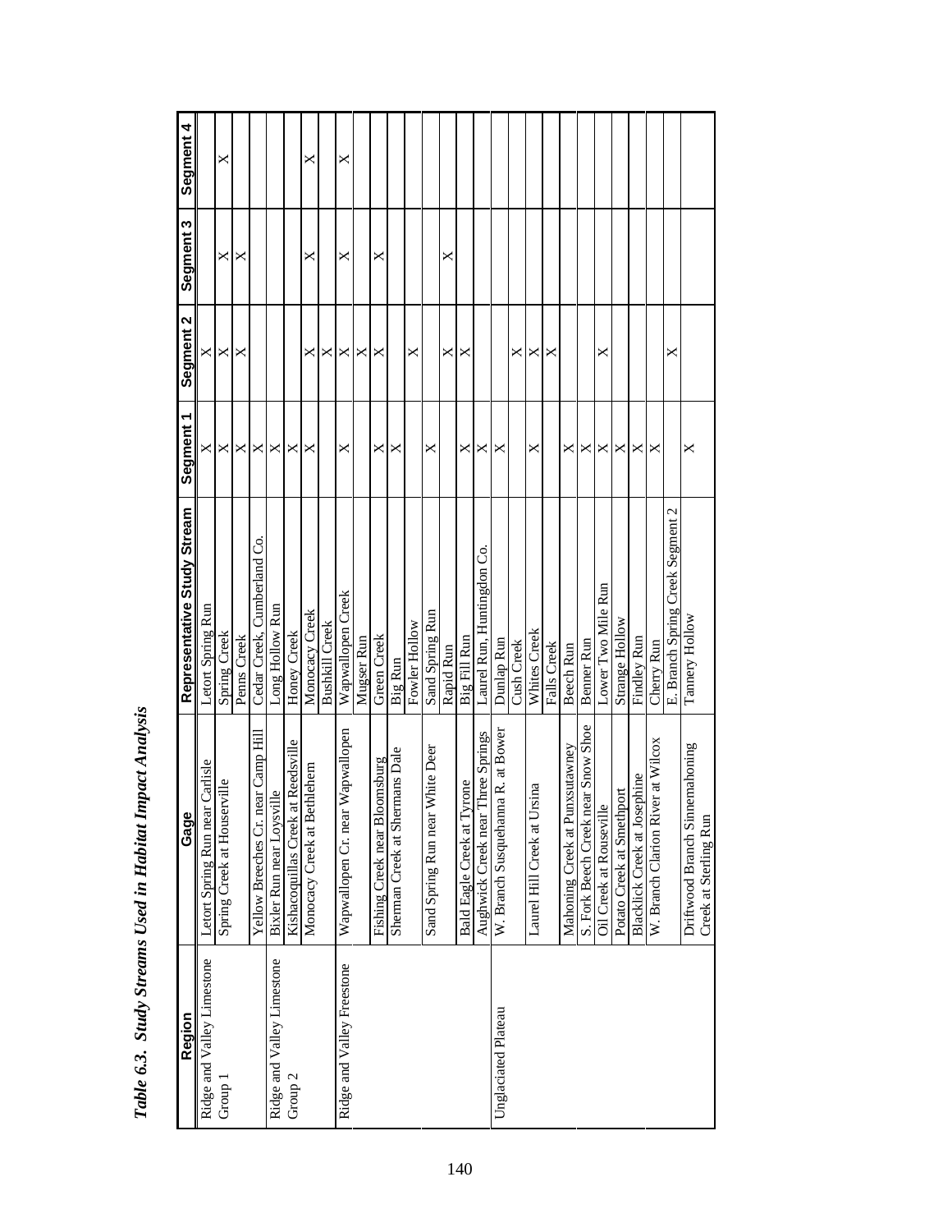***Table 6.3. Study Streams Used in Habitat Impact Analysis***

| Region | Gage | Representative Study Stream | Segment 1 | Segment 2 | Segment 3 | Segment 4 |
|---|---|---|---|---|---|---|
| Ridge and Valley Limestone | Letort Spring Run near Carlisle | Letort Spring Run | X | X | | |
| Group 1 | Spring Creek at Houserville | Spring Creek | X | X | X | X |
| | | Penns Creek | X | X | X | |
| | Yellow Breeches Cr. near Camp Hill | Cedar Creek, Cumberland Co. | X | | | |
| Ridge and Valley Limestone | Bixler Run near Loysville | Long Hollow Run | X | | | |
| Group 2 | Kishacoquillas Creek at Reedsville | Honey Creek | X | | | |
| | Monocacy Creek at Bethlehem | Monocacy Creek | X | X | X | X |
| | | Bushkill Creek | | X | | |
| Ridge and Valley Freestone | Wapwallopen Cr. near Wapwallopen | Wapwallopen Creek | X | X | X | X |
| | | Mugser Run | | X | | |
| | Fishing Creek near Bloomsburg | Green Creek | X | X | X | |
| | Sherman Creek at Shermans Dale | Big Run | X | | | |
| | | Fowler Hollow | | X | | |
| | Sand Spring Run near White Deer | Sand Spring Run | X | | | |
| | | Rapid Run | | X | X | |
| | Bald Eagle Creek at Tyrone | Big Fill Run | X | X | | |
| | Aughwick Creek near Three Springs | Laurel Run, Huntingdon Co. | X | | | |
| Unglaciated Plateau | W. Branch Susquehanna R. at Bower | Dunlap Run | X | | | |
| | | Cush Creek | | X | | |
| | Laurel Hill Creek at Ursina | Whites Creek | X | X | | |
| | | Falls Creek | | X | | |
| | Mahoning Creek at Punxsutawney | Beech Run | X | | | |
| | S. Fork Beech Creek near Snow Shoe | Benner Run | X | | | |
| | Oil Creek at Rouseville | Lower Two Mile Run | X | X | | |
| | Potato Creek at Smethport | Strange Hollow | X | | | |
| | Blacklick Creek at Josephine | Findley Run | X | | | |
| | W. Branch Clarion River at Wilcox | Cherry Run | X | | | |
| | | E. Branch Spring Creek Segment 2 | | X | | |
| | Driftwood Branch Sinnemahoning Creek at Sterling Run | Tannery Hollow | X | | | |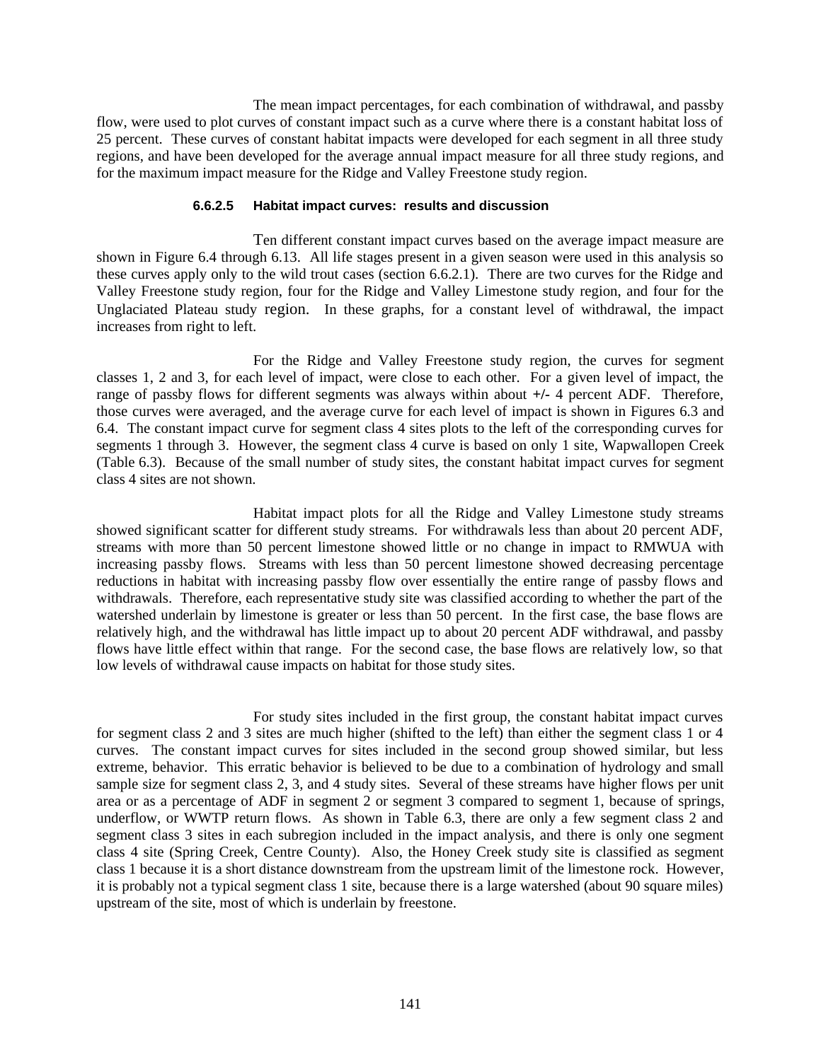The mean impact percentages, for each combination of withdrawal, and passby flow, were used to plot curves of constant impact such as a curve where there is a constant habitat loss of 25 percent. These curves of constant habitat impacts were developed for each segment in all three study regions, and have been developed for the average annual impact measure for all three study regions, and for the maximum impact measure for the Ridge and Valley Freestone study region.

#### 6.6.2.5 Habitat impact curves: results and discussion

Ten different constant impact curves based on the average impact measure are shown in Figure 6.4 through 6.13. All life stages present in a given season were used in this analysis so these curves apply only to the wild trout cases (section 6.6.2.1). There are two curves for the Ridge and Valley Freestone study region, four for the Ridge and Valley Limestone study region, and four for the Unglaciated Plateau study region. In these graphs, for a constant level of withdrawal, the impact increases from right to left.

For the Ridge and Valley Freestone study region, the curves for segment classes 1, 2 and 3, for each level of impact, were close to each other. For a given level of impact, the range of passby flows for different segments was always within about +/- 4 percent ADF. Therefore, those curves were averaged, and the average curve for each level of impact is shown in Figures 6.3 and 6.4. The constant impact curve for segment class 4 sites plots to the left of the corresponding curves for segments 1 through 3. However, the segment class 4 curve is based on only 1 site, Wapwallopen Creek (Table 6.3). Because of the small number of study sites, the constant habitat impact curves for segment class 4 sites are not shown.

Habitat impact plots for all the Ridge and Valley Limestone study streams showed significant scatter for different study streams. For withdrawals less than about 20 percent ADF, streams with more than 50 percent limestone showed little or no change in impact to RMWUA with increasing passby flows. Streams with less than 50 percent limestone showed decreasing percentage reductions in habitat with increasing passby flow over essentially the entire range of passby flows and withdrawals. Therefore, each representative study site was classified according to whether the part of the watershed underlain by limestone is greater or less than 50 percent. In the first case, the base flows are relatively high, and the withdrawal has little impact up to about 20 percent ADF withdrawal, and passby flows have little effect within that range. For the second case, the base flows are relatively low, so that low levels of withdrawal cause impacts on habitat for those study sites.

For study sites included in the first group, the constant habitat impact curves for segment class 2 and 3 sites are much higher (shifted to the left) than either the segment class 1 or 4 curves. The constant impact curves for sites included in the second group showed similar, but less extreme, behavior. This erratic behavior is believed to be due to a combination of hydrology and small sample size for segment class 2, 3, and 4 study sites. Several of these streams have higher flows per unit area or as a percentage of ADF in segment 2 or segment 3 compared to segment 1, because of springs, underflow, or WWTP return flows. As shown in Table 6.3, there are only a few segment class 2 and segment class 3 sites in each subregion included in the impact analysis, and there is only one segment class 4 site (Spring Creek, Centre County). Also, the Honey Creek study site is classified as segment class 1 because it is a short distance downstream from the upstream limit of the limestone rock. However, it is probably not a typical segment class 1 site, because there is a large watershed (about 90 square miles) upstream of the site, most of which is underlain by freestone.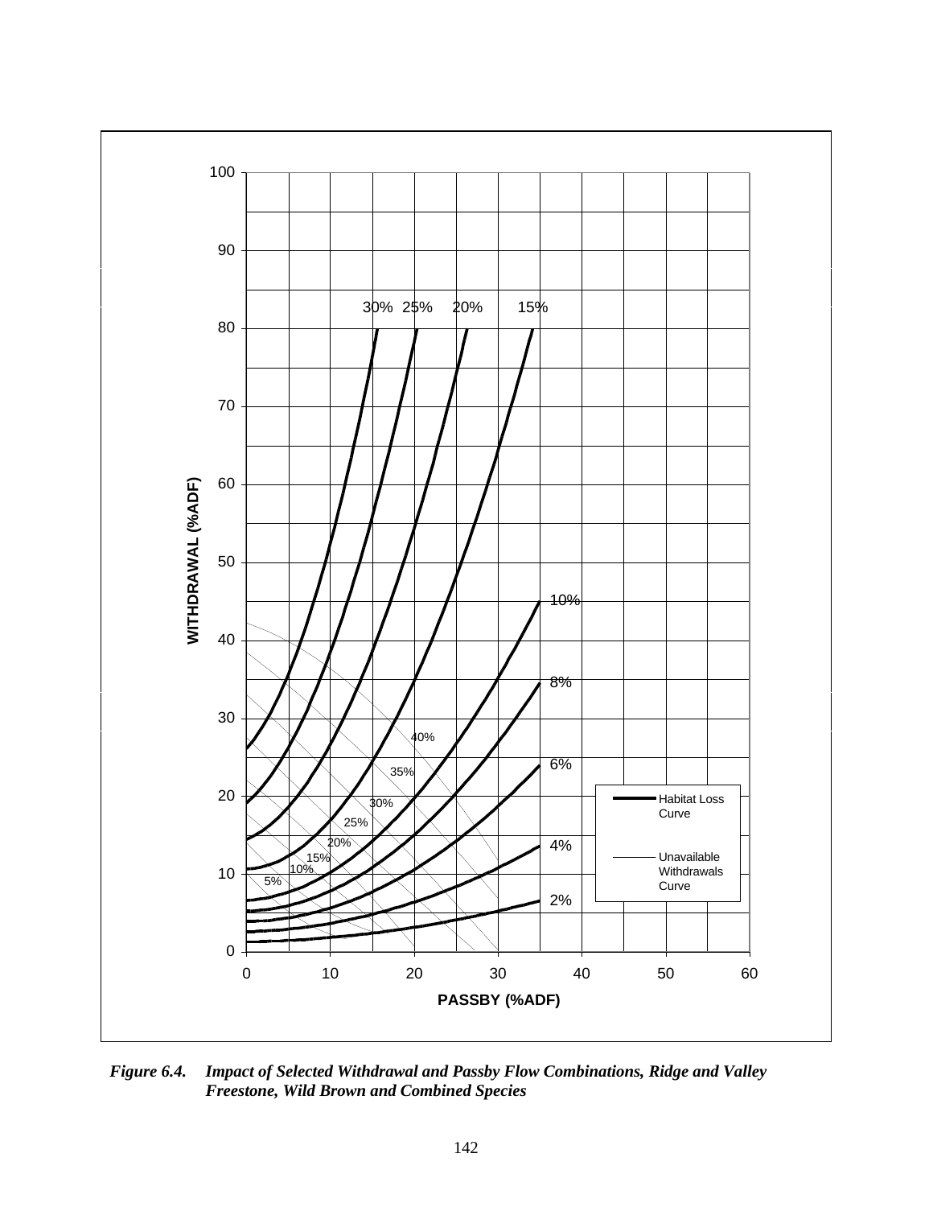*Figure 6.4. Impact of Selected Withdrawal and Passby Flow Combinations, Ridge and Valley Freestone, Wild Brown and Combined Species*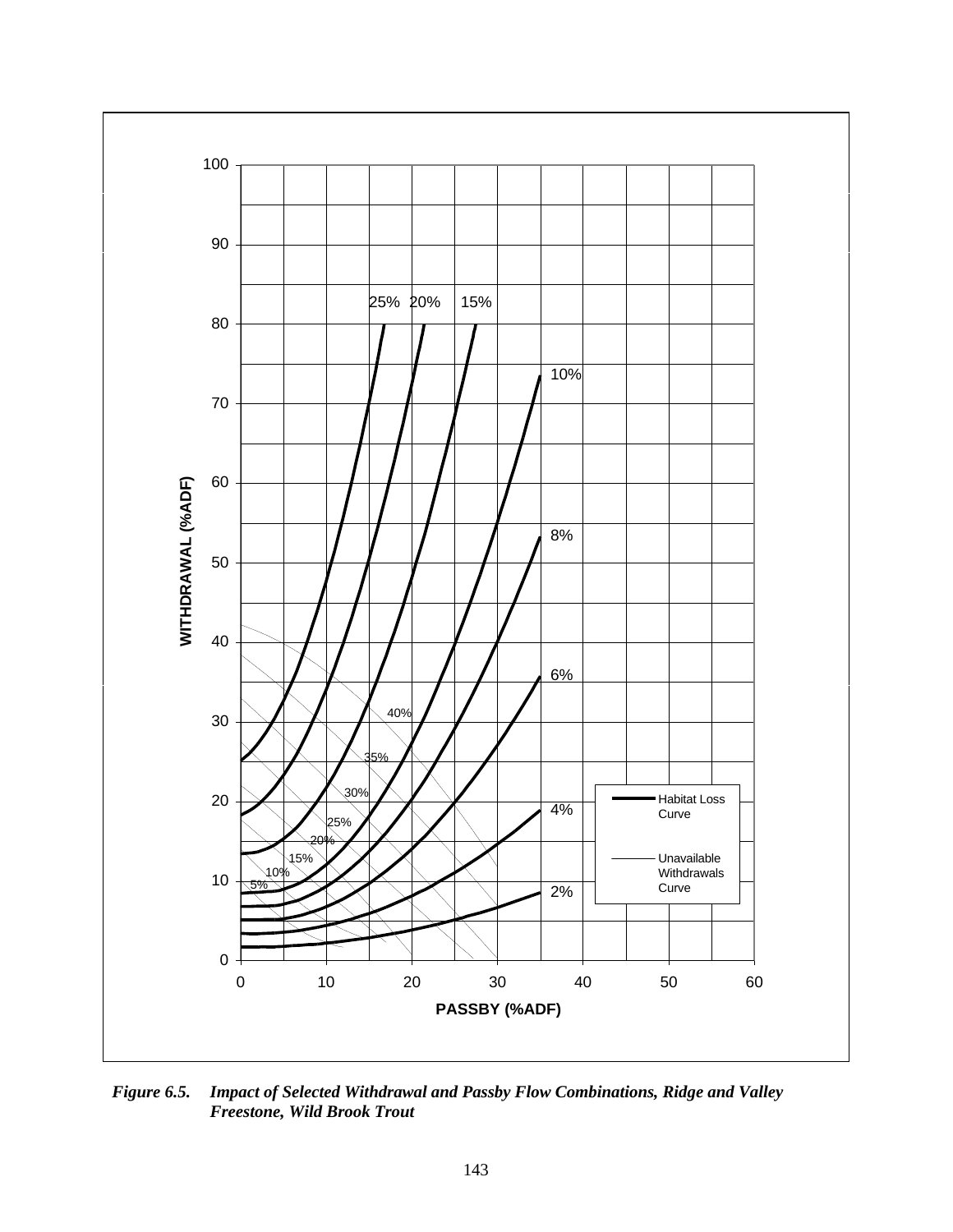*Figure 6.5. Impact of Selected Withdrawal and Passby Flow Combinations, Ridge and Valley Freestone, Wild Brook Trout*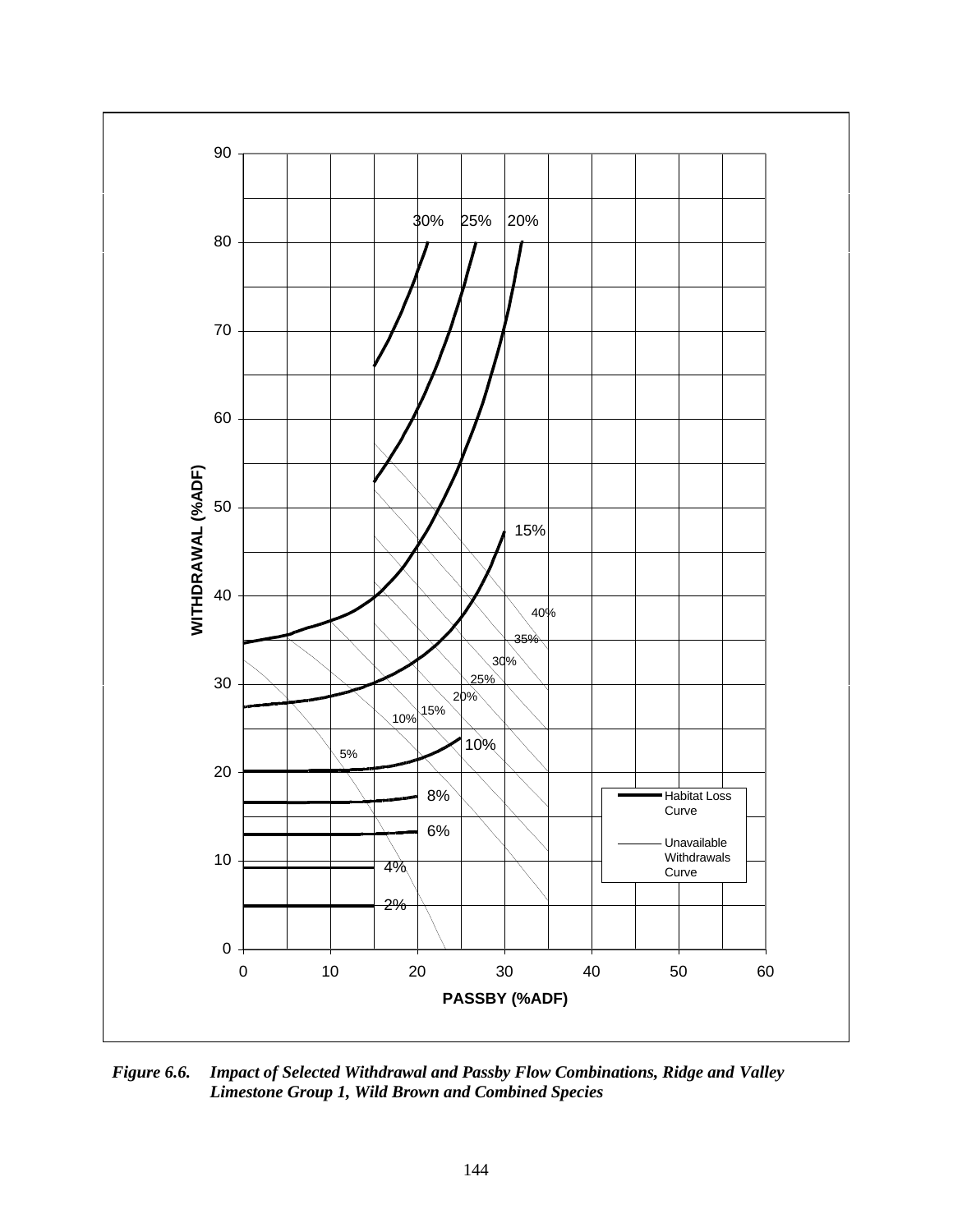*Figure 6.6. Impact of Selected Withdrawal and Passby Flow Combinations, Ridge and Valley Limestone Group 1, Wild Brown and Combined Species*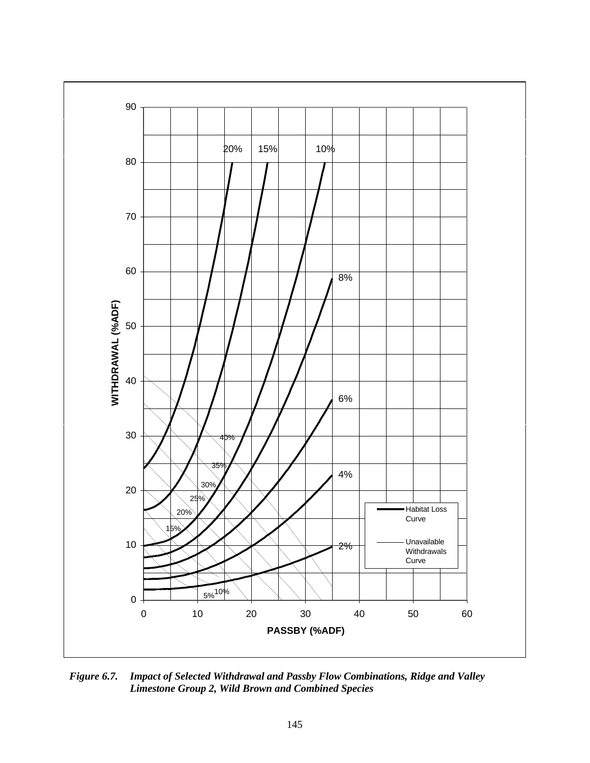*Figure 6.7. Impact of Selected Withdrawal and Passby Flow Combinations, Ridge and Valley Limestone Group 2, Wild Brown and Combined Species*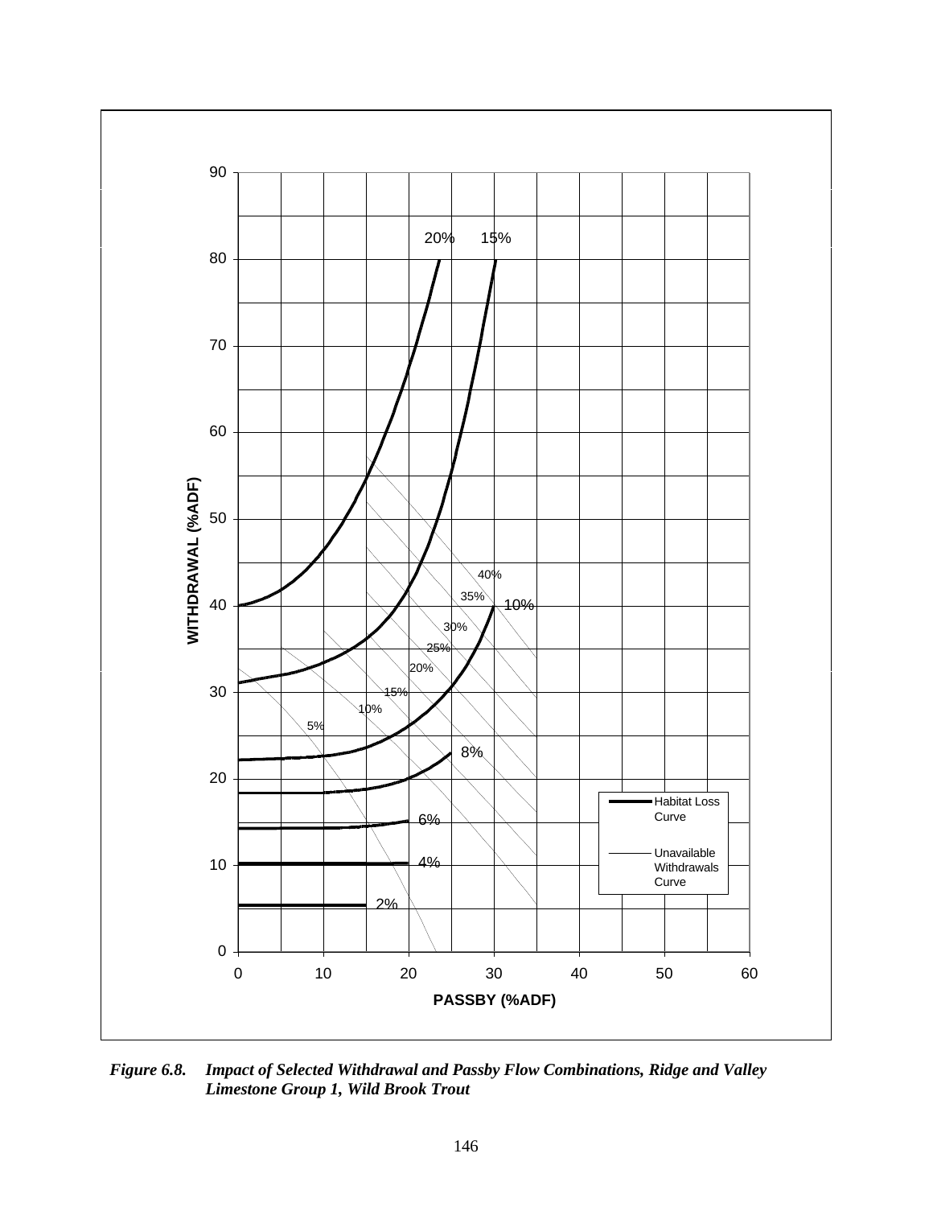*Figure 6.8. Impact of Selected Withdrawal and Passby Flow Combinations, Ridge and Valley Limestone Group 1, Wild Brook Trout*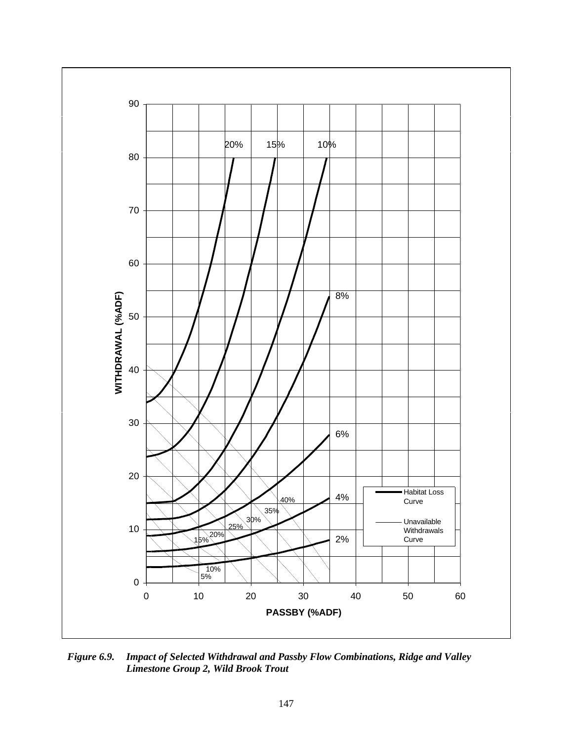*Figure 6.9. Impact of Selected Withdrawal and Passby Flow Combinations, Ridge and Valley Limestone Group 2, Wild Brook Trout*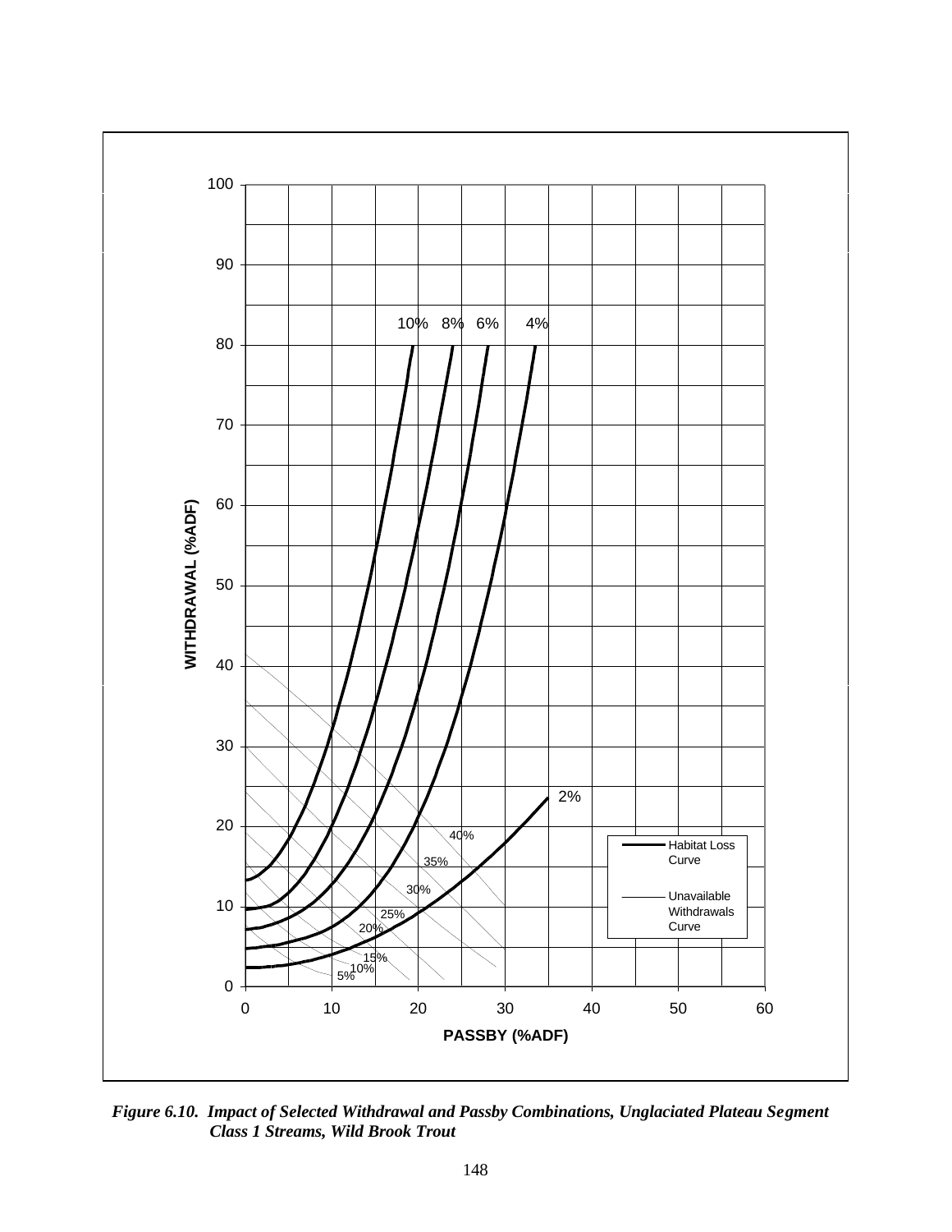*Figure 6.10. Impact of Selected Withdrawal and Passby Combinations, Unglaciated Plateau Segment Class 1 Streams, Wild Brook Trout*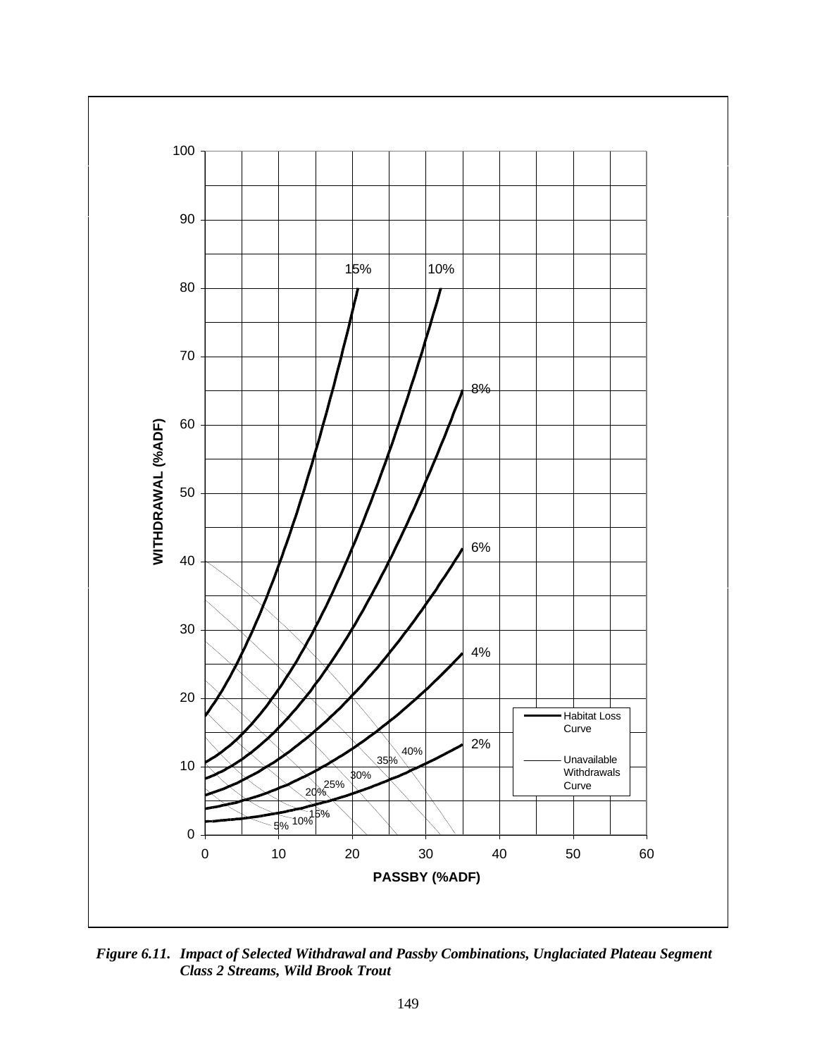*Figure 6.11. Impact of Selected Withdrawal and Passby Combinations, Unglaciated Plateau Segment Class 2 Streams, Wild Brook Trout*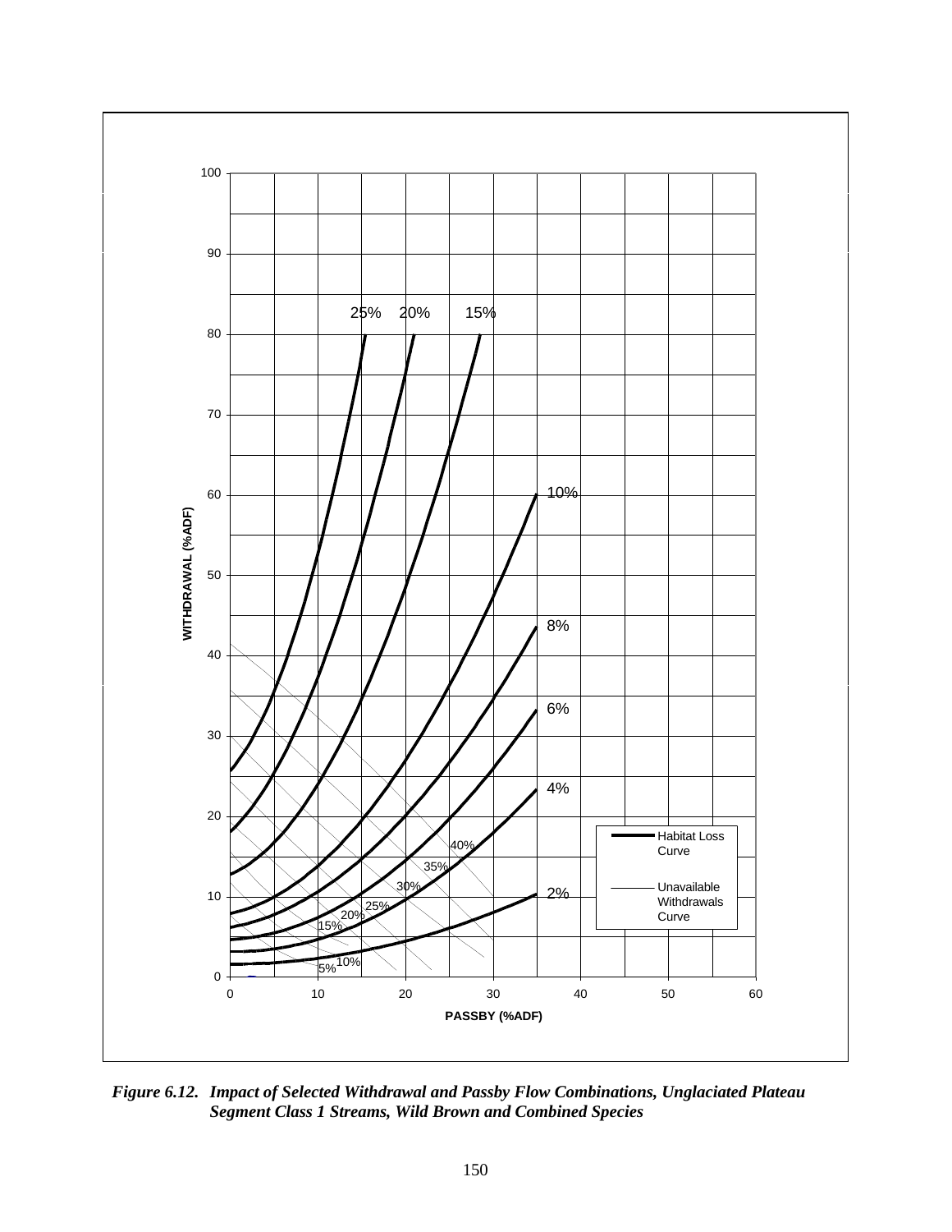*Figure 6.12. Impact of Selected Withdrawal and Passby Flow Combinations, Unglaciated Plateau Segment Class 1 Streams, Wild Brown and Combined Species*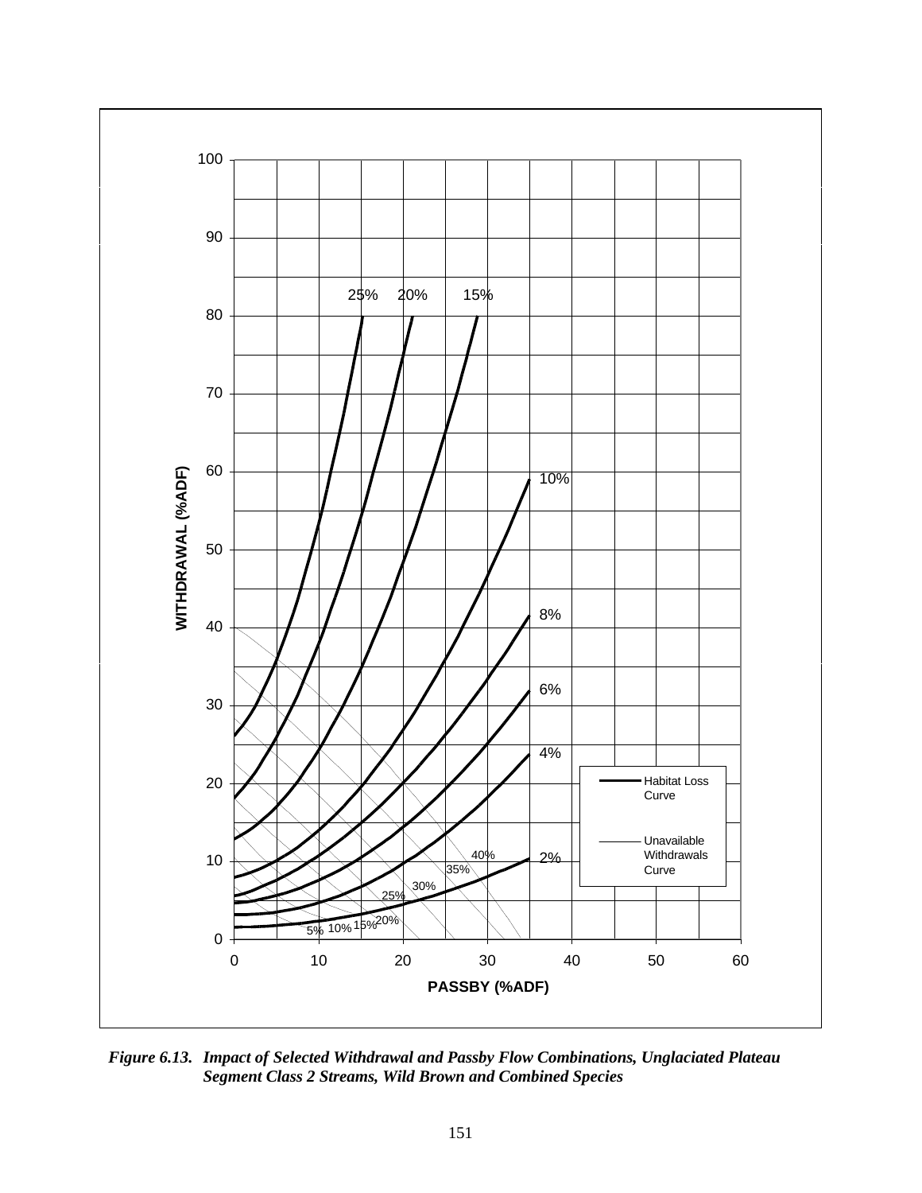*Figure 6.13. Impact of Selected Withdrawal and Passby Flow Combinations, Unglaciated Plateau Segment Class 2 Streams, Wild Brown and Combined Species*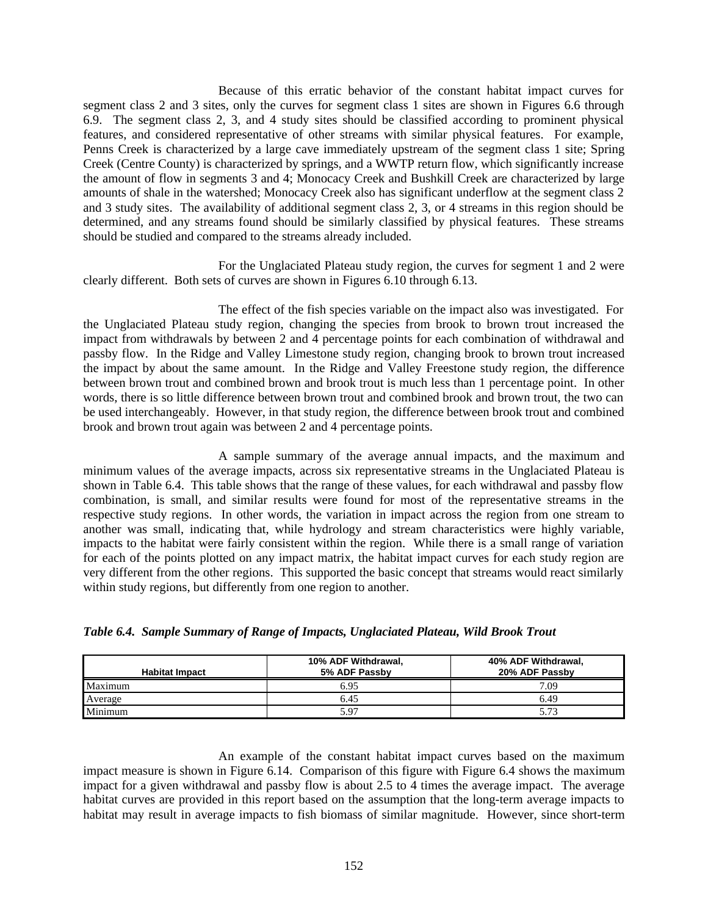Because of this erratic behavior of the constant habitat impact curves for segment class 2 and 3 sites, only the curves for segment class 1 sites are shown in Figures 6.6 through 6.9. The segment class 2, 3, and 4 study sites should be classified according to prominent physical features, and considered representative of other streams with similar physical features. For example, Penns Creek is characterized by a large cave immediately upstream of the segment class 1 site; Spring Creek (Centre County) is characterized by springs, and a WWTP return flow, which significantly increase the amount of flow in segments 3 and 4; Monocacy Creek and Bushkill Creek are characterized by large amounts of shale in the watershed; Monocacy Creek also has significant underflow at the segment class 2 and 3 study sites. The availability of additional segment class 2, 3, or 4 streams in this region should be determined, and any streams found should be similarly classified by physical features. These streams should be studied and compared to the streams already included.

For the Unglaciated Plateau study region, the curves for segment 1 and 2 were clearly different. Both sets of curves are shown in Figures 6.10 through 6.13.

The effect of the fish species variable on the impact also was investigated. For the Unglaciated Plateau study region, changing the species from brook to brown trout increased the impact from withdrawals by between 2 and 4 percentage points for each combination of withdrawal and passby flow. In the Ridge and Valley Limestone study region, changing brook to brown trout increased the impact by about the same amount. In the Ridge and Valley Freestone study region, the difference between brown trout and combined brown and brook trout is much less than 1 percentage point. In other words, there is so little difference between brown trout and combined brook and brown trout, the two can be used interchangeably. However, in that study region, the difference between brook trout and combined brook and brown trout again was between 2 and 4 percentage points.

A sample summary of the average annual impacts, and the maximum and minimum values of the average impacts, across six representative streams in the Unglaciated Plateau is shown in Table 6.4. This table shows that the range of these values, for each withdrawal and passby flow combination, is small, and similar results were found for most of the representative streams in the respective study regions. In other words, the variation in impact across the region from one stream to another was small, indicating that, while hydrology and stream characteristics were highly variable, impacts to the habitat were fairly consistent within the region. While there is a small range of variation for each of the points plotted on any impact matrix, the habitat impact curves for each study region are very different from the other regions. This supported the basic concept that streams would react similarly within study regions, but differently from one region to another.

***Table 6.4. Sample Summary of Range of Impacts, Unglaciated Plateau, Wild Brook Trout***

| Habitat Impact | 10% ADF Withdrawal, 5% ADF Passby | 40% ADF Withdrawal, 20% ADF Passby |
|---|---|---|
| Maximum | 6.95 | 7.09 |
| Average | 6.45 | 6.49 |
| Minimum | 5.97 | 5.73 |

An example of the constant habitat impact curves based on the maximum impact measure is shown in Figure 6.14. Comparison of this figure with Figure 6.4 shows the maximum impact for a given withdrawal and passby flow is about 2.5 to 4 times the average impact. The average habitat curves are provided in this report based on the assumption that the long-term average impacts to habitat may result in average impacts to fish biomass of similar magnitude. However, since short-term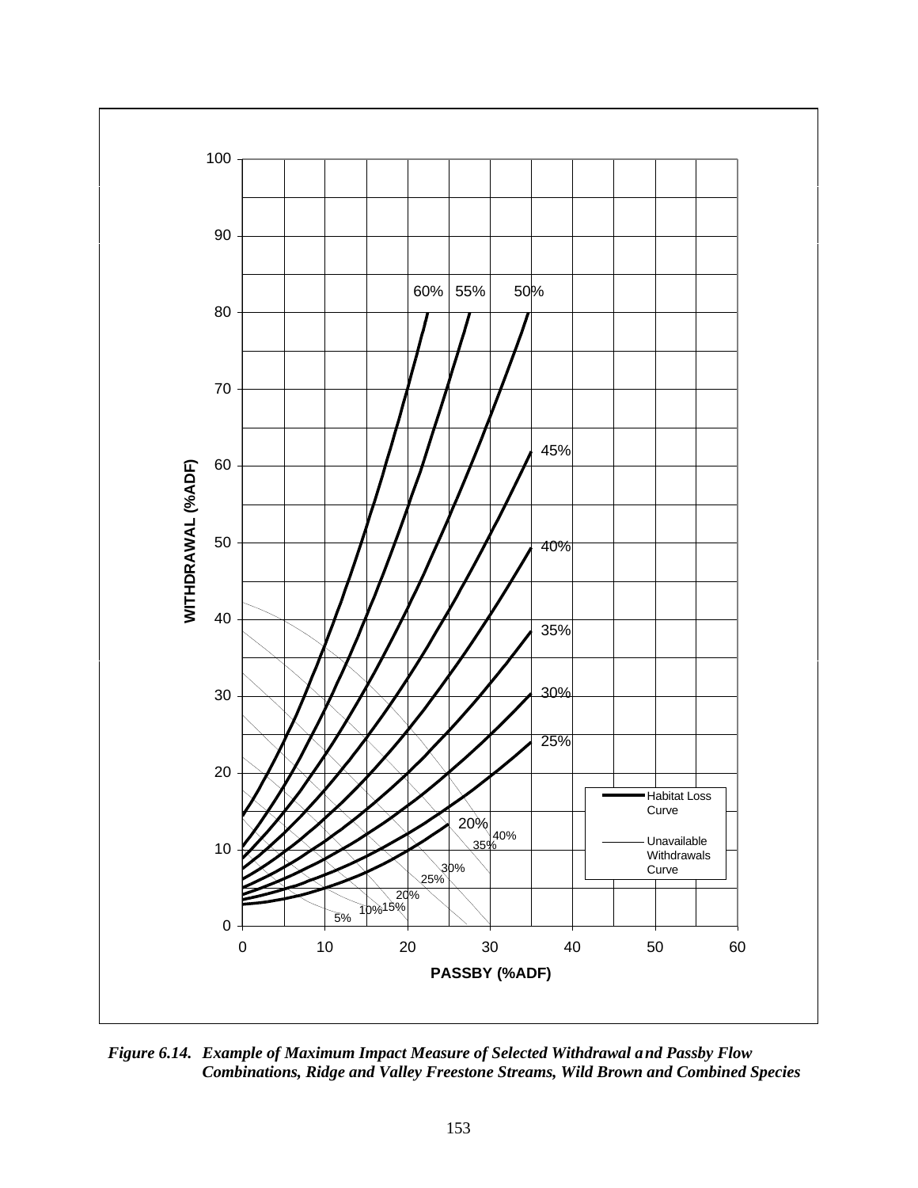*Figure 6.14. Example of Maximum Impact Measure of Selected Withdrawal and Passby Flow Combinations, Ridge and Valley Freestone Streams, Wild Brown and Combined Species*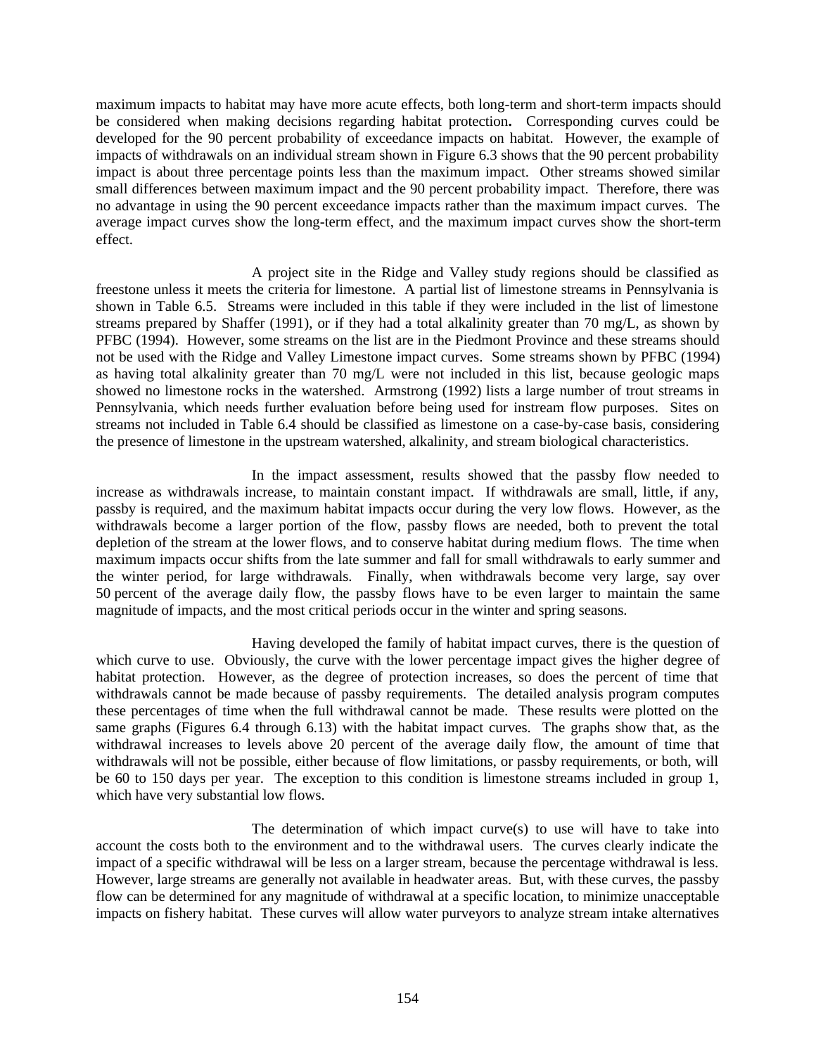maximum impacts to habitat may have more acute effects, both long-term and short-term impacts should be considered when making decisions regarding habitat protection**.** Corresponding curves could be developed for the 90 percent probability of exceedance impacts on habitat. However, the example of impacts of withdrawals on an individual stream shown in Figure 6.3 shows that the 90 percent probability impact is about three percentage points less than the maximum impact. Other streams showed similar small differences between maximum impact and the 90 percent probability impact. Therefore, there was no advantage in using the 90 percent exceedance impacts rather than the maximum impact curves. The average impact curves show the long-term effect, and the maximum impact curves show the short-term effect.

A project site in the Ridge and Valley study regions should be classified as freestone unless it meets the criteria for limestone. A partial list of limestone streams in Pennsylvania is shown in Table 6.5. Streams were included in this table if they were included in the list of limestone streams prepared by Shaffer (1991), or if they had a total alkalinity greater than 70 mg/L, as shown by PFBC (1994). However, some streams on the list are in the Piedmont Province and these streams should not be used with the Ridge and Valley Limestone impact curves. Some streams shown by PFBC (1994) as having total alkalinity greater than 70 mg/L were not included in this list, because geologic maps showed no limestone rocks in the watershed. Armstrong (1992) lists a large number of trout streams in Pennsylvania, which needs further evaluation before being used for instream flow purposes. Sites on streams not included in Table 6.4 should be classified as limestone on a case-by-case basis, considering the presence of limestone in the upstream watershed, alkalinity, and stream biological characteristics.

In the impact assessment, results showed that the passby flow needed to increase as withdrawals increase, to maintain constant impact. If withdrawals are small, little, if any, passby is required, and the maximum habitat impacts occur during the very low flows. However, as the withdrawals become a larger portion of the flow, passby flows are needed, both to prevent the total depletion of the stream at the lower flows, and to conserve habitat during medium flows. The time when maximum impacts occur shifts from the late summer and fall for small withdrawals to early summer and the winter period, for large withdrawals. Finally, when withdrawals become very large, say over 50 percent of the average daily flow, the passby flows have to be even larger to maintain the same magnitude of impacts, and the most critical periods occur in the winter and spring seasons.

Having developed the family of habitat impact curves, there is the question of which curve to use. Obviously, the curve with the lower percentage impact gives the higher degree of habitat protection. However, as the degree of protection increases, so does the percent of time that withdrawals cannot be made because of passby requirements. The detailed analysis program computes these percentages of time when the full withdrawal cannot be made. These results were plotted on the same graphs (Figures 6.4 through 6.13) with the habitat impact curves. The graphs show that, as the withdrawal increases to levels above 20 percent of the average daily flow, the amount of time that withdrawals will not be possible, either because of flow limitations, or passby requirements, or both, will be 60 to 150 days per year. The exception to this condition is limestone streams included in group 1, which have very substantial low flows.

The determination of which impact curve(s) to use will have to take into account the costs both to the environment and to the withdrawal users. The curves clearly indicate the impact of a specific withdrawal will be less on a larger stream, because the percentage withdrawal is less. However, large streams are generally not available in headwater areas. But, with these curves, the passby flow can be determined for any magnitude of withdrawal at a specific location, to minimize unacceptable impacts on fishery habitat. These curves will allow water purveyors to analyze stream intake alternatives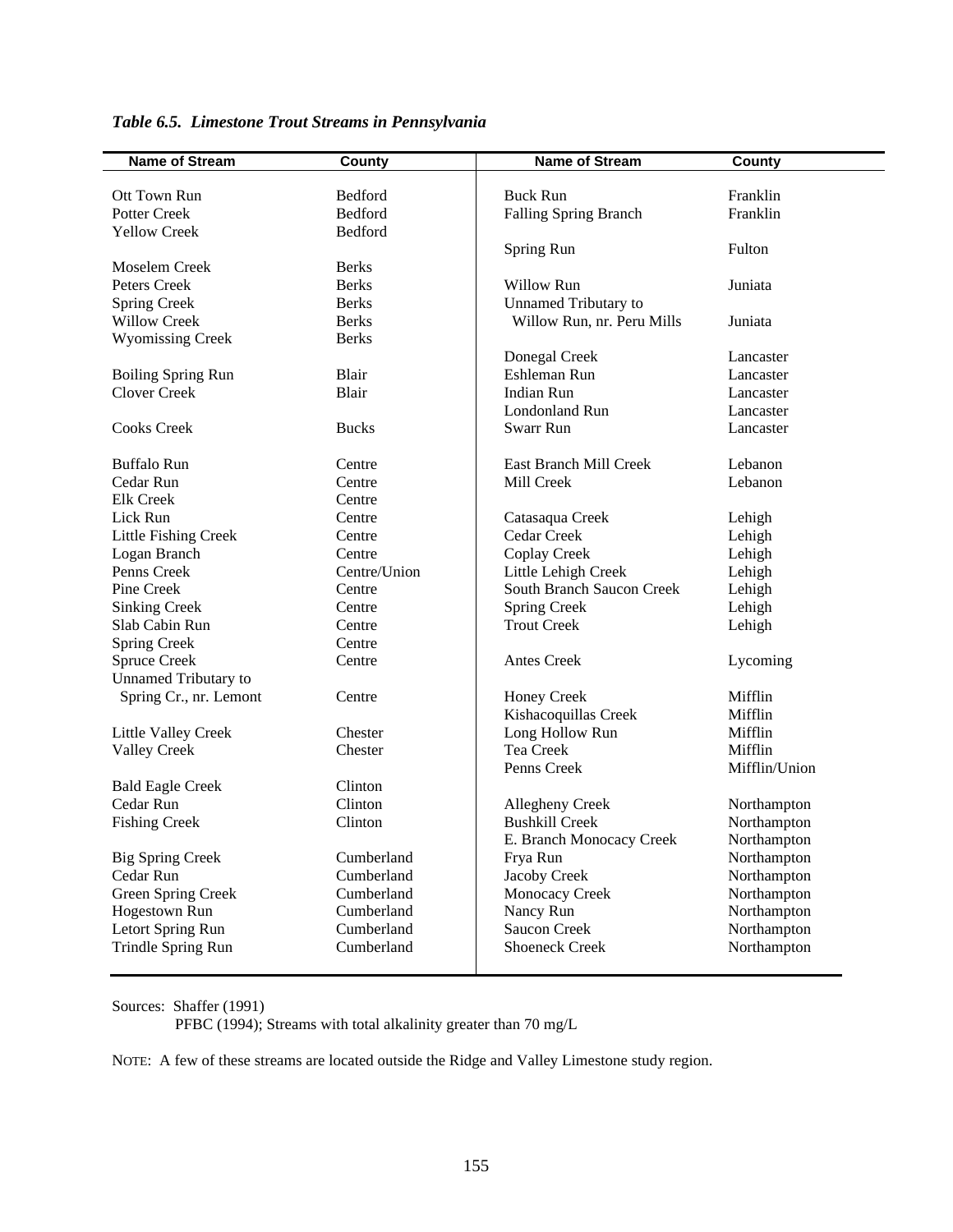*Table 6.5. Limestone Trout Streams in Pennsylvania*

| Name of Stream | County | Name of Stream | County |
|---|---|---|---|
| Ott Town Run | Bedford | Buck Run | Franklin |
| Potter Creek | Bedford | Falling Spring Branch | Franklin |
| Yellow Creek | Bedford | | |
| | | Spring Run | Fulton |
| Moselem Creek | Berks | | |
| Peters Creek | Berks | Willow Run | Juniata |
| Spring Creek | Berks | Unnamed Tributary to | |
| Willow Creek | Berks | Willow Run, nr. Peru Mills | Juniata |
| Wyomissing Creek | Berks | | |
| | | Donegal Creek | Lancaster |
| Boiling Spring Run | Blair | Eshleman Run | Lancaster |
| Clover Creek | Blair | Indian Run | Lancaster |
| | | Londonland Run | Lancaster |
| Cooks Creek | Bucks | Swarr Run | Lancaster |
| | | | |
| Buffalo Run | Centre | East Branch Mill Creek | Lebanon |
| Cedar Run | Centre | Mill Creek | Lebanon |
| Elk Creek | Centre | | |
| Lick Run | Centre | Catasaqua Creek | Lehigh |
| Little Fishing Creek | Centre | Cedar Creek | Lehigh |
| Logan Branch | Centre | Coplay Creek | Lehigh |
| Penns Creek | Centre/Union | Little Lehigh Creek | Lehigh |
| Pine Creek | Centre | South Branch Saucon Creek | Lehigh |
| Sinking Creek | Centre | Spring Creek | Lehigh |
| Slab Cabin Run | Centre | Trout Creek | Lehigh |
| Spring Creek | Centre | | |
| Spruce Creek | Centre | Antes Creek | Lycoming |
| Unnamed Tributary to | | | |
| Spring Cr., nr. Lemont | Centre | Honey Creek | Mifflin |
| | | Kishacoquillas Creek | Mifflin |
| Little Valley Creek | Chester | Long Hollow Run | Mifflin |
| Valley Creek | Chester | Tea Creek | Mifflin |
| | | Penns Creek | Mifflin/Union |
| Bald Eagle Creek | Clinton | | |
| Cedar Run | Clinton | Allegheny Creek | Northampton |
| Fishing Creek | Clinton | Bushkill Creek | Northampton |
| | | E. Branch Monocacy Creek | Northampton |
| Big Spring Creek | Cumberland | Frya Run | Northampton |
| Cedar Run | Cumberland | Jacoby Creek | Northampton |
| Green Spring Creek | Cumberland | Monocacy Creek | Northampton |
| Hogestown Run | Cumberland | Nancy Run | Northampton |
| Letort Spring Run | Cumberland | Saucon Creek | Northampton |
| Trindle Spring Run | Cumberland | Shoeneck Creek | Northampton |

Sources: Shaffer (1991)
PFBC (1994); Streams with total alkalinity greater than 70 mg/L

NOTE: A few of these streams are located outside the Ridge and Valley Limestone study region.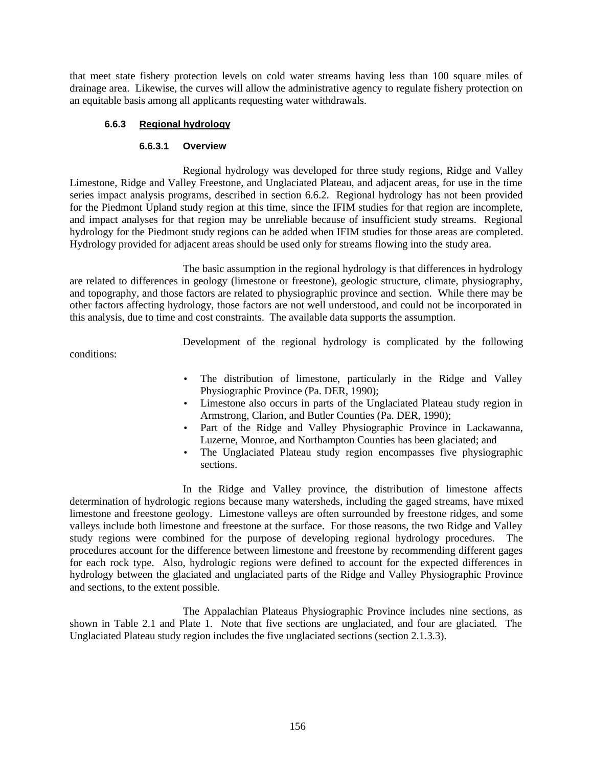that meet state fishery protection levels on cold water streams having less than 100 square miles of drainage area. Likewise, the curves will allow the administrative agency to regulate fishery protection on an equitable basis among all applicants requesting water withdrawals.

### 6.6.3 Regional hydrology

#### 6.6.3.1 Overview

Regional hydrology was developed for three study regions, Ridge and Valley Limestone, Ridge and Valley Freestone, and Unglaciated Plateau, and adjacent areas, for use in the time series impact analysis programs, described in section 6.6.2. Regional hydrology has not been provided for the Piedmont Upland study region at this time, since the IFIM studies for that region are incomplete, and impact analyses for that region may be unreliable because of insufficient study streams. Regional hydrology for the Piedmont study regions can be added when IFIM studies for those areas are completed. Hydrology provided for adjacent areas should be used only for streams flowing into the study area.

The basic assumption in the regional hydrology is that differences in hydrology are related to differences in geology (limestone or freestone), geologic structure, climate, physiography, and topography, and those factors are related to physiographic province and section. While there may be other factors affecting hydrology, those factors are not well understood, and could not be incorporated in this analysis, due to time and cost constraints. The available data supports the assumption.

Development of the regional hydrology is complicated by the following conditions:

- The distribution of limestone, particularly in the Ridge and Valley Physiographic Province (Pa. DER, 1990);
- Limestone also occurs in parts of the Unglaciated Plateau study region in Armstrong, Clarion, and Butler Counties (Pa. DER, 1990);
- Part of the Ridge and Valley Physiographic Province in Lackawanna, Luzerne, Monroe, and Northampton Counties has been glaciated; and
- The Unglaciated Plateau study region encompasses five physiographic sections.

In the Ridge and Valley province, the distribution of limestone affects determination of hydrologic regions because many watersheds, including the gaged streams, have mixed limestone and freestone geology. Limestone valleys are often surrounded by freestone ridges, and some valleys include both limestone and freestone at the surface. For those reasons, the two Ridge and Valley study regions were combined for the purpose of developing regional hydrology procedures. The procedures account for the difference between limestone and freestone by recommending different gages for each rock type. Also, hydrologic regions were defined to account for the expected differences in hydrology between the glaciated and unglaciated parts of the Ridge and Valley Physiographic Province and sections, to the extent possible.

The Appalachian Plateaus Physiographic Province includes nine sections, as shown in Table 2.1 and Plate 1. Note that five sections are unglaciated, and four are glaciated. The Unglaciated Plateau study region includes the five unglaciated sections (section 2.1.3.3).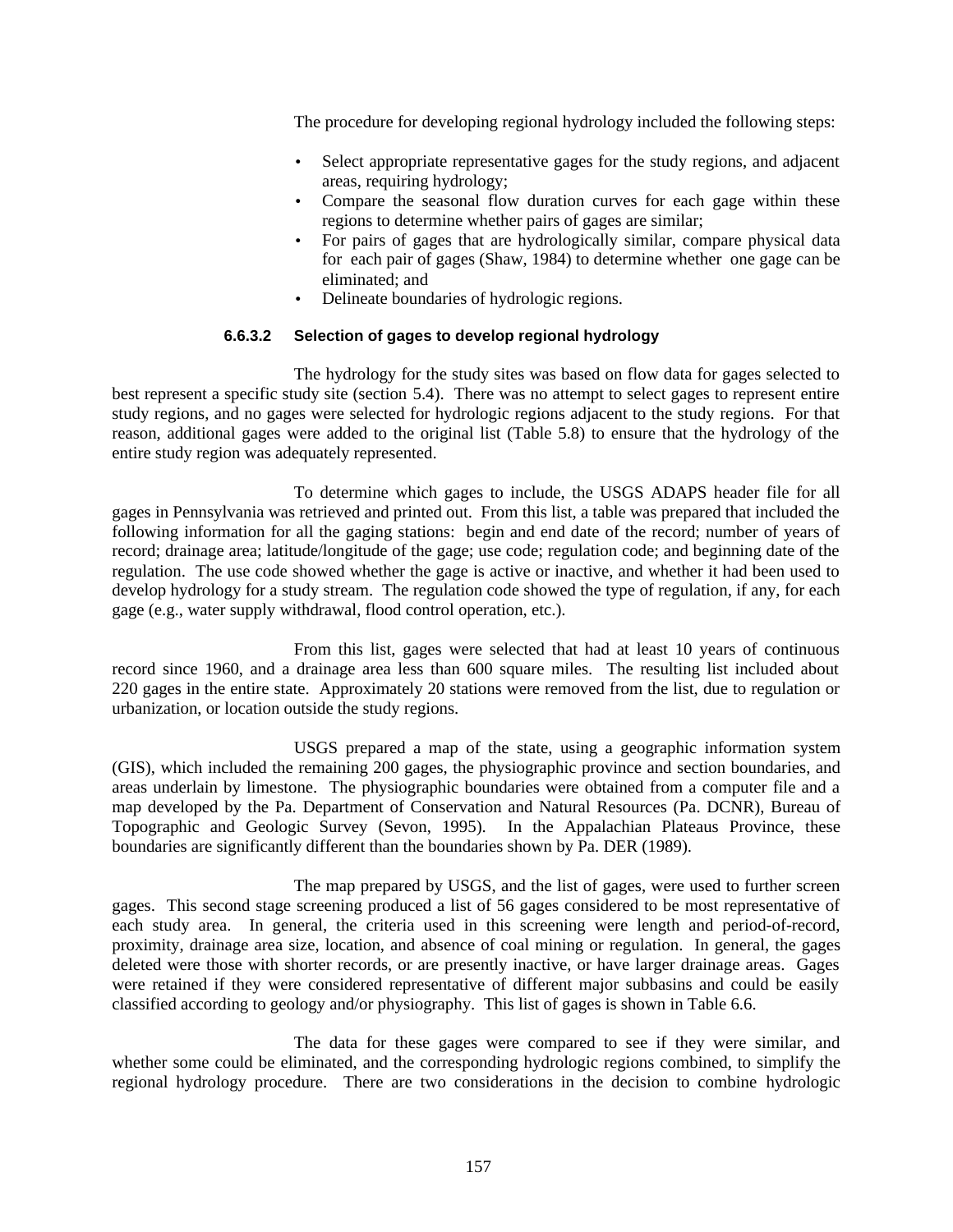The procedure for developing regional hydrology included the following steps:

- Select appropriate representative gages for the study regions, and adjacent areas, requiring hydrology;
- Compare the seasonal flow duration curves for each gage within these regions to determine whether pairs of gages are similar;
- For pairs of gages that are hydrologically similar, compare physical data for each pair of gages (Shaw, 1984) to determine whether one gage can be eliminated; and
- Delineate boundaries of hydrologic regions.

#### 6.6.3.2 Selection of gages to develop regional hydrology

The hydrology for the study sites was based on flow data for gages selected to best represent a specific study site (section 5.4). There was no attempt to select gages to represent entire study regions, and no gages were selected for hydrologic regions adjacent to the study regions. For that reason, additional gages were added to the original list (Table 5.8) to ensure that the hydrology of the entire study region was adequately represented.

To determine which gages to include, the USGS ADAPS header file for all gages in Pennsylvania was retrieved and printed out. From this list, a table was prepared that included the following information for all the gaging stations: begin and end date of the record; number of years of record; drainage area; latitude/longitude of the gage; use code; regulation code; and beginning date of the regulation. The use code showed whether the gage is active or inactive, and whether it had been used to develop hydrology for a study stream. The regulation code showed the type of regulation, if any, for each gage (e.g., water supply withdrawal, flood control operation, etc.).

From this list, gages were selected that had at least 10 years of continuous record since 1960, and a drainage area less than 600 square miles. The resulting list included about 220 gages in the entire state. Approximately 20 stations were removed from the list, due to regulation or urbanization, or location outside the study regions.

USGS prepared a map of the state, using a geographic information system (GIS), which included the remaining 200 gages, the physiographic province and section boundaries, and areas underlain by limestone. The physiographic boundaries were obtained from a computer file and a map developed by the Pa. Department of Conservation and Natural Resources (Pa. DCNR), Bureau of Topographic and Geologic Survey (Sevon, 1995). In the Appalachian Plateaus Province, these boundaries are significantly different than the boundaries shown by Pa. DER (1989).

The map prepared by USGS, and the list of gages, were used to further screen gages. This second stage screening produced a list of 56 gages considered to be most representative of each study area. In general, the criteria used in this screening were length and period-of-record, proximity, drainage area size, location, and absence of coal mining or regulation. In general, the gages deleted were those with shorter records, or are presently inactive, or have larger drainage areas. Gages were retained if they were considered representative of different major subbasins and could be easily classified according to geology and/or physiography. This list of gages is shown in Table 6.6.

The data for these gages were compared to see if they were similar, and whether some could be eliminated, and the corresponding hydrologic regions combined, to simplify the regional hydrology procedure. There are two considerations in the decision to combine hydrologic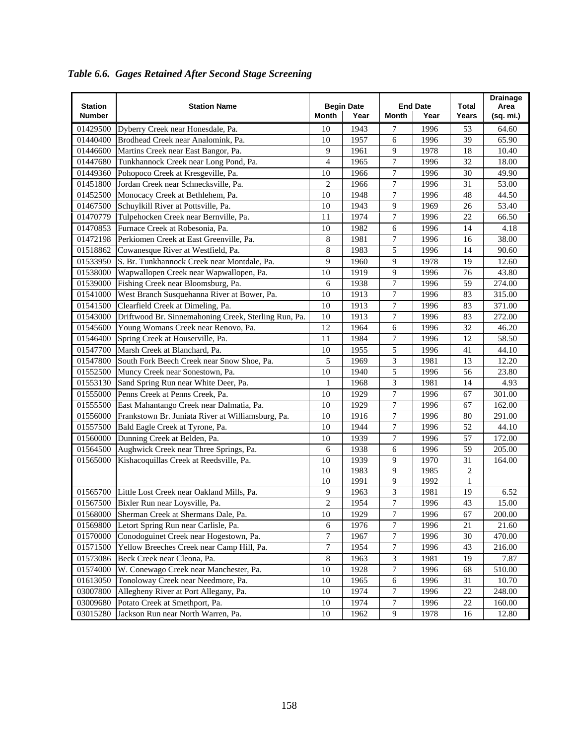*Table 6.6. Gages Retained After Second Stage Screening*

| Station Number | Station Name | Begin Date | | End Date | | Total Years | Drainage Area (sq. mi.) |
|---|---|---|---|---|---|---|---|
| | | Month | Year | Month | Year | | |
| 01429500 | Dyberry Creek near Honesdale, Pa. | 10 | 1943 | 7 | 1996 | 53 | 64.60 |
| 01440400 | Brodhead Creek near Analomink, Pa. | 10 | 1957 | 6 | 1996 | 39 | 65.90 |
| 01446600 | Martins Creek near East Bangor, Pa. | 9 | 1961 | 9 | 1978 | 18 | 10.40 |
| 01447680 | Tunkhannock Creek near Long Pond, Pa. | 4 | 1965 | 7 | 1996 | 32 | 18.00 |
| 01449360 | Pohopoco Creek at Kresgeville, Pa. | 10 | 1966 | 7 | 1996 | 30 | 49.90 |
| 01451800 | Jordan Creek near Schnecksville, Pa. | 2 | 1966 | 7 | 1996 | 31 | 53.00 |
| 01452500 | Monocacy Creek at Bethlehem, Pa. | 10 | 1948 | 7 | 1996 | 48 | 44.50 |
| 01467500 | Schuylkill River at Pottsville, Pa. | 10 | 1943 | 9 | 1969 | 26 | 53.40 |
| 01470779 | Tulpehocken Creek near Bernville, Pa. | 11 | 1974 | 7 | 1996 | 22 | 66.50 |
| 01470853 | Furnace Creek at Robesonia, Pa. | 10 | 1982 | 6 | 1996 | 14 | 4.18 |
| 01472198 | Perkiomen Creek at East Greenville, Pa. | 8 | 1981 | 7 | 1996 | 16 | 38.00 |
| 01518862 | Cowanesque River at Westfield, Pa. | 8 | 1983 | 5 | 1996 | 14 | 90.60 |
| 01533950 | S. Br. Tunkhannock Creek near Montdale, Pa. | 9 | 1960 | 9 | 1978 | 19 | 12.60 |
| 01538000 | Wapwallopen Creek near Wapwallopen, Pa. | 10 | 1919 | 9 | 1996 | 76 | 43.80 |
| 01539000 | Fishing Creek near Bloomsburg, Pa. | 6 | 1938 | 7 | 1996 | 59 | 274.00 |
| 01541000 | West Branch Susquehanna River at Bower, Pa. | 10 | 1913 | 7 | 1996 | 83 | 315.00 |
| 01541500 | Clearfield Creek at Dimeling, Pa. | 10 | 1913 | 7 | 1996 | 83 | 371.00 |
| 01543000 | Driftwood Br. Sinnemahoning Creek, Sterling Run, Pa. | 10 | 1913 | 7 | 1996 | 83 | 272.00 |
| 01545600 | Young Womans Creek near Renovo, Pa. | 12 | 1964 | 6 | 1996 | 32 | 46.20 |
| 01546400 | Spring Creek at Houserville, Pa. | 11 | 1984 | 7 | 1996 | 12 | 58.50 |
| 01547700 | Marsh Creek at Blanchard, Pa. | 10 | 1955 | 5 | 1996 | 41 | 44.10 |
| 01547800 | South Fork Beech Creek near Snow Shoe, Pa. | 5 | 1969 | 3 | 1981 | 13 | 12.20 |
| 01552500 | Muncy Creek near Sonestown, Pa. | 10 | 1940 | 5 | 1996 | 56 | 23.80 |
| 01553130 | Sand Spring Run near White Deer, Pa. | 1 | 1968 | 3 | 1981 | 14 | 4.93 |
| 01555000 | Penns Creek at Penns Creek, Pa. | 10 | 1929 | 7 | 1996 | 67 | 301.00 |
| 01555500 | East Mahantango Creek near Dalmatia, Pa. | 10 | 1929 | 7 | 1996 | 67 | 162.00 |
| 01556000 | Frankstown Br. Juniata River at Williamsburg, Pa. | 10 | 1916 | 7 | 1996 | 80 | 291.00 |
| 01557500 | Bald Eagle Creek at Tyrone, Pa. | 10 | 1944 | 7 | 1996 | 52 | 44.10 |
| 01560000 | Dunning Creek at Belden, Pa. | 10 | 1939 | 7 | 1996 | 57 | 172.00 |
| 01564500 | Aughwick Creek near Three Springs, Pa. | 6 | 1938 | 6 | 1996 | 59 | 205.00 |
| 01565000 | Kishacoquillas Creek at Reedsville, Pa. | 10 | 1939 | 9 | 1970 | 31 | 164.00 |
| | | 10 | 1983 | 9 | 1985 | 2 | |
| | | 10 | 1991 | 9 | 1992 | 1 | |
| 01565700 | Little Lost Creek near Oakland Mills, Pa. | 9 | 1963 | 3 | 1981 | 19 | 6.52 |
| 01567500 | Bixler Run near Loysville, Pa. | 2 | 1954 | 7 | 1996 | 43 | 15.00 |
| 01568000 | Sherman Creek at Shermans Dale, Pa. | 10 | 1929 | 7 | 1996 | 67 | 200.00 |
| 01569800 | Letort Spring Run near Carlisle, Pa. | 6 | 1976 | 7 | 1996 | 21 | 21.60 |
| 01570000 | Conodoguinet Creek near Hogestown, Pa. | 7 | 1967 | 7 | 1996 | 30 | 470.00 |
| 01571500 | Yellow Breeches Creek near Camp Hill, Pa. | 7 | 1954 | 7 | 1996 | 43 | 216.00 |
| 01573086 | Beck Creek near Cleona, Pa. | 8 | 1963 | 3 | 1981 | 19 | 7.87 |
| 01574000 | W. Conewago Creek near Manchester, Pa. | 10 | 1928 | 7 | 1996 | 68 | 510.00 |
| 01613050 | Tonoloway Creek near Needmore, Pa. | 10 | 1965 | 6 | 1996 | 31 | 10.70 |
| 03007800 | Allegheny River at Port Allegany, Pa. | 10 | 1974 | 7 | 1996 | 22 | 248.00 |
| 03009680 | Potato Creek at Smethport, Pa. | 10 | 1974 | 7 | 1996 | 22 | 160.00 |
| 03015280 | Jackson Run near North Warren, Pa. | 10 | 1962 | 9 | 1978 | 16 | 12.80 |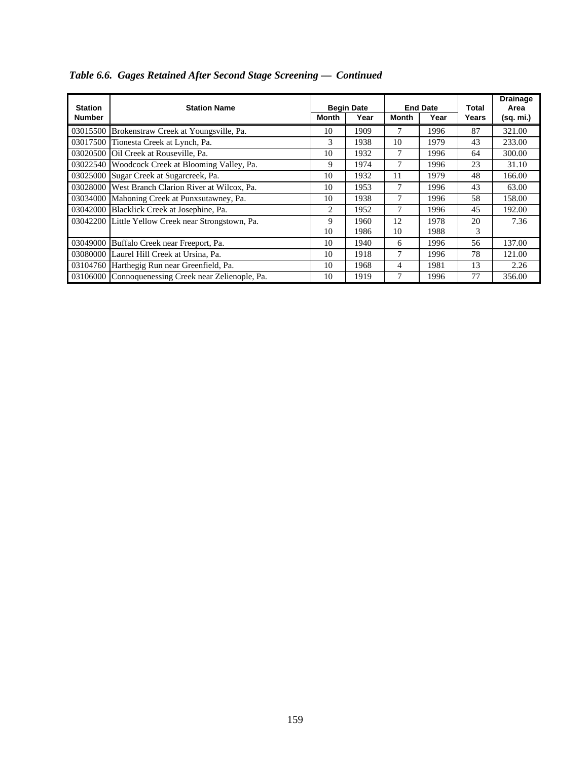*Table 6.6. Gages Retained After Second Stage Screening — Continued*

| Station Number | Station Name | Begin Date | | End Date | | Total Years | Drainage Area (sq. mi.) |
|---|---|---|---|---|---|---|---|
| | | Month | Year | Month | Year | | |
| 03015500 | Brokenstraw Creek at Youngsville, Pa. | 10 | 1909 | 7 | 1996 | 87 | 321.00 |
| 03017500 | Tionesta Creek at Lynch, Pa. | 3 | 1938 | 10 | 1979 | 43 | 233.00 |
| 03020500 | Oil Creek at Rouseville, Pa. | 10 | 1932 | 7 | 1996 | 64 | 300.00 |
| 03022540 | Woodcock Creek at Blooming Valley, Pa. | 9 | 1974 | 7 | 1996 | 23 | 31.10 |
| 03025000 | Sugar Creek at Sugarcreek, Pa. | 10 | 1932 | 11 | 1979 | 48 | 166.00 |
| 03028000 | West Branch Clarion River at Wilcox, Pa. | 10 | 1953 | 7 | 1996 | 43 | 63.00 |
| 03034000 | Mahoning Creek at Punxsutawney, Pa. | 10 | 1938 | 7 | 1996 | 58 | 158.00 |
| 03042000 | Blacklick Creek at Josephine, Pa. | 2 | 1952 | 7 | 1996 | 45 | 192.00 |
| 03042200 | Little Yellow Creek near Strongstown, Pa. | 9 | 1960 | 12 | 1978 | 20 | 7.36 |
| | | 10 | 1986 | 10 | 1988 | 3 | |
| 03049000 | Buffalo Creek near Freeport, Pa. | 10 | 1940 | 6 | 1996 | 56 | 137.00 |
| 03080000 | Laurel Hill Creek at Ursina, Pa. | 10 | 1918 | 7 | 1996 | 78 | 121.00 |
| 03104760 | Harthegig Run near Greenfield, Pa. | 10 | 1968 | 4 | 1981 | 13 | 2.26 |
| 03106000 | Connoquenessing Creek near Zelienople, Pa. | 10 | 1919 | 7 | 1996 | 77 | 356.00 |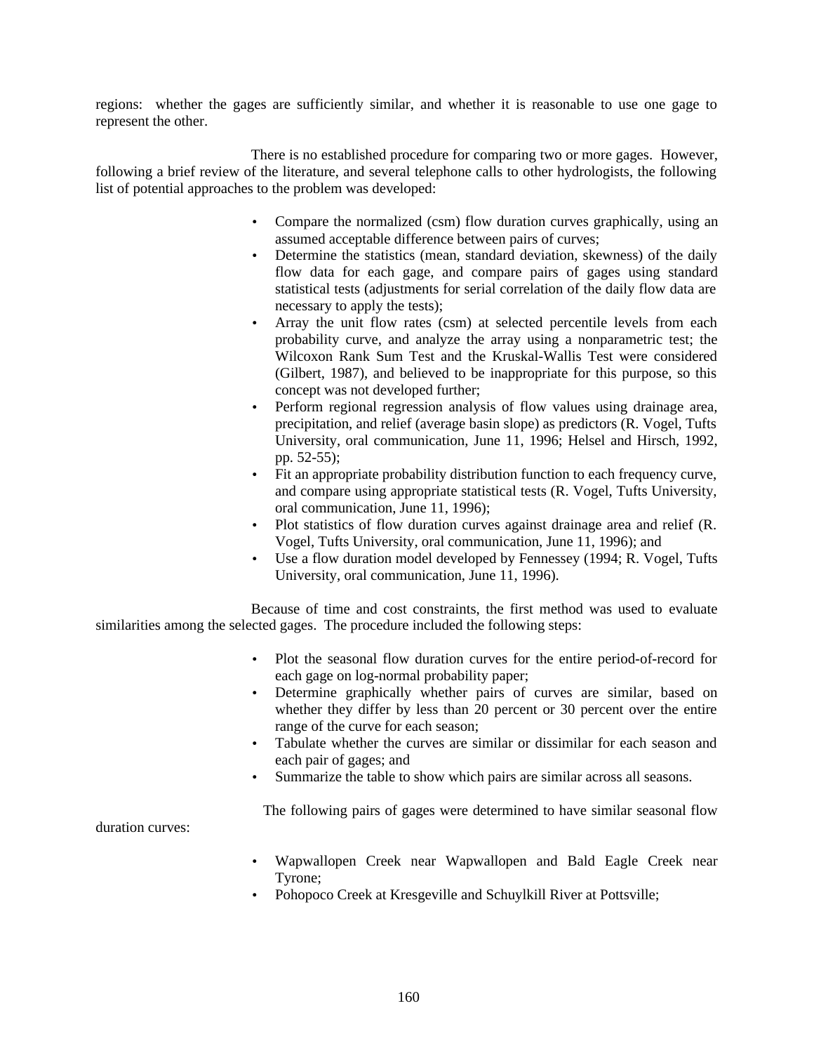regions: whether the gages are sufficiently similar, and whether it is reasonable to use one gage to represent the other.

There is no established procedure for comparing two or more gages. However, following a brief review of the literature, and several telephone calls to other hydrologists, the following list of potential approaches to the problem was developed:

- Compare the normalized (csm) flow duration curves graphically, using an assumed acceptable difference between pairs of curves;
- Determine the statistics (mean, standard deviation, skewness) of the daily flow data for each gage, and compare pairs of gages using standard statistical tests (adjustments for serial correlation of the daily flow data are necessary to apply the tests);
- Array the unit flow rates (csm) at selected percentile levels from each probability curve, and analyze the array using a nonparametric test; the Wilcoxon Rank Sum Test and the Kruskal-Wallis Test were considered (Gilbert, 1987), and believed to be inappropriate for this purpose, so this concept was not developed further;
- Perform regional regression analysis of flow values using drainage area, precipitation, and relief (average basin slope) as predictors (R. Vogel, Tufts University, oral communication, June 11, 1996; Helsel and Hirsch, 1992, pp. 52-55);
- Fit an appropriate probability distribution function to each frequency curve, and compare using appropriate statistical tests (R. Vogel, Tufts University, oral communication, June 11, 1996);
- Plot statistics of flow duration curves against drainage area and relief (R. Vogel, Tufts University, oral communication, June 11, 1996); and
- Use a flow duration model developed by Fennessey (1994; R. Vogel, Tufts University, oral communication, June 11, 1996).

Because of time and cost constraints, the first method was used to evaluate similarities among the selected gages. The procedure included the following steps:

- Plot the seasonal flow duration curves for the entire period-of-record for each gage on log-normal probability paper;
- Determine graphically whether pairs of curves are similar, based on whether they differ by less than 20 percent or 30 percent over the entire range of the curve for each season;
- Tabulate whether the curves are similar or dissimilar for each season and each pair of gages; and
- Summarize the table to show which pairs are similar across all seasons.

The following pairs of gages were determined to have similar seasonal flow duration curves:

- Wapwallopen Creek near Wapwallopen and Bald Eagle Creek near Tyrone;
- Pohopoco Creek at Kresgeville and Schuylkill River at Pottsville;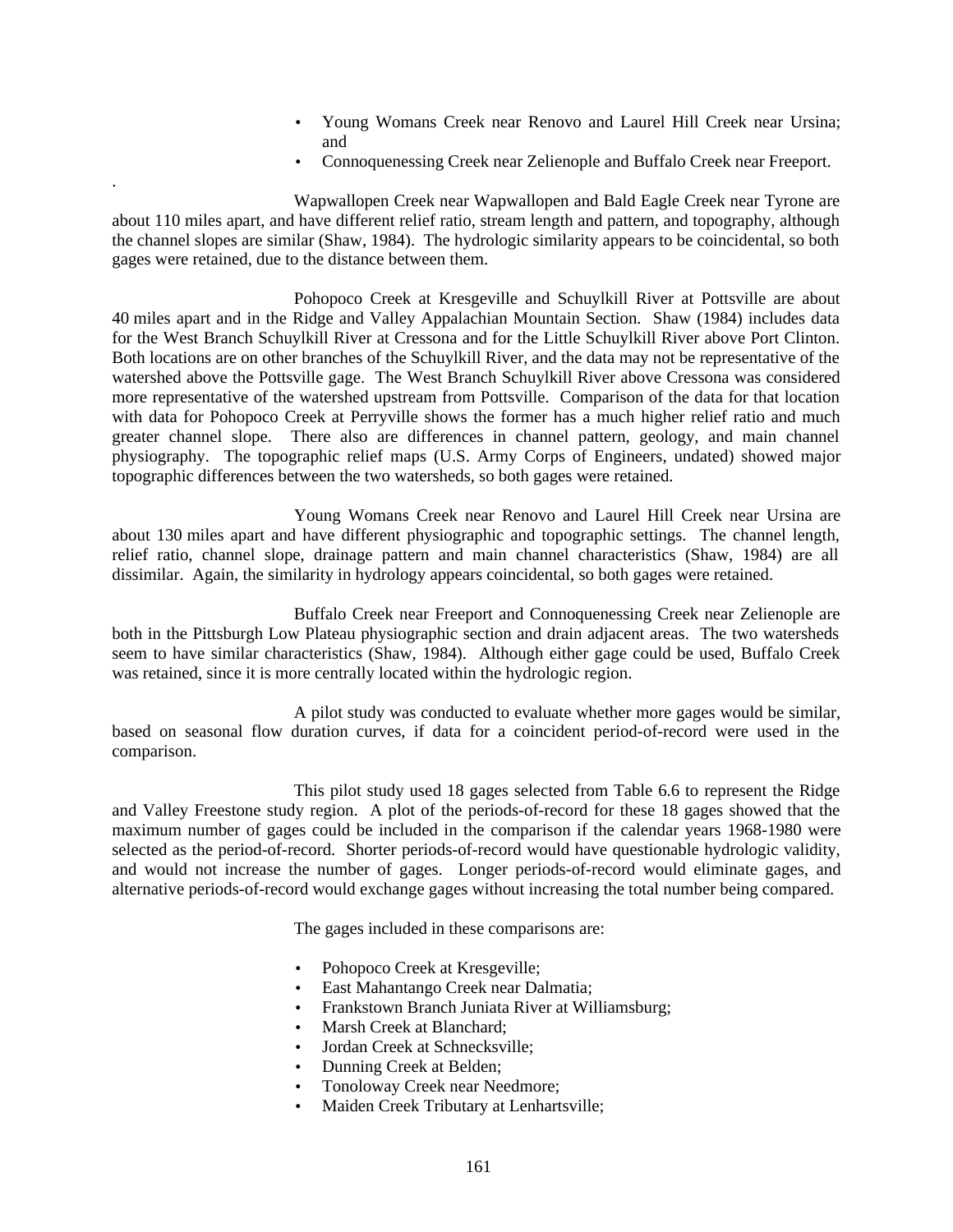- Young Womans Creek near Renovo and Laurel Hill Creek near Ursina; and
- Connoquenessing Creek near Zelienople and Buffalo Creek near Freeport.

.

Wapwallopen Creek near Wapwallopen and Bald Eagle Creek near Tyrone are about 110 miles apart, and have different relief ratio, stream length and pattern, and topography, although the channel slopes are similar (Shaw, 1984). The hydrologic similarity appears to be coincidental, so both gages were retained, due to the distance between them.

Pohopoco Creek at Kresgeville and Schuylkill River at Pottsville are about 40 miles apart and in the Ridge and Valley Appalachian Mountain Section. Shaw (1984) includes data for the West Branch Schuylkill River at Cressona and for the Little Schuylkill River above Port Clinton. Both locations are on other branches of the Schuylkill River, and the data may not be representative of the watershed above the Pottsville gage. The West Branch Schuylkill River above Cressona was considered more representative of the watershed upstream from Pottsville. Comparison of the data for that location with data for Pohopoco Creek at Perryville shows the former has a much higher relief ratio and much greater channel slope. There also are differences in channel pattern, geology, and main channel physiography. The topographic relief maps (U.S. Army Corps of Engineers, undated) showed major topographic differences between the two watersheds, so both gages were retained.

Young Womans Creek near Renovo and Laurel Hill Creek near Ursina are about 130 miles apart and have different physiographic and topographic settings. The channel length, relief ratio, channel slope, drainage pattern and main channel characteristics (Shaw, 1984) are all dissimilar. Again, the similarity in hydrology appears coincidental, so both gages were retained.

Buffalo Creek near Freeport and Connoquenessing Creek near Zelienople are both in the Pittsburgh Low Plateau physiographic section and drain adjacent areas. The two watersheds seem to have similar characteristics (Shaw, 1984). Although either gage could be used, Buffalo Creek was retained, since it is more centrally located within the hydrologic region.

A pilot study was conducted to evaluate whether more gages would be similar, based on seasonal flow duration curves, if data for a coincident period-of-record were used in the comparison.

This pilot study used 18 gages selected from Table 6.6 to represent the Ridge and Valley Freestone study region. A plot of the periods-of-record for these 18 gages showed that the maximum number of gages could be included in the comparison if the calendar years 1968-1980 were selected as the period-of-record. Shorter periods-of-record would have questionable hydrologic validity, and would not increase the number of gages. Longer periods-of-record would eliminate gages, and alternative periods-of-record would exchange gages without increasing the total number being compared.

The gages included in these comparisons are:

- Pohopoco Creek at Kresgeville;
- East Mahantango Creek near Dalmatia;
- Frankstown Branch Juniata River at Williamsburg;
- Marsh Creek at Blanchard;
- Jordan Creek at Schnecksville;
- Dunning Creek at Belden;
- Tonoloway Creek near Needmore;
- Maiden Creek Tributary at Lenhartsville;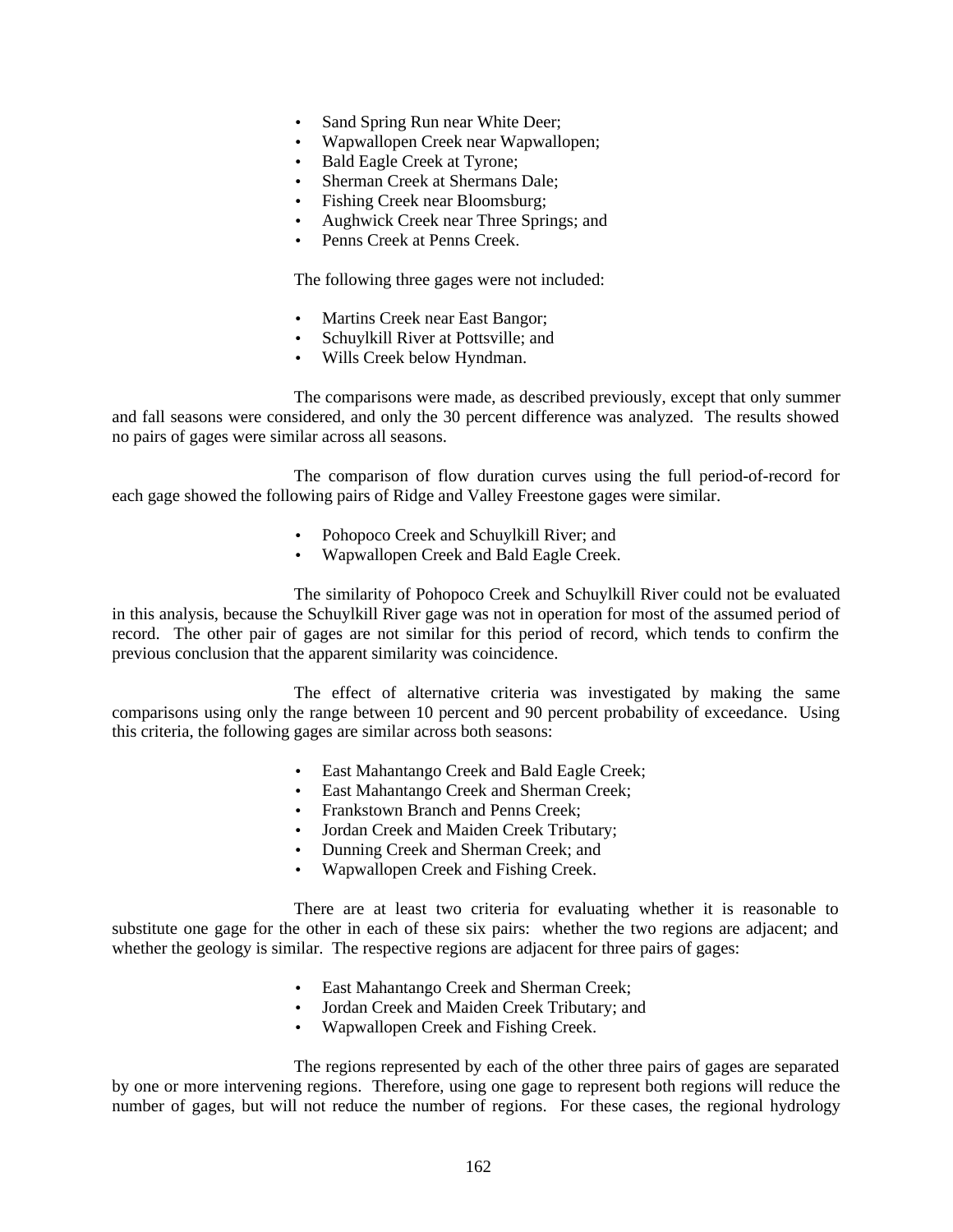- Sand Spring Run near White Deer;
- Wapwallopen Creek near Wapwallopen;
- Bald Eagle Creek at Tyrone;
- Sherman Creek at Shermans Dale;
- Fishing Creek near Bloomsburg;
- Aughwick Creek near Three Springs; and
- Penns Creek at Penns Creek.

The following three gages were not included:

- Martins Creek near East Bangor;
- Schuylkill River at Pottsville; and
- Wills Creek below Hyndman.

The comparisons were made, as described previously, except that only summer and fall seasons were considered, and only the 30 percent difference was analyzed. The results showed no pairs of gages were similar across all seasons.

The comparison of flow duration curves using the full period-of-record for each gage showed the following pairs of Ridge and Valley Freestone gages were similar.

- Pohopoco Creek and Schuylkill River; and
- Wapwallopen Creek and Bald Eagle Creek.

The similarity of Pohopoco Creek and Schuylkill River could not be evaluated in this analysis, because the Schuylkill River gage was not in operation for most of the assumed period of record. The other pair of gages are not similar for this period of record, which tends to confirm the previous conclusion that the apparent similarity was coincidence.

The effect of alternative criteria was investigated by making the same comparisons using only the range between 10 percent and 90 percent probability of exceedance. Using this criteria, the following gages are similar across both seasons:

- East Mahantango Creek and Bald Eagle Creek;
- East Mahantango Creek and Sherman Creek;
- Frankstown Branch and Penns Creek;
- Jordan Creek and Maiden Creek Tributary;
- Dunning Creek and Sherman Creek; and
- Wapwallopen Creek and Fishing Creek.

There are at least two criteria for evaluating whether it is reasonable to substitute one gage for the other in each of these six pairs: whether the two regions are adjacent; and whether the geology is similar. The respective regions are adjacent for three pairs of gages:

- East Mahantango Creek and Sherman Creek;
- Jordan Creek and Maiden Creek Tributary; and
- Wapwallopen Creek and Fishing Creek.

The regions represented by each of the other three pairs of gages are separated by one or more intervening regions. Therefore, using one gage to represent both regions will reduce the number of gages, but will not reduce the number of regions. For these cases, the regional hydrology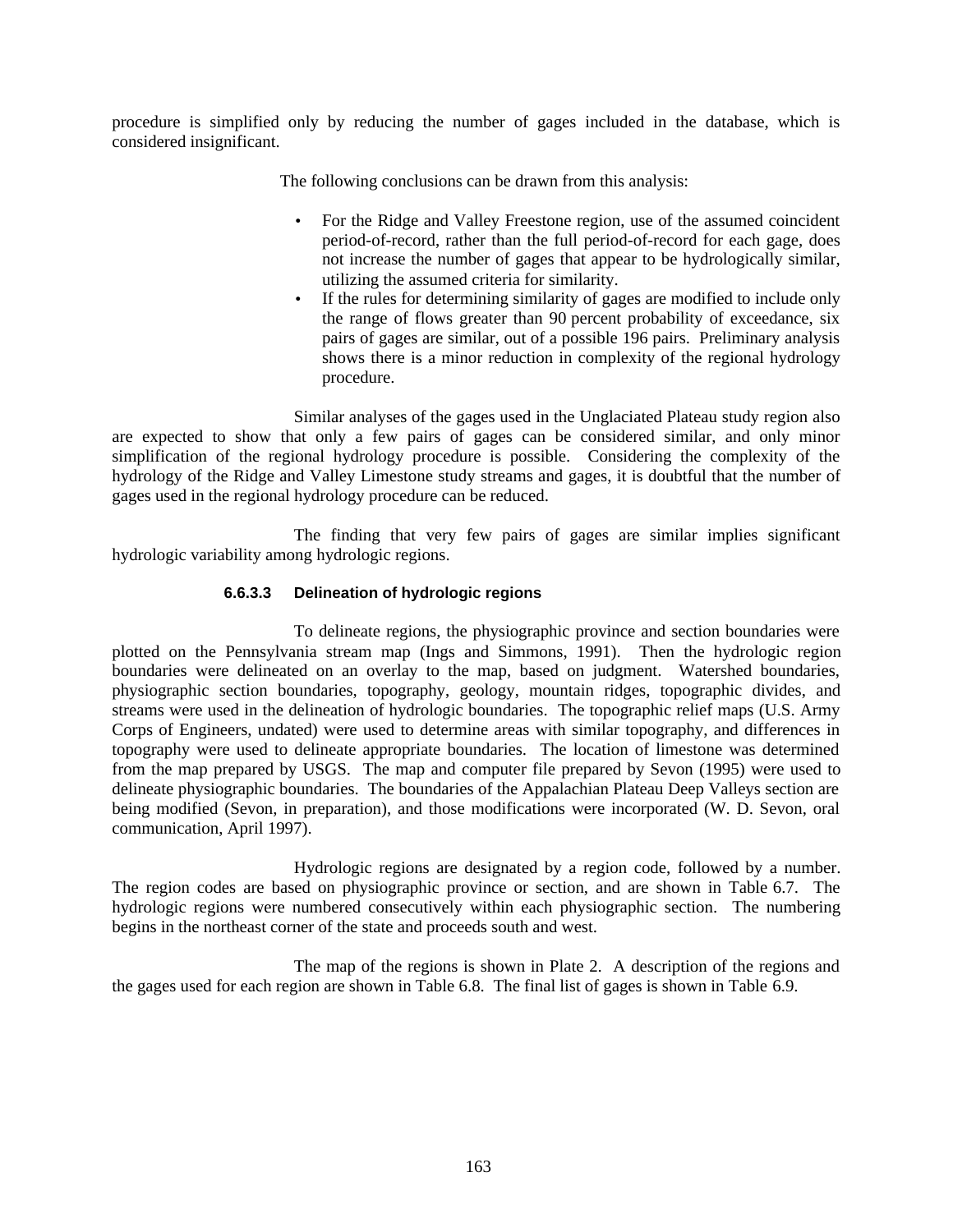procedure is simplified only by reducing the number of gages included in the database, which is considered insignificant.

The following conclusions can be drawn from this analysis:

- For the Ridge and Valley Freestone region, use of the assumed coincident period-of-record, rather than the full period-of-record for each gage, does not increase the number of gages that appear to be hydrologically similar, utilizing the assumed criteria for similarity.
- If the rules for determining similarity of gages are modified to include only the range of flows greater than 90 percent probability of exceedance, six pairs of gages are similar, out of a possible 196 pairs. Preliminary analysis shows there is a minor reduction in complexity of the regional hydrology procedure.

Similar analyses of the gages used in the Unglaciated Plateau study region also are expected to show that only a few pairs of gages can be considered similar, and only minor simplification of the regional hydrology procedure is possible. Considering the complexity of the hydrology of the Ridge and Valley Limestone study streams and gages, it is doubtful that the number of gages used in the regional hydrology procedure can be reduced.

The finding that very few pairs of gages are similar implies significant hydrologic variability among hydrologic regions.

#### 6.6.3.3 Delineation of hydrologic regions

To delineate regions, the physiographic province and section boundaries were plotted on the Pennsylvania stream map (Ings and Simmons, 1991). Then the hydrologic region boundaries were delineated on an overlay to the map, based on judgment. Watershed boundaries, physiographic section boundaries, topography, geology, mountain ridges, topographic divides, and streams were used in the delineation of hydrologic boundaries. The topographic relief maps (U.S. Army Corps of Engineers, undated) were used to determine areas with similar topography, and differences in topography were used to delineate appropriate boundaries. The location of limestone was determined from the map prepared by USGS. The map and computer file prepared by Sevon (1995) were used to delineate physiographic boundaries. The boundaries of the Appalachian Plateau Deep Valleys section are being modified (Sevon, in preparation), and those modifications were incorporated (W. D. Sevon, oral communication, April 1997).

Hydrologic regions are designated by a region code, followed by a number. The region codes are based on physiographic province or section, and are shown in Table 6.7. The hydrologic regions were numbered consecutively within each physiographic section. The numbering begins in the northeast corner of the state and proceeds south and west.

The map of the regions is shown in Plate 2. A description of the regions and the gages used for each region are shown in Table 6.8. The final list of gages is shown in Table 6.9.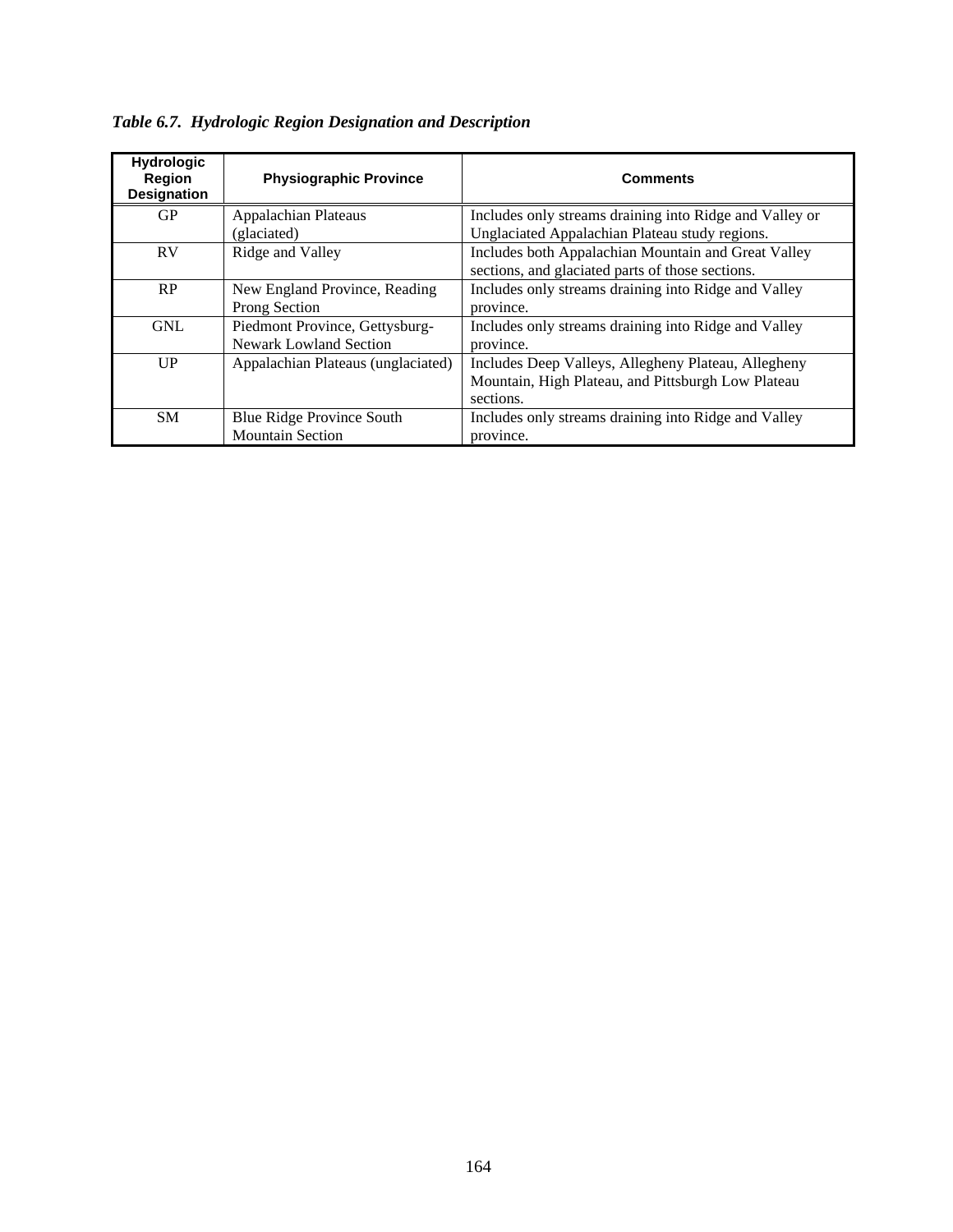*Table 6.7. Hydrologic Region Designation and Description*

| Hydrologic Region Designation | Physiographic Province | Comments |
|---|---|---|
| GP | Appalachian Plateaus (glaciated) | Includes only streams draining into Ridge and Valley or Unglaciated Appalachian Plateau study regions. |
| RV | Ridge and Valley | Includes both Appalachian Mountain and Great Valley sections, and glaciated parts of those sections. |
| RP | New England Province, Reading Prong Section | Includes only streams draining into Ridge and Valley province. |
| GNL | Piedmont Province, Gettysburg-Newark Lowland Section | Includes only streams draining into Ridge and Valley province. |
| UP | Appalachian Plateaus (unglaciated) | Includes Deep Valleys, Allegheny Plateau, Allegheny Mountain, High Plateau, and Pittsburgh Low Plateau sections. |
| SM | Blue Ridge Province South Mountain Section | Includes only streams draining into Ridge and Valley province. |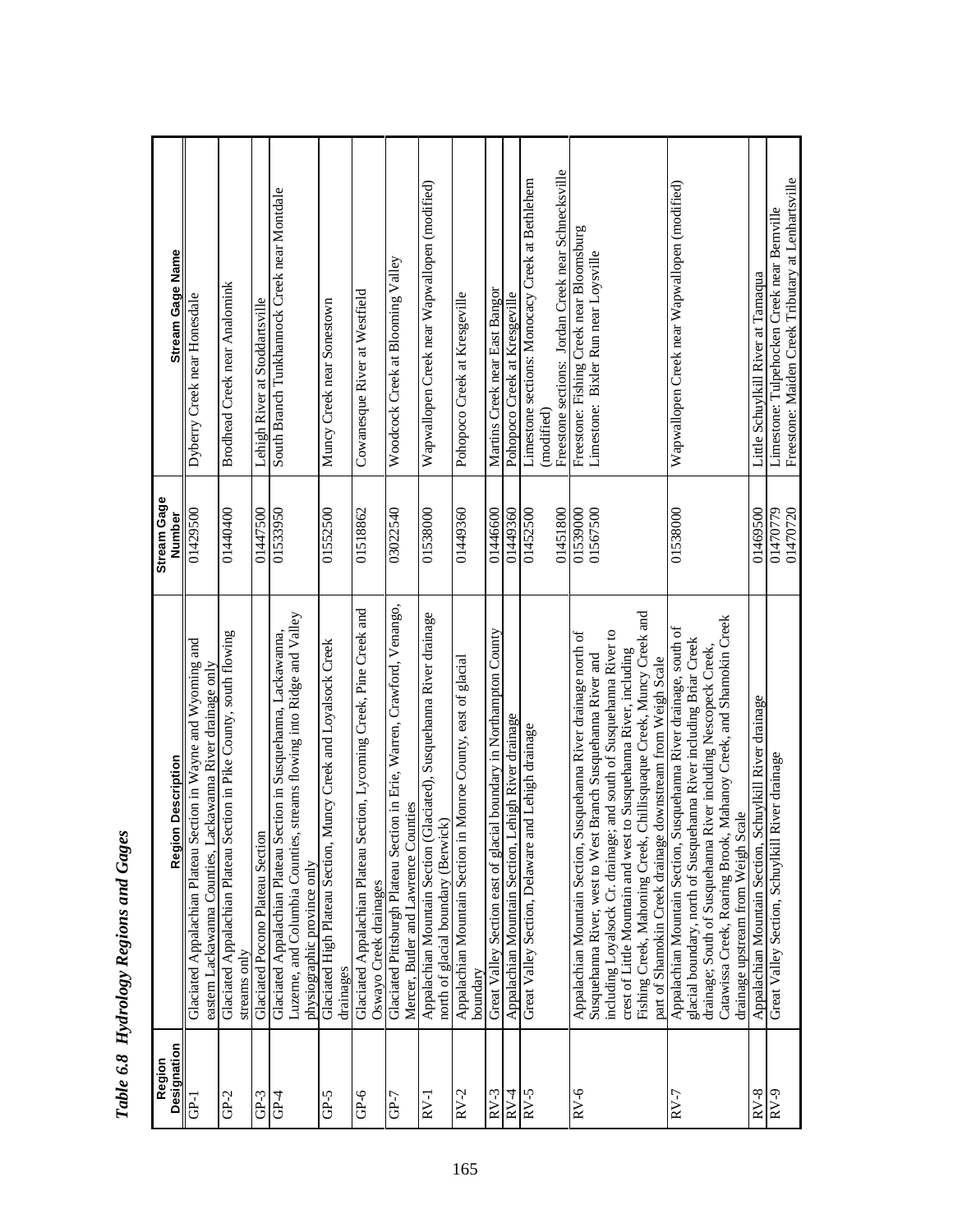## *Table 6.8 Hydrology Regions and Gages*

| Region Designation | Region Description | Stream Gage Number | Stream Gage Name |
|---|---|---|---|
| GP-1 | Glaciated Appalachian Plateau Section in Wayne and Wyoming and eastern Lackawanna Counties, Lackawanna River drainage only | 01429500 | Dyberry Creek near Honesdale |
| GP-2 | Glaciated Appalachian Plateau Section in Pike County, south flowing streams only | 01440400 | Brodhead Creek near Analomink |
| GP-3 | Glaciated Pocono Plateau Section | 01447500 | Lehigh River at Stoddartsville |
| GP-4 | Glaciated Appalachian Plateau Section in Susquehanna, Lackawanna, Luzeme, and Columbia Counties, streams flowing into Ridge and Valley physiographic province only | 01533950 | South Branch Tunkhannock Creek near Montdale |
| GP-5 | Glaciated High Plateau Section, Muncy Creek and Loyalsock Creek drainages | 01552500 | Muncy Creek near Sonestown |
| GP-6 | Glaciated Appalachian Plateau Section, Lycoming Creek, Pine Creek and Oswayo Creek drainages | 01518862 | Cowanesque River at Westfield |
| GP-7 | Glaciated Pittsburgh Plateau Section in Erie, Warren, Crawford, Venango, Mercer, Butler and Lawrence Counties | 03022540 | Woodcock Creek at Blooming Valley |
| RV-1 | Appalachian Mountain Section (Glaciated), Susquehanna River drainage north of glacial boundary (Berwick) | 01538000 | Wapwallopen Creek near Wapwallopen (modified) |
| RV-2 | Appalachian Mountain Section in Monroe County, east of glacial boundary | 01449360 | Pohopoco Creek at Kresgeville |
| RV-3 | Great Valley Section east of glacial boundary in Northampton County | 01446600 | Martins Creek near East Bangor |
| RV-4 | Appalachian Mountain Section, Lehigh River drainage | 01449360 | Pohopoco Creek at Kresgeville |
| RV-5 | Great Valley Section, Delaware and Lehigh drainage | 01452500<br><br>01451800 | Limestone sections: Monocacy Creek at Bethlehem (modified)<br>Freestone sections: Jordan Creek near Schnecksville |
| RV-6 | Appalachian Mountain Section, Susquehanna River drainage north of Susquehanna River, west to West Branch Susquehanna River and including Loyalsock Cr. drainage; and south of Susquehanna River to crest of Little Mountain and west to Susquehanna River, including Fishing Creek, Mahoning Creek, Chillisquaque Creek, Muncy Creek and part of Shamokin Creek drainage downstream from Weigh Scale | 01539000<br>01567500 | Freestone: Fishing Creek near Bloomsburg<br>Limestone: Bixler Run near Loysville |
| RV-7 | Appalachian Mountain Section, Susquehanna River drainage, south of glacial boundary, north of Susquehanna River including Briar Creek drainage; South of Susquehanna River including Nescopeck Creek, Catawissa Creek, Roaring Brook, Mahanoy Creek, and Shamokin Creek drainage upstream from Weigh Scale | 01538000 | Wapwallopen Creek near Wapwallopen (modified) |
| RV-8 | Appalachian Mountain Section, Schuylkill River drainage | 01469500 | Little Schuylkill River at Tamaqua |
| RV-9 | Great Valley Section, Schuylkill River drainage | 01470779<br>01470720 | Limestone: Tulpehocken Creek near Bernville<br>Freestone: Maiden Creek Tributary at Lenhartsville |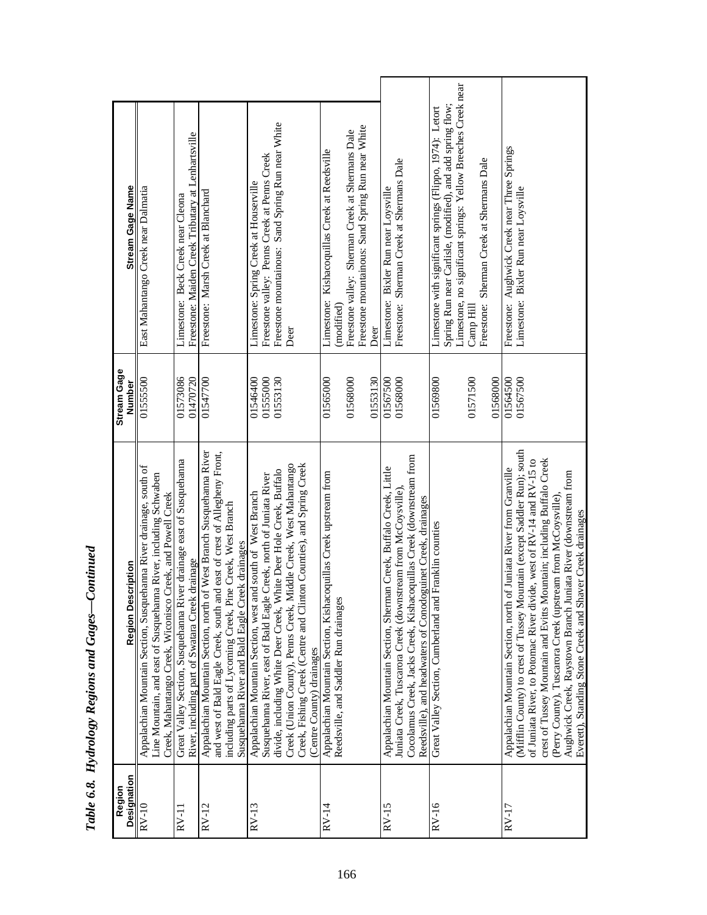*Table 6.8. Hydrology Regions and Gages—Continued*

| Region Designation | Region Description | Stream Gage Number | Stream Gage Name |
|---|---|---|---|
| RV-10 | Appalachian Mountain Section, Susquehanna River drainage, south of Line Mountain, and east of Susquehanna River, including Schwaben Creek, Mahantango Creek, Wiconisco Creek, and Powell Creek | 01555500 | East Mahantango Creek near Dalmatia |
| RV-11 | Great Valley Section, Susquehanna River drainage east of Susquehanna River, including part of Swatara Creek drainage | 01573086<br>01470720 | Limestone: Beck Creek near Cleona<br>Freestone: Maiden Creek Tributary at Lenhartsville |
| RV-12 | Appalachian Mountain Section, north of West Branch Susquehanna River and west of Bald Eagle Creek, south and east of crest of Allegheny Front, including parts of Lycoming Creek, Pine Creek, West Branch Susquehanna River and Bald Eagle Creek drainages | 01547700 | Freestone: Marsh Creek at Blanchard |
| RV-13 | Appalachian Mountain Section, west and south of West Branch Susquehanna River, east of Bald Eagle Creek, north of Juniata River divide, including White Deer Creek, White Deer Hole Creek, Buffalo Creek (Union County), Penns Creek, Middle Creek, West Mahantango Creek, Fishing Creek (Centre and Clinton Counties), and Spring Creek (Centre County) drainages | 01546400<br>01555000<br>01553130 | Limestone: Spring Creek at Houserville<br>Freestone valley: Penns Creek at Penns Creek<br>Freestone mountainous: Sand Spring Run near White Deer |
| RV-14 | Appalachian Mountain Section, Kishacoquillas Creek upstream from Reedsville, and Saddler Run drainages | 01565000<br><br>01568000<br>01553130 | Limestone: Kishacoquillas Creek at Reedsville (modified)<br>Freestone valley: Sherman Creek at Shermans Dale<br>Freestone mountainous: Sand Spring Run near White Deer |
| RV-15 | Appalachian Mountain Section, Sherman Creek, Buffalo Creek, Little Juniata Creek, Tuscarora Creek (downstream from McCoysville), Cocolamus Creek, Jacks Creek, Kishacoquillas Creek (downstream from Reedsville), and headwaters of Conodoguinet Creek, drainages | 01567500<br>01568000 | Limestone: Bixler Run near Loysville<br>Freestone: Sherman Creek at Shermans Dale |
| RV-16 | Great Valley Section, Cumberland and Franklin counties | 01569800<br><br><br>01571500<br>01568000 | Limestone with significant springs (Flippo, 1974): Letort Spring Run near Carlisle, (modified), and add spring flow;<br>Limestone, no significant springs: Yellow Breeches Creek near Camp Hill<br>Freestone: Sherman Creek at Shermans Dale |
| RV-17 | Appalachian Mountain Section, north of Juniata River from Granville (Mifflin County) to crest of Tussey Mountain (except Saddler Run); south of Juniata River, to Potomac River divide, west of RV-14 and RV-15 to crest of Tussey Mountain and Evitts Mountain; including Buffalo Creek (Perry County), Tuscarora Creek (upstream from McCoysville), Aughwick Creek, Raystown Branch Juniata River (downstream from Everett), Standing Stone Creek and Shaver Creek drainages | 01564500<br>01567500 | Freestone: Aughwick Creek near Three Springs<br>Limestone: Bixler Run near Loysville |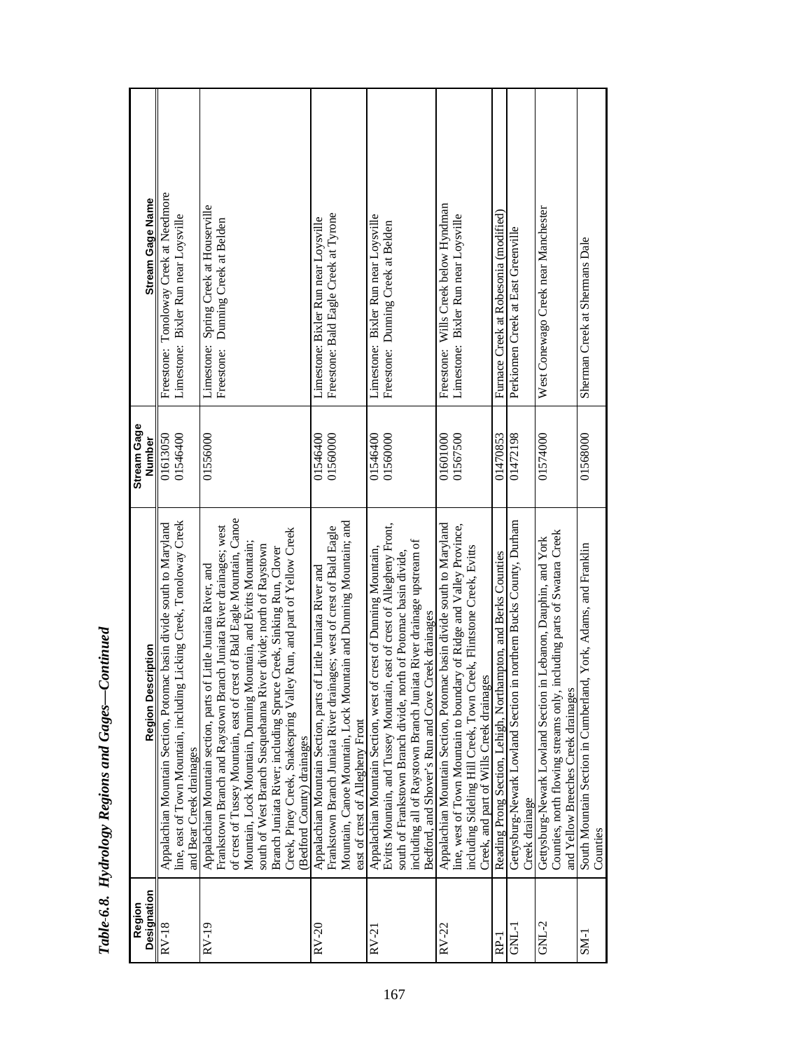*Table-6.8. Hydrology Regions and Gages—Continued*

| Region Designation | Region Description | Stream Gage Number | Stream Gage Name |
|---|---|---|---|
| RV-18 | Appalachian Mountain Section, Potomac basin divide south to Maryland line, east of Town Mountain, including Licking Creek, Tonoloway Creek and Bear Creek drainages | 01613050<br>01546400 | Freestone: Tonoloway Creek at Needmore<br>Limestone: Bixler Run near Loysville |
| RV-19 | Appalachian Mountain section, parts of Little Juniata River, and Frankstown Branch and Raystown Branch Juniata River drainages; west of crest of Tussey Mountain, east of crest of Bald Eagle Mountain, Canoe Mountain, Lock Mountain, Dunning Mountain, and Evitts Mountain; south of West Branch Susquehanna River divide; north of Raystown Branch Juniata River; including Spruce Creek, Sinking Run, Clover Creek, Piney Creek, Snakespring Valley Run, and part of Yellow Creek (Bedford County) drainages | 01556000 | Limestone: Spring Creek at Houserville<br>Freestone: Dunning Creek at Belden |
| RV-20 | Appalachian Mountain Section, parts of Little Juniata River and Frankstown Branch Juniata River drainages; west of crest of Bald Eagle Mountain, Canoe Mountain, Lock Mountain and Dunning Mountain; and east of crest of Allegheny Front | 01546400<br>01560000 | Limestone: Bixler Run near Loysville<br>Freestone: Bald Eagle Creek at Tyrone |
| RV-21 | Appalachian Mountain Section, west of crest of Dunning Mountain, Evitts Mountain, and Tussey Mountain, east of crest of Allegheny Front, south of Frankstown Branch divide, north of Potomac basin divide, including all of Raystown Branch Juniata River drainage upstream of Bedford, and Shover's Run and Cove Creek drainages | 01546400<br>01560000 | Limestone: Bixler Run near Loysville<br>Freestone: Dunning Creek at Belden |
| RV-22 | Appalachian Mountain Section, Potomac basin divide south to Maryland line, west of Town Mountain to boundary of Ridge and Valley Province, including Sideling Hill Creek, Town Creek, Flintstone Creek, Evitts Creek, and part of Wills Creek drainages | 01601000<br>01567500 | Freestone: Wills Creek below Hyndman<br>Limestone: Bixler Run near Loysville |
| RP-1 | Reading Prong Section, Lehigh, Northampton, and Berks Counties | 01470853 | Furnace Creek at Robesonia (modified) |
| GNL-1 | Gettysburg-Newark Lowland Section in northern Bucks County, Durham Creek drainage | 01472198 | Perkiomen Creek at East Greenville |
| GNL-2 | Gettysburg-Newark Lowland Section in Lebanon, Dauphin, and York Counties, north flowing streams only, including parts of Swatara Creek and Yellow Breeches Creek drainages | 01574000 | West Conewago Creek near Manchester |
| SM-1 | South Mountain Section in Cumberland, York, Adams, and Franklin Counties | 01568000 | Sherman Creek at Shermans Dale |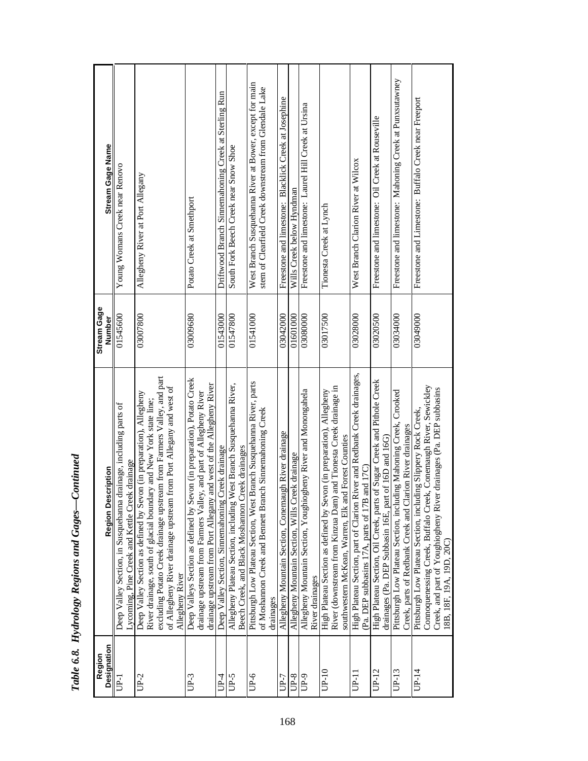***Table 6.8. Hydrology Regions and Gages—Continued***

| Region Designation | Region Description | Stream Gage Number | Stream Gage Name |
|---|---|---|---|
| UP-1 | Deep Valley Section, in Susquehanna drainage, including parts of Lycoming, Pine Creek and Kettle Creek drainage | 01545600 | Young Womans Creek near Renovo |
| UP-2 | Deep Valley Section as defined by Sevon (in preparation), Allegheny River drainage, south of glacial boundary and New York state line; excluding Potato Creek drainage upstream from Farmers Valley, and part of Allegheny River drainage upstream from Port Allegany and west of Allegheny River | 03007800 | Allegheny River at Port Allegany |
| UP-3 | Deep Valleys Section as defined by Sevon (in preparation), Potato Creek drainage upstream from Farmers Valley, and part of Allegheny River drainage upstream from Port Allegany and west of the Allegheny River | 03009680 | Potato Creek at Smethport |
| UP-4 | Deep Valley Section, Sinnemahoning Creek drainage | 01543000 | Driftwood Branch Sinnemahoning Creek at Sterling Run |
| UP-5 | Allegheny Plateau Section, including West Branch Susquehanna River, Beech Creek, and Black Moshannon Creek drainages | 01547800 | South Fork Beech Creek near Snow Shoe |
| UP-6 | Pittsburgh Low Plateau Section, West Branch Susquehanna River, parts of Moshannon Creek and Bennett Branch Sinnemahoning Creek drainages | 01541000 | West Branch Susquehanna River at Bower, except for main stem of Clearfield Creek downstream from Glendale Lake |
| UP-7 | Allegheny Mountain Section, Conemaugh River drainage | 03042000 | Freestone and limestone: Blacklick Creek at Josephine |
| UP-8 | Allegheny Mountain Section, Wills Creek drainage | 01601000 | Wills Creek below Hyndman |
| UP-9 | Allegheny Mountain Section, Youghiogheny River and Monongahela River drainages | 03080000 | Freestone and limestone: Laurel Hill Creek at Ursina |
| UP-10 | High Plateau Section as defined by Sevon (in preparation), Allegheny River (downstream from Kinzua Dam) and Tionesta Creek drainage in southwestern McKean, Warren, Elk and Forest Counties | 03017500 | Tionesta Creek at Lynch |
| UP-11 | High Plateau Section, part of Clarion River and Redbank Creek drainages, (Pa. DEP subbasins 17A, parts of 17B and 17C) | 03028000 | West Branch Clarion River at Wilcox |
| UP-12 | High Plateau Section, Oil Creek, parts of Sugar Creek and Pithole Creek drainages (Pa. DEP Subbasin 16E, part of 16D and 16G) | 03020500 | Freestone and limestone: Oil Creek at Rouseville |
| UP-13 | Pittsburgh Low Plateau Section, including Mahoning Creek, Crooked Creek, parts of Redbank Creek and Clarion River drainages | 03034000 | Freestone and limestone: Mahoning Creek at Punxsutawney |
| UP-14 | Pittsburgh Low Plateau Section, including Slippery Rock Creek, Connoquenessing Creek, Buffalo Creek, Conemaugh River, Sewickley Creek, and part of Youghiogheny River drainages (Pa. DEP subbasins 18B, 18F, 19A, 19D, 20C) | 03049000 | Freestone and Limestone: Buffalo Creek near Freeport |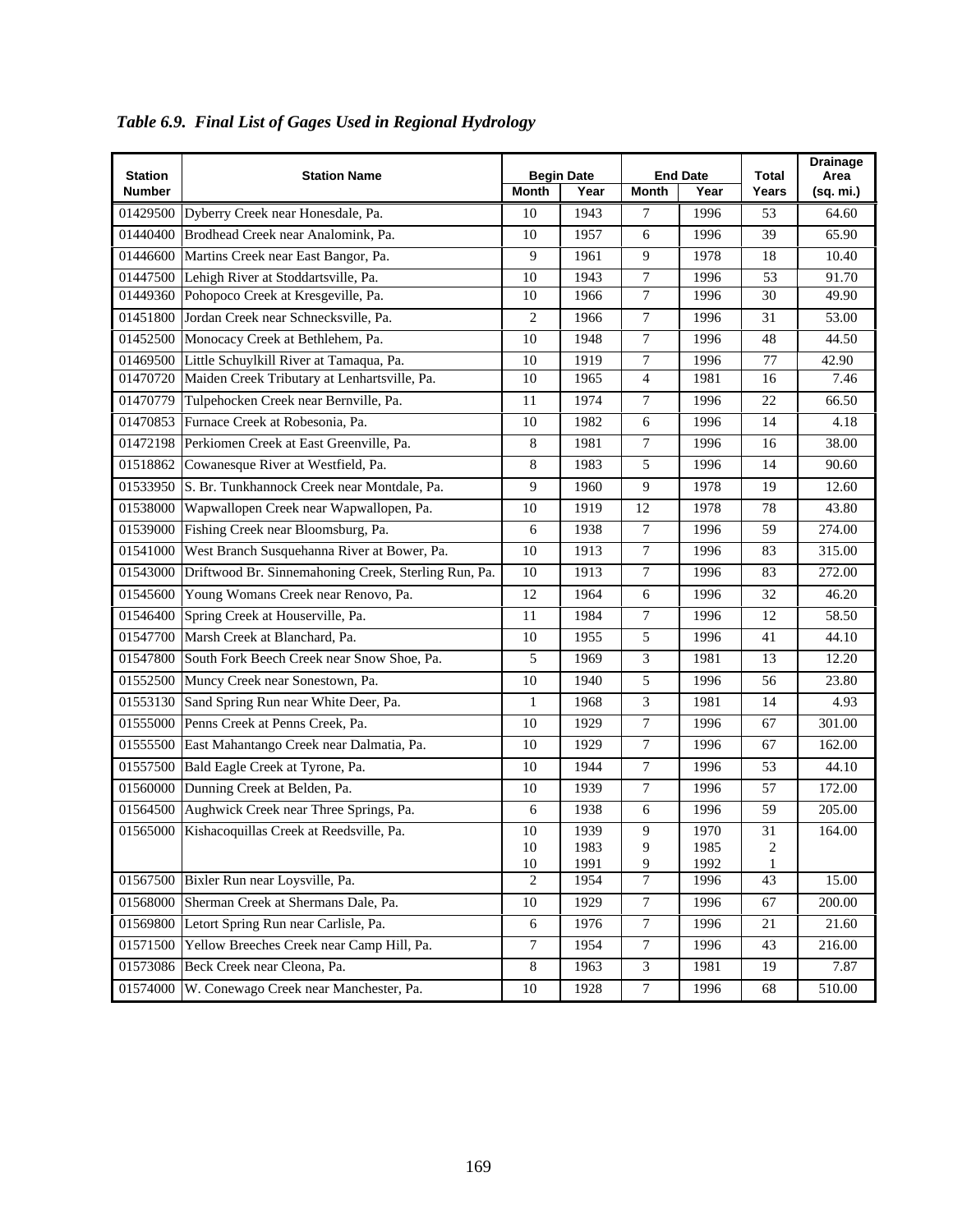***Table 6.9. Final List of Gages Used in Regional Hydrology***

| Station Number | Station Name | Begin Date | | End Date | | Total Years | Drainage Area (sq. mi.) |
|---|---|---|---|---|---|---|---|
| | | Month | Year | Month | Year | | |
| 01429500 | Dyberry Creek near Honesdale, Pa. | 10 | 1943 | 7 | 1996 | 53 | 64.60 |
| 01440400 | Brodhead Creek near Analomink, Pa. | 10 | 1957 | 6 | 1996 | 39 | 65.90 |
| 01446600 | Martins Creek near East Bangor, Pa. | 9 | 1961 | 9 | 1978 | 18 | 10.40 |
| 01447500 | Lehigh River at Stoddartsville, Pa. | 10 | 1943 | 7 | 1996 | 53 | 91.70 |
| 01449360 | Pohopoco Creek at Kresgeville, Pa. | 10 | 1966 | 7 | 1996 | 30 | 49.90 |
| 01451800 | Jordan Creek near Schnecksville, Pa. | 2 | 1966 | 7 | 1996 | 31 | 53.00 |
| 01452500 | Monocacy Creek at Bethlehem, Pa. | 10 | 1948 | 7 | 1996 | 48 | 44.50 |
| 01469500 | Little Schuylkill River at Tamaqua, Pa. | 10 | 1919 | 7 | 1996 | 77 | 42.90 |
| 01470720 | Maiden Creek Tributary at Lenhartsville, Pa. | 10 | 1965 | 4 | 1981 | 16 | 7.46 |
| 01470779 | Tulpehocken Creek near Bernville, Pa. | 11 | 1974 | 7 | 1996 | 22 | 66.50 |
| 01470853 | Furnace Creek at Robesonia, Pa. | 10 | 1982 | 6 | 1996 | 14 | 4.18 |
| 01472198 | Perkiomen Creek at East Greenville, Pa. | 8 | 1981 | 7 | 1996 | 16 | 38.00 |
| 01518862 | Cowanesque River at Westfield, Pa. | 8 | 1983 | 5 | 1996 | 14 | 90.60 |
| 01533950 | S. Br. Tunkhannock Creek near Montdale, Pa. | 9 | 1960 | 9 | 1978 | 19 | 12.60 |
| 01538000 | Wapwallopen Creek near Wapwallopen, Pa. | 10 | 1919 | 12 | 1978 | 78 | 43.80 |
| 01539000 | Fishing Creek near Bloomsburg, Pa. | 6 | 1938 | 7 | 1996 | 59 | 274.00 |
| 01541000 | West Branch Susquehanna River at Bower, Pa. | 10 | 1913 | 7 | 1996 | 83 | 315.00 |
| 01543000 | Driftwood Br. Sinnemahoning Creek, Sterling Run, Pa. | 10 | 1913 | 7 | 1996 | 83 | 272.00 |
| 01545600 | Young Womans Creek near Renovo, Pa. | 12 | 1964 | 6 | 1996 | 32 | 46.20 |
| 01546400 | Spring Creek at Houserville, Pa. | 11 | 1984 | 7 | 1996 | 12 | 58.50 |
| 01547700 | Marsh Creek at Blanchard, Pa. | 10 | 1955 | 5 | 1996 | 41 | 44.10 |
| 01547800 | South Fork Beech Creek near Snow Shoe, Pa. | 5 | 1969 | 3 | 1981 | 13 | 12.20 |
| 01552500 | Muncy Creek near Sonestown, Pa. | 10 | 1940 | 5 | 1996 | 56 | 23.80 |
| 01553130 | Sand Spring Run near White Deer, Pa. | 1 | 1968 | 3 | 1981 | 14 | 4.93 |
| 01555000 | Penns Creek at Penns Creek, Pa. | 10 | 1929 | 7 | 1996 | 67 | 301.00 |
| 01555500 | East Mahantango Creek near Dalmatia, Pa. | 10 | 1929 | 7 | 1996 | 67 | 162.00 |
| 01557500 | Bald Eagle Creek at Tyrone, Pa. | 10 | 1944 | 7 | 1996 | 53 | 44.10 |
| 01560000 | Dunning Creek at Belden, Pa. | 10 | 1939 | 7 | 1996 | 57 | 172.00 |
| 01564500 | Aughwick Creek near Three Springs, Pa. | 6 | 1938 | 6 | 1996 | 59 | 205.00 |
| 01565000 | Kishacoquillas Creek at Reedsville, Pa. | 10<br>10<br>10 | 1939<br>1983<br>1991 | 9<br>9<br>9 | 1970<br>1985<br>1992 | 31<br>2<br>1 | 164.00 |
| 01567500 | Bixler Run near Loysville, Pa. | 2 | 1954 | 7 | 1996 | 43 | 15.00 |
| 01568000 | Sherman Creek at Shermans Dale, Pa. | 10 | 1929 | 7 | 1996 | 67 | 200.00 |
| 01569800 | Letort Spring Run near Carlisle, Pa. | 6 | 1976 | 7 | 1996 | 21 | 21.60 |
| 01571500 | Yellow Breeches Creek near Camp Hill, Pa. | 7 | 1954 | 7 | 1996 | 43 | 216.00 |
| 01573086 | Beck Creek near Cleona, Pa. | 8 | 1963 | 3 | 1981 | 19 | 7.87 |
| 01574000 | W. Conewago Creek near Manchester, Pa. | 10 | 1928 | 7 | 1996 | 68 | 510.00 |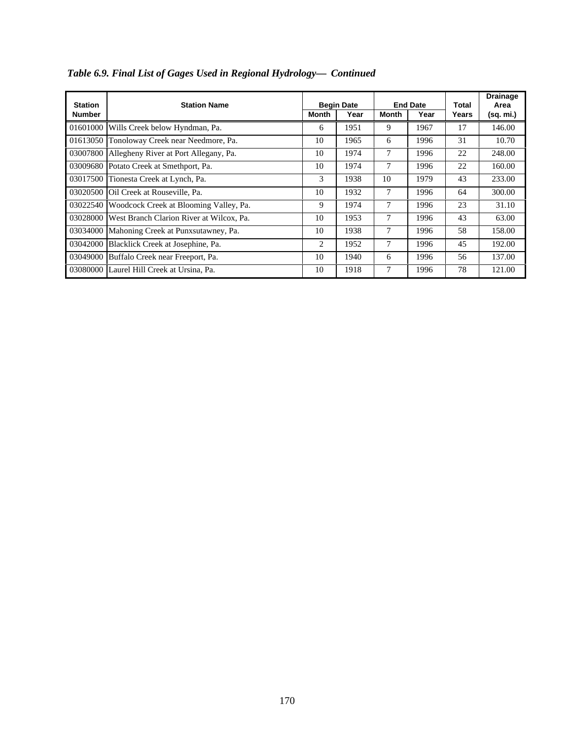***Table 6.9. Final List of Gages Used in Regional Hydrology— Continued***

| Station Number | Station Name | Begin Date | | End Date | | Total Years | Drainage Area (sq. mi.) |
|---|---|---|---|---|---|---|---|
| | | Month | Year | Month | Year | | |
| 01601000 | Wills Creek below Hyndman, Pa. | 6 | 1951 | 9 | 1967 | 17 | 146.00 |
| 01613050 | Tonoloway Creek near Needmore, Pa. | 10 | 1965 | 6 | 1996 | 31 | 10.70 |
| 03007800 | Allegheny River at Port Allegany, Pa. | 10 | 1974 | 7 | 1996 | 22 | 248.00 |
| 03009680 | Potato Creek at Smethport, Pa. | 10 | 1974 | 7 | 1996 | 22 | 160.00 |
| 03017500 | Tionesta Creek at Lynch, Pa. | 3 | 1938 | 10 | 1979 | 43 | 233.00 |
| 03020500 | Oil Creek at Rouseville, Pa. | 10 | 1932 | 7 | 1996 | 64 | 300.00 |
| 03022540 | Woodcock Creek at Blooming Valley, Pa. | 9 | 1974 | 7 | 1996 | 23 | 31.10 |
| 03028000 | West Branch Clarion River at Wilcox, Pa. | 10 | 1953 | 7 | 1996 | 43 | 63.00 |
| 03034000 | Mahoning Creek at Punxsutawney, Pa. | 10 | 1938 | 7 | 1996 | 58 | 158.00 |
| 03042000 | Blacklick Creek at Josephine, Pa. | 2 | 1952 | 7 | 1996 | 45 | 192.00 |
| 03049000 | Buffalo Creek near Freeport, Pa. | 10 | 1940 | 6 | 1996 | 56 | 137.00 |
| 03080000 | Laurel Hill Creek at Ursina, Pa. | 10 | 1918 | 7 | 1996 | 78 | 121.00 |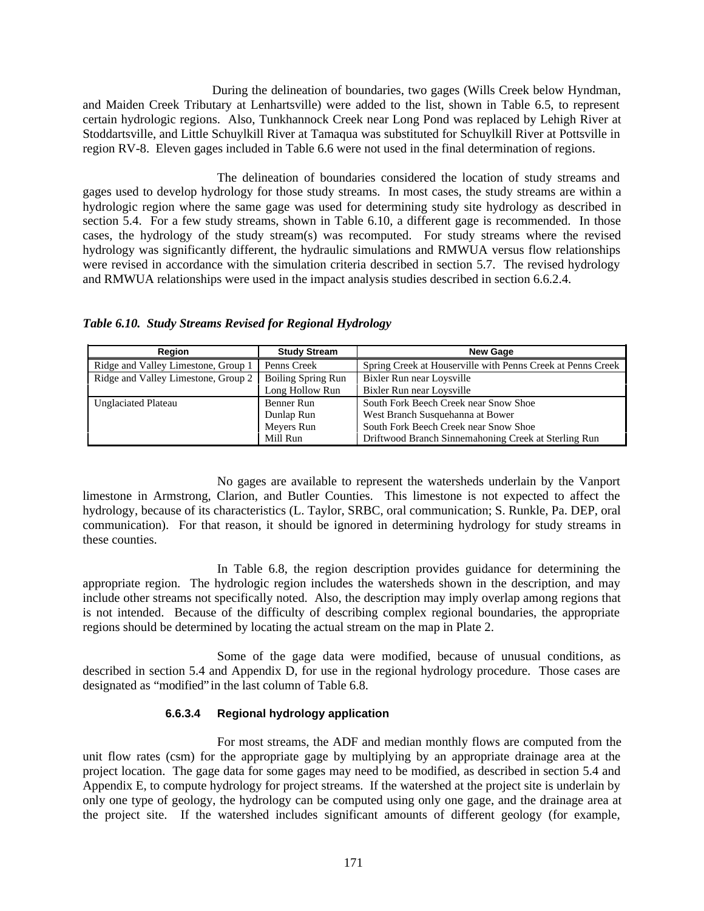During the delineation of boundaries, two gages (Wills Creek below Hyndman, and Maiden Creek Tributary at Lenhartsville) were added to the list, shown in Table 6.5, to represent certain hydrologic regions. Also, Tunkhannock Creek near Long Pond was replaced by Lehigh River at Stoddartsville, and Little Schuylkill River at Tamaqua was substituted for Schuylkill River at Pottsville in region RV-8. Eleven gages included in Table 6.6 were not used in the final determination of regions.

The delineation of boundaries considered the location of study streams and gages used to develop hydrology for those study streams. In most cases, the study streams are within a hydrologic region where the same gage was used for determining study site hydrology as described in section 5.4. For a few study streams, shown in Table 6.10, a different gage is recommended. In those cases, the hydrology of the study stream(s) was recomputed. For study streams where the revised hydrology was significantly different, the hydraulic simulations and RMWUA versus flow relationships were revised in accordance with the simulation criteria described in section 5.7. The revised hydrology and RMWUA relationships were used in the impact analysis studies described in section 6.6.2.4.

***Table 6.10. Study Streams Revised for Regional Hydrology***

| Region | Study Stream | New Gage |
|---|---|---|
| Ridge and Valley Limestone, Group 1 | Penns Creek | Spring Creek at Houserville with Penns Creek at Penns Creek |
| Ridge and Valley Limestone, Group 2 | Boiling Spring Run | Bixler Run near Loysville |
| | Long Hollow Run | Bixler Run near Loysville |
| Unglaciated Plateau | Benner Run | South Fork Beech Creek near Snow Shoe |
| | Dunlap Run | West Branch Susquehanna at Bower |
| | Meyers Run | South Fork Beech Creek near Snow Shoe |
| | Mill Run | Driftwood Branch Sinnemahoning Creek at Sterling Run |

No gages are available to represent the watersheds underlain by the Vanport limestone in Armstrong, Clarion, and Butler Counties. This limestone is not expected to affect the hydrology, because of its characteristics (L. Taylor, SRBC, oral communication; S. Runkle, Pa. DEP, oral communication). For that reason, it should be ignored in determining hydrology for study streams in these counties.

In Table 6.8, the region description provides guidance for determining the appropriate region. The hydrologic region includes the watersheds shown in the description, and may include other streams not specifically noted. Also, the description may imply overlap among regions that is not intended. Because of the difficulty of describing complex regional boundaries, the appropriate regions should be determined by locating the actual stream on the map in Plate 2.

Some of the gage data were modified, because of unusual conditions, as described in section 5.4 and Appendix D, for use in the regional hydrology procedure. Those cases are designated as "modified" in the last column of Table 6.8.

#### 6.6.3.4 Regional hydrology application

For most streams, the ADF and median monthly flows are computed from the unit flow rates (csm) for the appropriate gage by multiplying by an appropriate drainage area at the project location. The gage data for some gages may need to be modified, as described in section 5.4 and Appendix E, to compute hydrology for project streams. If the watershed at the project site is underlain by only one type of geology, the hydrology can be computed using only one gage, and the drainage area at the project site. If the watershed includes significant amounts of different geology (for example,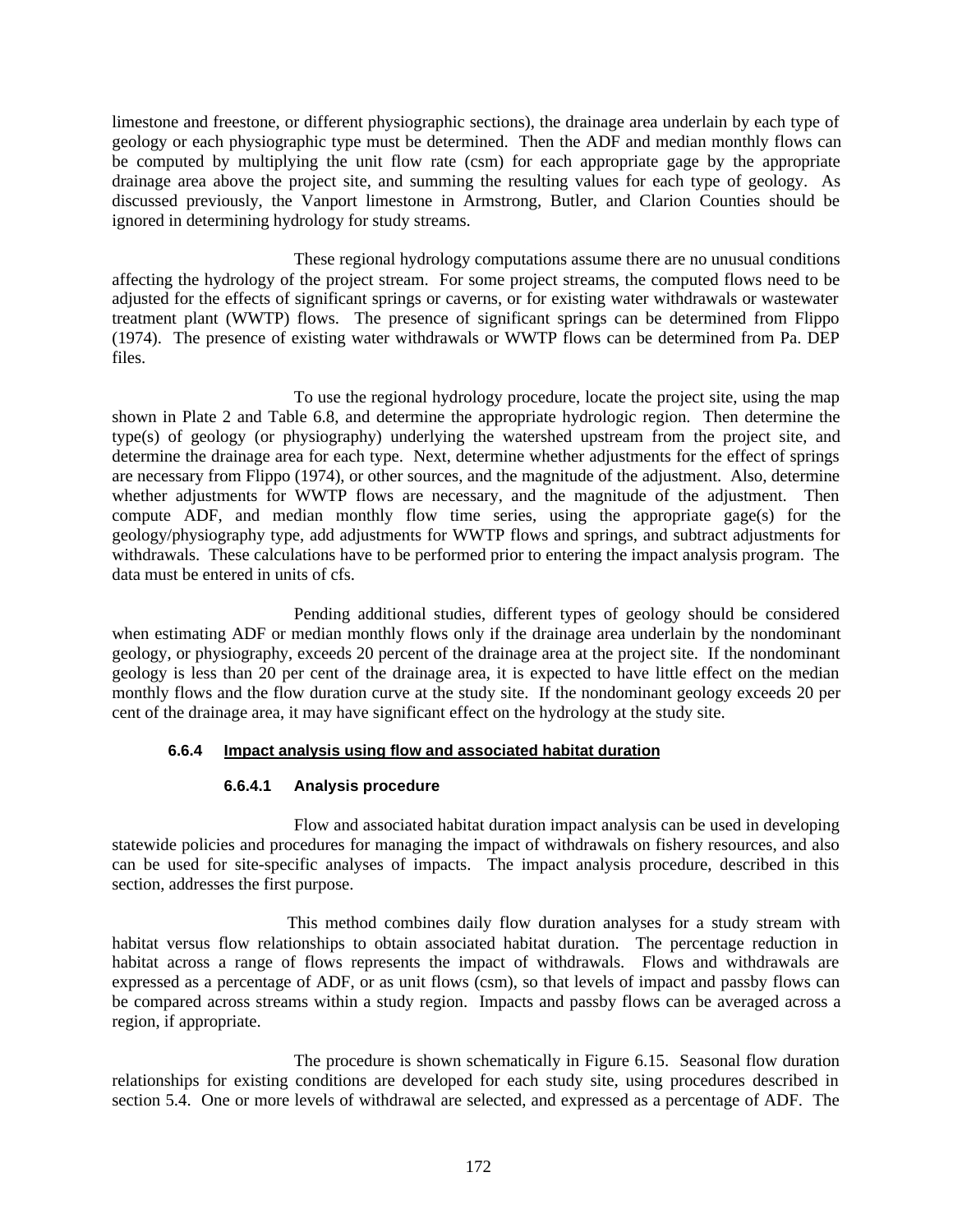limestone and freestone, or different physiographic sections), the drainage area underlain by each type of geology or each physiographic type must be determined. Then the ADF and median monthly flows can be computed by multiplying the unit flow rate (csm) for each appropriate gage by the appropriate drainage area above the project site, and summing the resulting values for each type of geology. As discussed previously, the Vanport limestone in Armstrong, Butler, and Clarion Counties should be ignored in determining hydrology for study streams.

These regional hydrology computations assume there are no unusual conditions affecting the hydrology of the project stream. For some project streams, the computed flows need to be adjusted for the effects of significant springs or caverns, or for existing water withdrawals or wastewater treatment plant (WWTP) flows. The presence of significant springs can be determined from Flippo (1974). The presence of existing water withdrawals or WWTP flows can be determined from Pa. DEP files.

To use the regional hydrology procedure, locate the project site, using the map shown in Plate 2 and Table 6.8, and determine the appropriate hydrologic region. Then determine the type(s) of geology (or physiography) underlying the watershed upstream from the project site, and determine the drainage area for each type. Next, determine whether adjustments for the effect of springs are necessary from Flippo (1974), or other sources, and the magnitude of the adjustment. Also, determine whether adjustments for WWTP flows are necessary, and the magnitude of the adjustment. Then compute ADF, and median monthly flow time series, using the appropriate gage(s) for the geology/physiography type, add adjustments for WWTP flows and springs, and subtract adjustments for withdrawals. These calculations have to be performed prior to entering the impact analysis program. The data must be entered in units of cfs.

Pending additional studies, different types of geology should be considered when estimating ADF or median monthly flows only if the drainage area underlain by the nondominant geology, or physiography, exceeds 20 percent of the drainage area at the project site. If the nondominant geology is less than 20 per cent of the drainage area, it is expected to have little effect on the median monthly flows and the flow duration curve at the study site. If the nondominant geology exceeds 20 per cent of the drainage area, it may have significant effect on the hydrology at the study site.

### 6.6.4 Impact analysis using flow and associated habitat duration

#### 6.6.4.1 Analysis procedure

Flow and associated habitat duration impact analysis can be used in developing statewide policies and procedures for managing the impact of withdrawals on fishery resources, and also can be used for site-specific analyses of impacts. The impact analysis procedure, described in this section, addresses the first purpose.

This method combines daily flow duration analyses for a study stream with habitat versus flow relationships to obtain associated habitat duration. The percentage reduction in habitat across a range of flows represents the impact of withdrawals. Flows and withdrawals are expressed as a percentage of ADF, or as unit flows (csm), so that levels of impact and passby flows can be compared across streams within a study region. Impacts and passby flows can be averaged across a region, if appropriate.

The procedure is shown schematically in Figure 6.15. Seasonal flow duration relationships for existing conditions are developed for each study site, using procedures described in section 5.4. One or more levels of withdrawal are selected, and expressed as a percentage of ADF. The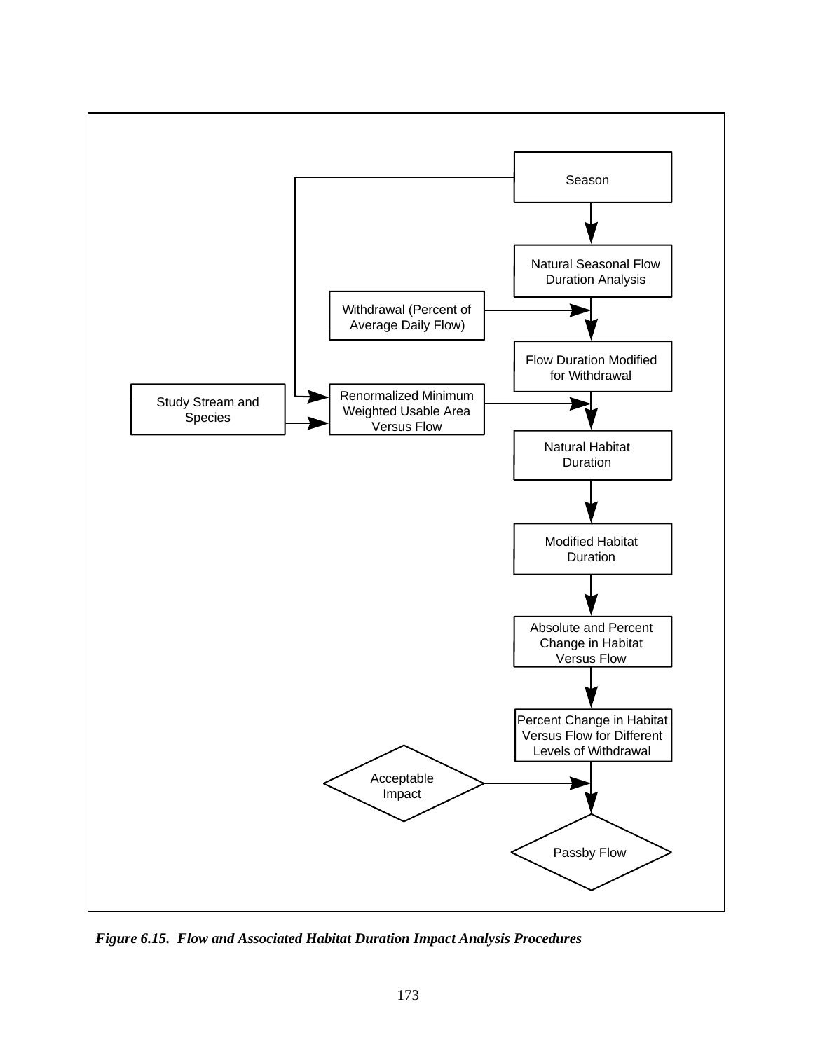Season

Natural Seasonal Flow Duration Analysis

Withdrawal (Percent of Average Daily Flow)

Flow Duration Modified for Withdrawal

Study Stream and Species

Renormalized Minimum Weighted Usable Area Versus Flow

Natural Habitat Duration

Modified Habitat Duration

Absolute and Percent Change in Habitat Versus Flow

Percent Change in Habitat Versus Flow for Different Levels of Withdrawal

Acceptable Impact

Passby Flow

***Figure 6.15. Flow and Associated Habitat Duration Impact Analysis Procedures***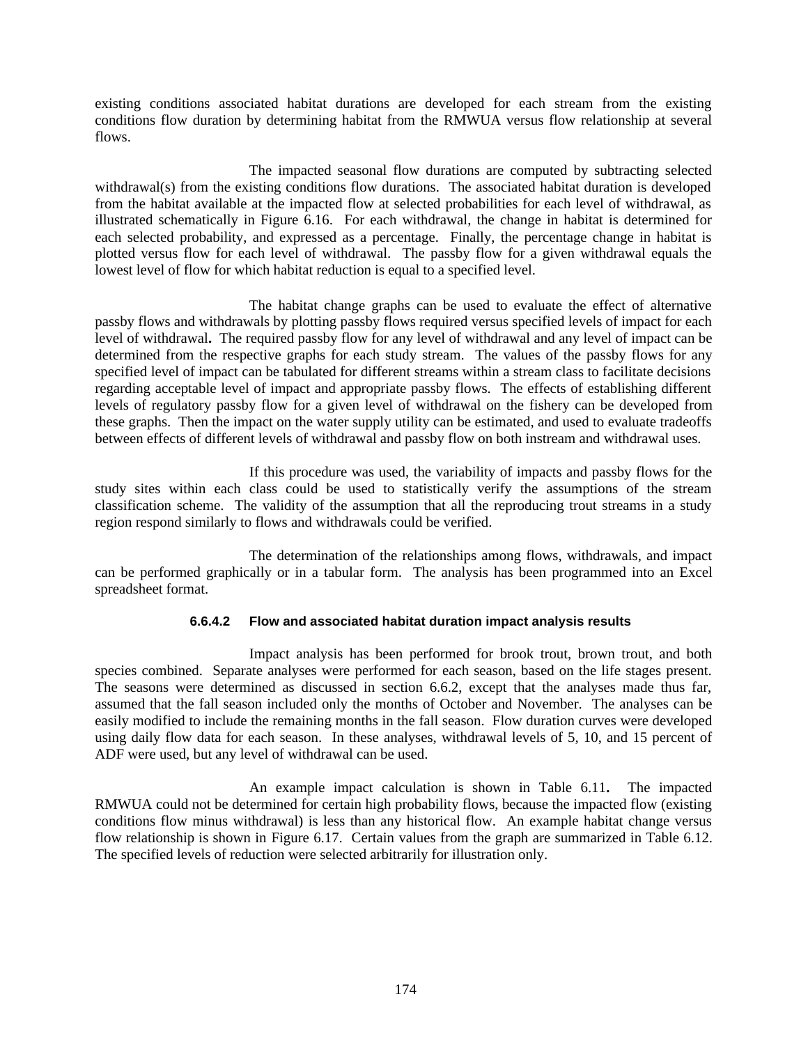existing conditions associated habitat durations are developed for each stream from the existing conditions flow duration by determining habitat from the RMWUA versus flow relationship at several flows.

The impacted seasonal flow durations are computed by subtracting selected withdrawal(s) from the existing conditions flow durations. The associated habitat duration is developed from the habitat available at the impacted flow at selected probabilities for each level of withdrawal, as illustrated schematically in Figure 6.16. For each withdrawal, the change in habitat is determined for each selected probability, and expressed as a percentage. Finally, the percentage change in habitat is plotted versus flow for each level of withdrawal. The passby flow for a given withdrawal equals the lowest level of flow for which habitat reduction is equal to a specified level.

The habitat change graphs can be used to evaluate the effect of alternative passby flows and withdrawals by plotting passby flows required versus specified levels of impact for each level of withdrawal**.** The required passby flow for any level of withdrawal and any level of impact can be determined from the respective graphs for each study stream. The values of the passby flows for any specified level of impact can be tabulated for different streams within a stream class to facilitate decisions regarding acceptable level of impact and appropriate passby flows. The effects of establishing different levels of regulatory passby flow for a given level of withdrawal on the fishery can be developed from these graphs. Then the impact on the water supply utility can be estimated, and used to evaluate tradeoffs between effects of different levels of withdrawal and passby flow on both instream and withdrawal uses.

If this procedure was used, the variability of impacts and passby flows for the study sites within each class could be used to statistically verify the assumptions of the stream classification scheme. The validity of the assumption that all the reproducing trout streams in a study region respond similarly to flows and withdrawals could be verified.

The determination of the relationships among flows, withdrawals, and impact can be performed graphically or in a tabular form. The analysis has been programmed into an Excel spreadsheet format.

#### 6.6.4.2 Flow and associated habitat duration impact analysis results

Impact analysis has been performed for brook trout, brown trout, and both species combined. Separate analyses were performed for each season, based on the life stages present. The seasons were determined as discussed in section 6.6.2, except that the analyses made thus far, assumed that the fall season included only the months of October and November. The analyses can be easily modified to include the remaining months in the fall season. Flow duration curves were developed using daily flow data for each season. In these analyses, withdrawal levels of 5, 10, and 15 percent of ADF were used, but any level of withdrawal can be used.

An example impact calculation is shown in Table 6.11**.** The impacted RMWUA could not be determined for certain high probability flows, because the impacted flow (existing conditions flow minus withdrawal) is less than any historical flow. An example habitat change versus flow relationship is shown in Figure 6.17. Certain values from the graph are summarized in Table 6.12. The specified levels of reduction were selected arbitrarily for illustration only.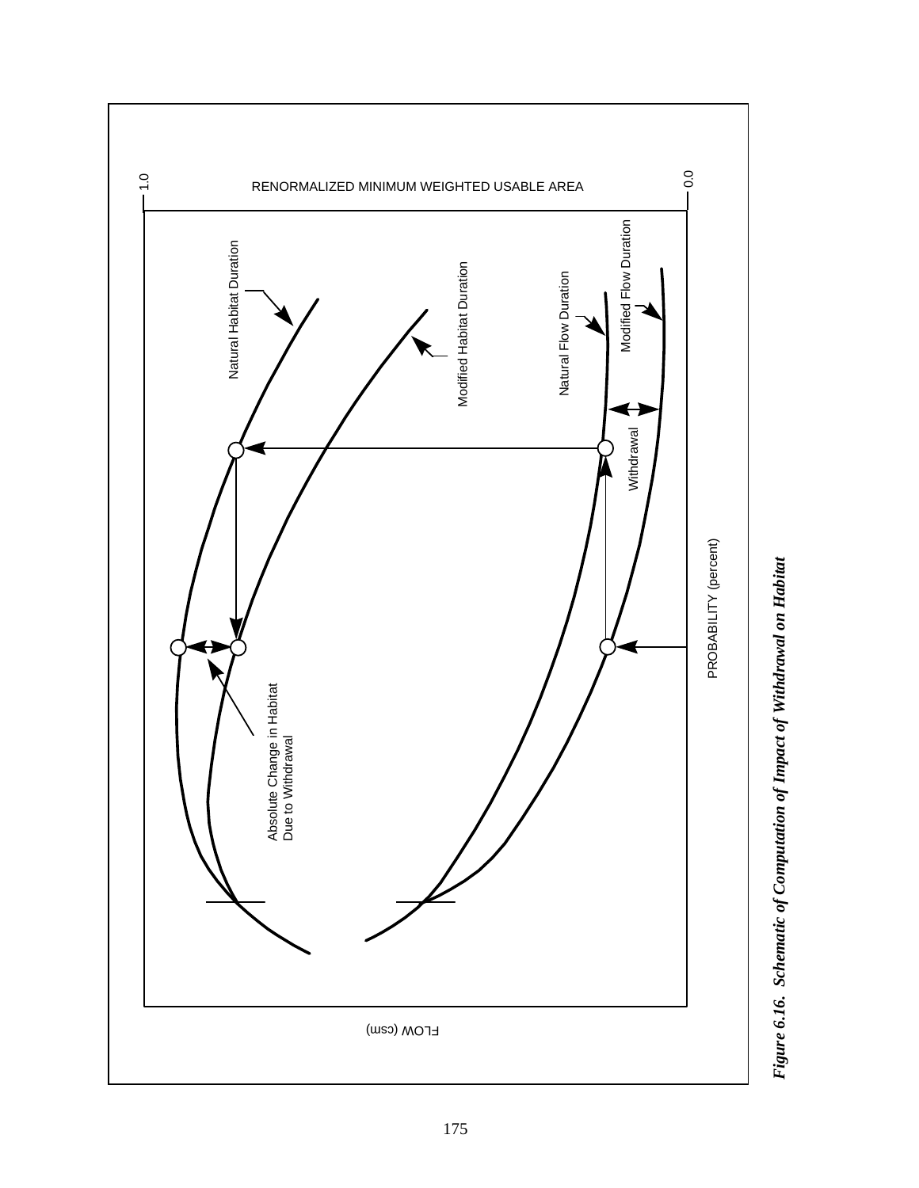***Figure 6.16. Schematic of Computation of Impact of Withdrawal on Habitat***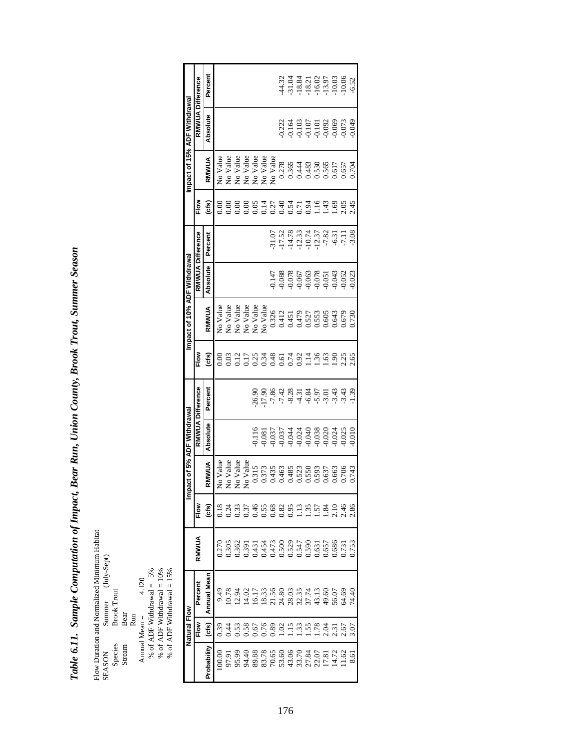# Table 6.11. Sample Computation of Impact, Bear Run, Union County, Brook Trout, Summer Season

Flow Duration and Normalized Minimum Habitat

SEASON Summer (July-Sept)
Species Brook Trout
Stream Bear Run

Annual Mean = 4.120
% of ADF Withdrawal = 5%
% of ADF Withdrawal = 10%
% of ADF Withdrawal = 15%

| Natural Flow | | | RMWUA | Impact of 5% ADF Withdrawal | | | | Impact of 10% ADF Withdrawal | | | | Impact of 15% ADF Withdrawal | | | |
|---|---|---|---|---|---|---|---|---|---|---|---|---|---|---|---|
| | Flow | Percent | | Flow | | RMWUA Difference | | Flow | | RMWUA Difference | | Flow | | RMWUA Difference | |
| Probability | (cfs) | Annual Mean | | (cfs) | RMWUA | Absolute | Percent | (cfs) | RMWUA | Absolute | Percent | (cfs) | RMWUA | Absolute | Percent |
| 100.00 | 0.39 | 9.49 | 0.270 | 0.18 | No Value | | | 0.00 | No Value | | | 0.00 | No Value | | |
| 97.91 | 0.44 | 10.78 | 0.305 | 0.24 | No Value | | | 0.03 | No Value | | | 0.00 | No Value | | |
| 95.99 | 0.53 | 12.94 | 0.362 | 0.33 | No Value | | | 0.12 | No Value | | | 0.00 | No Value | | |
| 94.40 | 0.58 | 14.02 | 0.391 | 0.37 | No Value | | | 0.17 | No Value | | | 0.00 | No Value | | |
| 89.88 | 0.67 | 16.17 | 0.431 | 0.46 | 0.315 | -0.116 | -26.90 | 0.25 | No Value | | | 0.05 | No Value | | |
| 83.78 | 0.76 | 18.33 | 0.454 | 0.55 | 0.373 | -0.081 | -17.90 | 0.34 | No Value | | | 0.14 | No Value | | |
| 70.65 | 0.89 | 21.56 | 0.473 | 0.68 | 0.435 | -0.037 | -7.86 | 0.48 | 0.326 | -0.147 | -31.07 | 0.27 | No Value | | |
| 53.60 | 1.02 | 24.80 | 0.500 | 0.82 | 0.463 | -0.037 | -7.42 | 0.61 | 0.412 | -0.088 | -17.52 | 0.40 | 0.278 | -0.222 | -44.32 |
| 43.06 | 1.15 | 28.03 | 0.529 | 0.95 | 0.485 | -0.044 | -8.28 | 0.74 | 0.451 | -0.078 | -14.78 | 0.54 | 0.365 | -0.164 | -31.04 |
| 33.70 | 1.33 | 32.35 | 0.547 | 1.13 | 0.523 | -0.024 | -4.31 | 0.92 | 0.479 | -0.067 | -12.33 | 0.71 | 0.444 | -0.103 | -18.84 |
| 27.84 | 1.55 | 37.74 | 0.590 | 1.35 | 0.550 | -0.040 | -6.84 | 1.14 | 0.527 | -0.063 | -10.74 | 0.94 | 0.483 | -0.107 | -18.21 |
| 22.07 | 1.78 | 43.13 | 0.631 | 1.57 | 0.593 | -0.038 | -5.97 | 1.36 | 0.553 | -0.078 | -12.37 | 1.16 | 0.530 | -0.101 | -16.02 |
| 17.81 | 2.04 | 49.60 | 0.657 | 1.84 | 0.637 | -0.020 | -3.01 | 1.63 | 0.605 | -0.051 | -7.82 | 1.43 | 0.565 | -0.092 | -13.97 |
| 14.72 | 2.31 | 56.07 | 0.686 | 2.10 | 0.663 | -0.024 | -3.43 | 1.90 | 0.643 | -0.043 | -6.31 | 1.69 | 0.617 | -0.069 | -10.03 |
| 11.62 | 2.67 | 64.69 | 0.731 | 2.46 | 0.706 | -0.025 | -3.43 | 2.25 | 0.679 | -0.052 | -7.11 | 2.05 | 0.657 | -0.073 | -10.06 |
| 8.61 | 3.07 | 74.40 | 0.753 | 2.86 | 0.743 | -0.010 | -1.39 | 2.65 | 0.730 | -0.023 | -3.08 | 2.45 | 0.704 | -0.049 | -6.52 |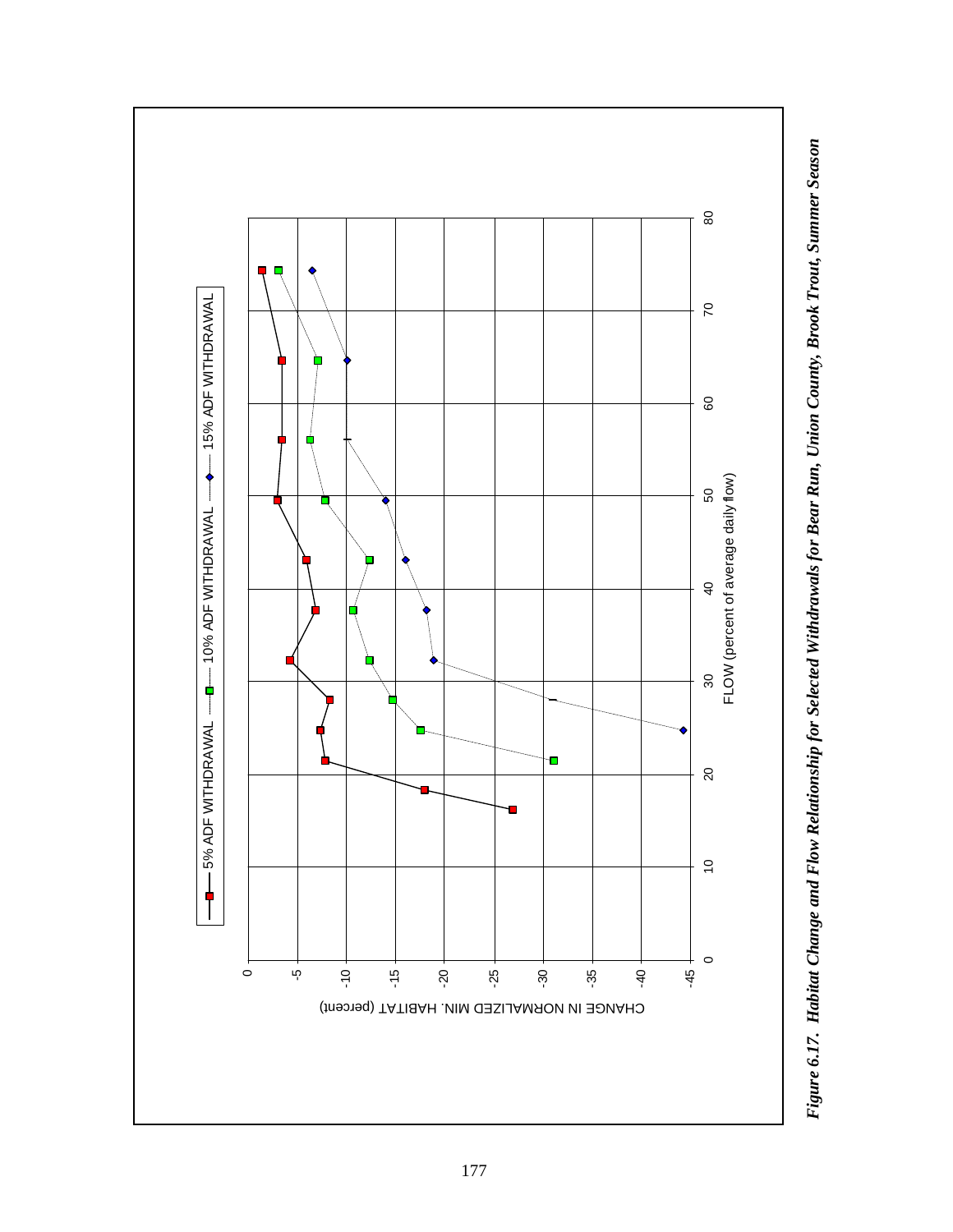*Figure 6.17. Habitat Change and Flow Relationship for Selected Withdrawals for Bear Run, Union County, Brook Trout, Summer Season*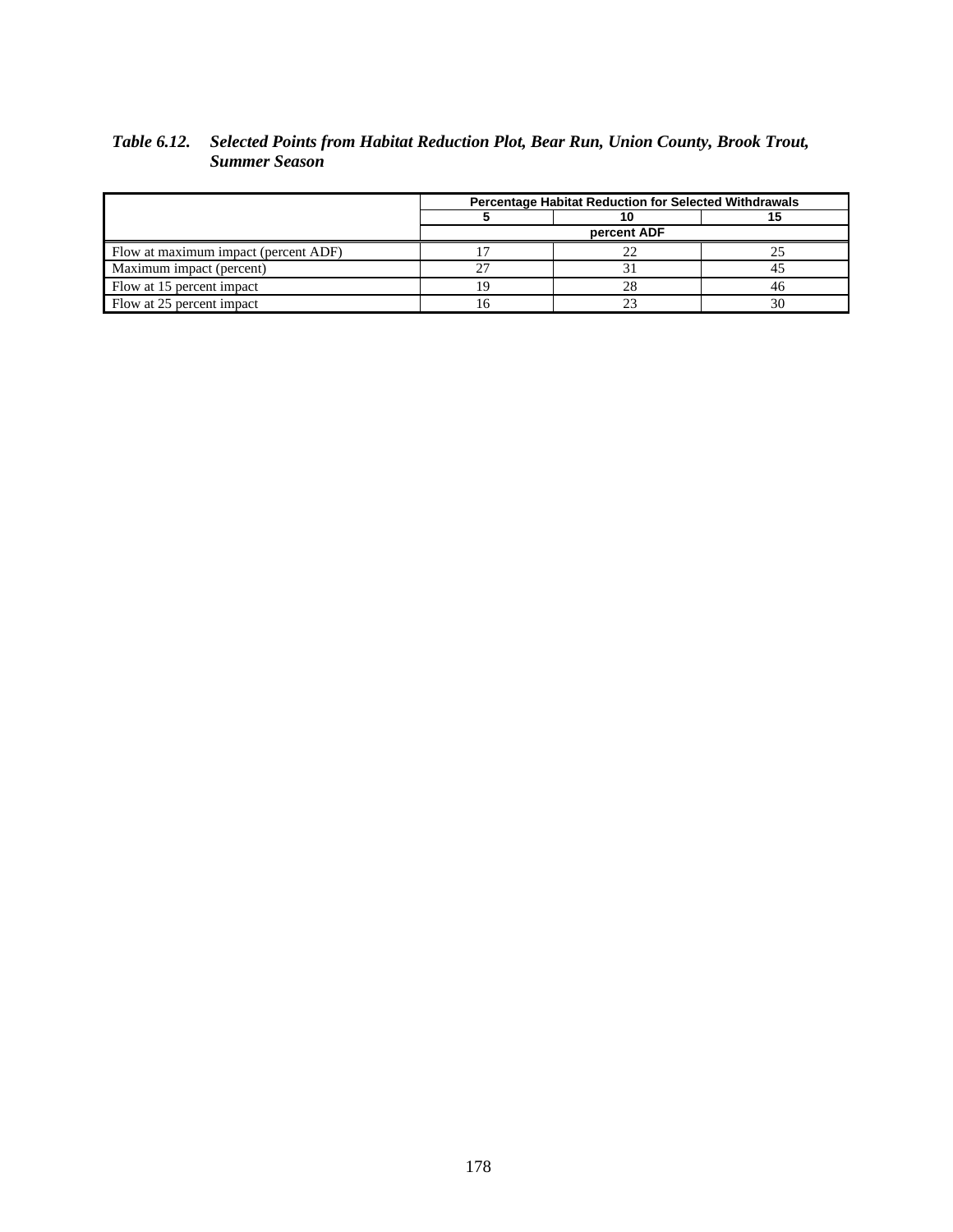*Table 6.12. Selected Points from Habitat Reduction Plot, Bear Run, Union County, Brook Trout, Summer Season*

| | Percentage Habitat Reduction for Selected Withdrawals | | |
|---|---|---|---|
| | 5 | 10 | 15 |
| | percent ADF | | |
| Flow at maximum impact (percent ADF) | 17 | 22 | 25 |
| Maximum impact (percent) | 27 | 31 | 45 |
| Flow at 15 percent impact | 19 | 28 | 46 |
| Flow at 25 percent impact | 16 | 23 | 30 |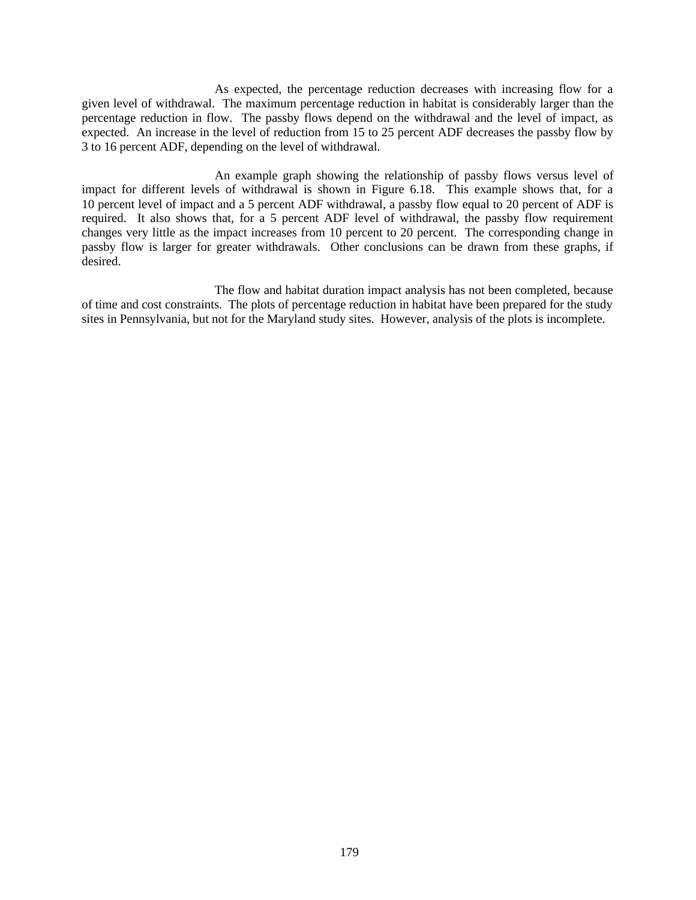As expected, the percentage reduction decreases with increasing flow for a given level of withdrawal. The maximum percentage reduction in habitat is considerably larger than the percentage reduction in flow. The passby flows depend on the withdrawal and the level of impact, as expected. An increase in the level of reduction from 15 to 25 percent ADF decreases the passby flow by 3 to 16 percent ADF, depending on the level of withdrawal.

An example graph showing the relationship of passby flows versus level of impact for different levels of withdrawal is shown in Figure 6.18. This example shows that, for a 10 percent level of impact and a 5 percent ADF withdrawal, a passby flow equal to 20 percent of ADF is required. It also shows that, for a 5 percent ADF level of withdrawal, the passby flow requirement changes very little as the impact increases from 10 percent to 20 percent. The corresponding change in passby flow is larger for greater withdrawals. Other conclusions can be drawn from these graphs, if desired.

The flow and habitat duration impact analysis has not been completed, because of time and cost constraints. The plots of percentage reduction in habitat have been prepared for the study sites in Pennsylvania, but not for the Maryland study sites. However, analysis of the plots is incomplete.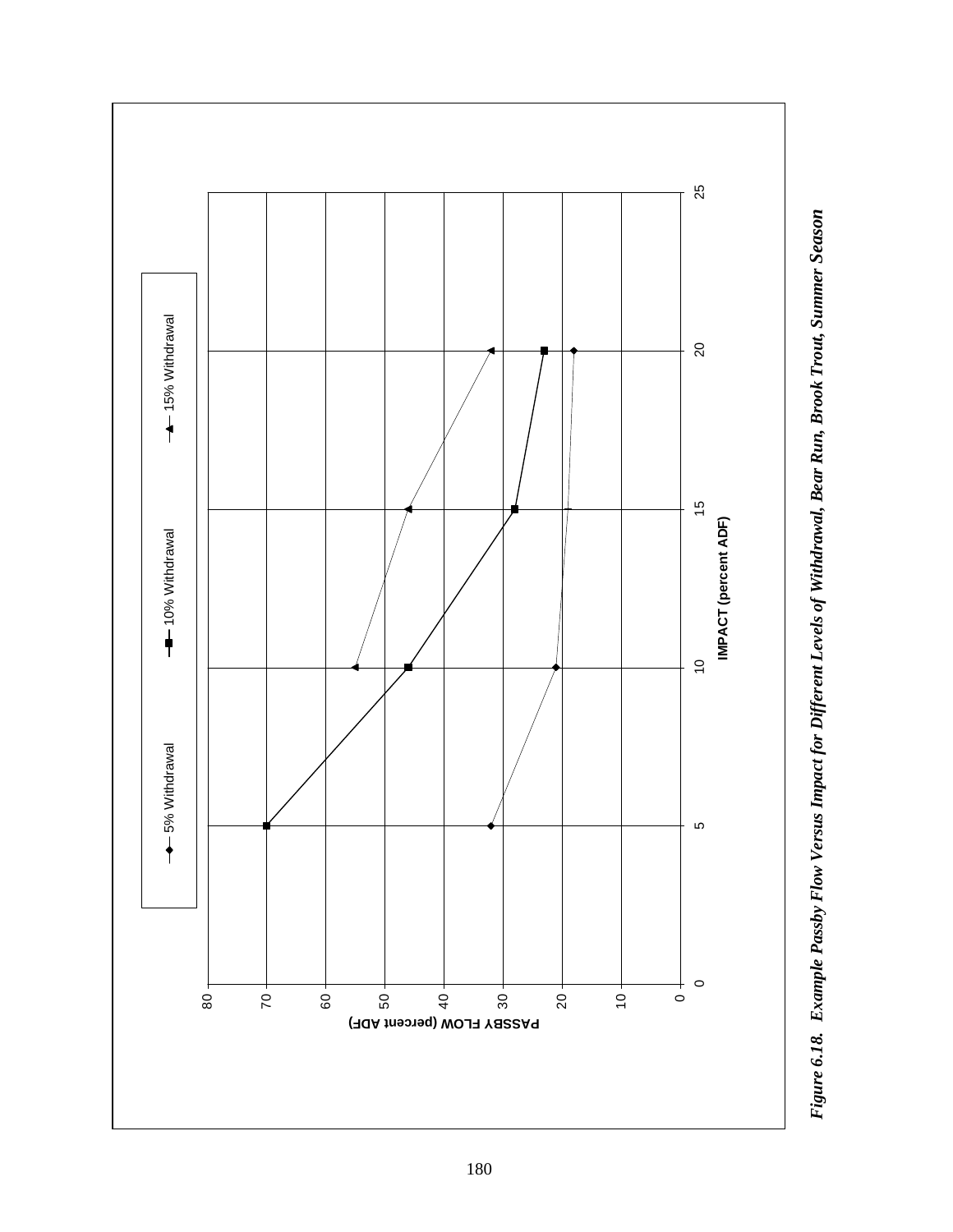5% Withdrawal
10% Withdrawal
15% Withdrawal

PASSBY FLOW (percent ADF)

80
70
60
50
40
30
20
10
0

0
5
10
15
20
25

IMPACT (percent ADF)

*Figure 6.18. Example Passby Flow Versus Impact for Different Levels of Withdrawal, Bear Run, Brook Trout, Summer Season*